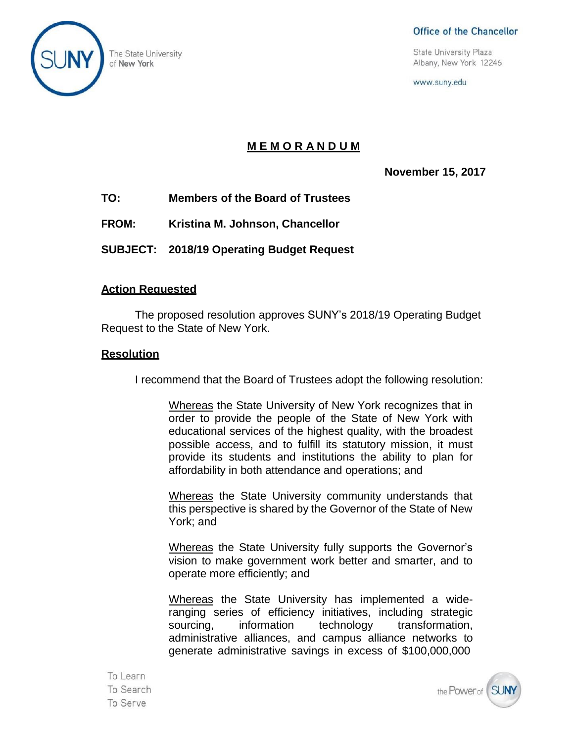Office of the Chancellor

State University Plaza
Albany, New York 12246

www.suny.edu

The State University of New York

# MEMORANDUM

**November 15, 2017**

**TO:** **Members of the Board of Trustees**

**FROM:** **Kristina M. Johnson, Chancellor**

**SUBJECT:** **2018/19 Operating Budget Request**

## Action Requested

The proposed resolution approves SUNY's 2018/19 Operating Budget Request to the State of New York.

## Resolution

I recommend that the Board of Trustees adopt the following resolution:

> Whereas the State University of New York recognizes that in order to provide the people of the State of New York with educational services of the highest quality, with the broadest possible access, and to fulfill its statutory mission, it must provide its students and institutions the ability to plan for affordability in both attendance and operations; and
>
> Whereas the State University community understands that this perspective is shared by the Governor of the State of New York; and
>
> Whereas the State University fully supports the Governor's vision to make government work better and smarter, and to operate more efficiently; and
>
> Whereas the State University has implemented a wide-ranging series of efficiency initiatives, including strategic sourcing, information technology transformation, administrative alliances, and campus alliance networks to generate administrative savings in excess of $100,000,000

To Learn
To Search
To Serve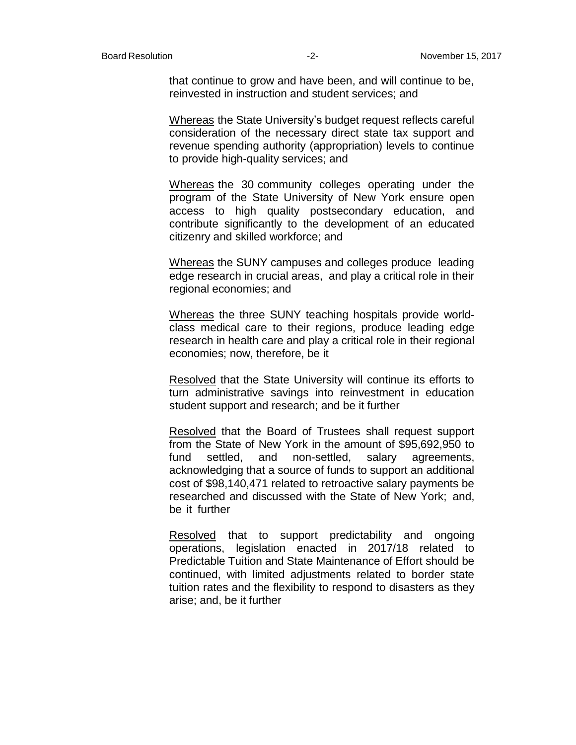that continue to grow and have been, and will continue to be, reinvested in instruction and student services; and

<u>Whereas</u> the State University's budget request reflects careful consideration of the necessary direct state tax support and revenue spending authority (appropriation) levels to continue to provide high-quality services; and

<u>Whereas</u> the 30 community colleges operating under the program of the State University of New York ensure open access to high quality postsecondary education, and contribute significantly to the development of an educated citizenry and skilled workforce; and

<u>Whereas</u> the SUNY campuses and colleges produce leading edge research in crucial areas, and play a critical role in their regional economies; and

<u>Whereas</u> the three SUNY teaching hospitals provide world-class medical care to their regions, produce leading edge research in health care and play a critical role in their regional economies; now, therefore, be it

<u>Resolved</u> that the State University will continue its efforts to turn administrative savings into reinvestment in education student support and research; and be it further

<u>Resolved</u> that the Board of Trustees shall request support from the State of New York in the amount of $95,692,950 to fund settled, and non-settled, salary agreements, acknowledging that a source of funds to support an additional cost of $98,140,471 related to retroactive salary payments be researched and discussed with the State of New York; and, be it further

<u>Resolved</u> that to support predictability and ongoing operations, legislation enacted in 2017/18 related to Predictable Tuition and State Maintenance of Effort should be continued, with limited adjustments related to border state tuition rates and the flexibility to respond to disasters as they arise; and, be it further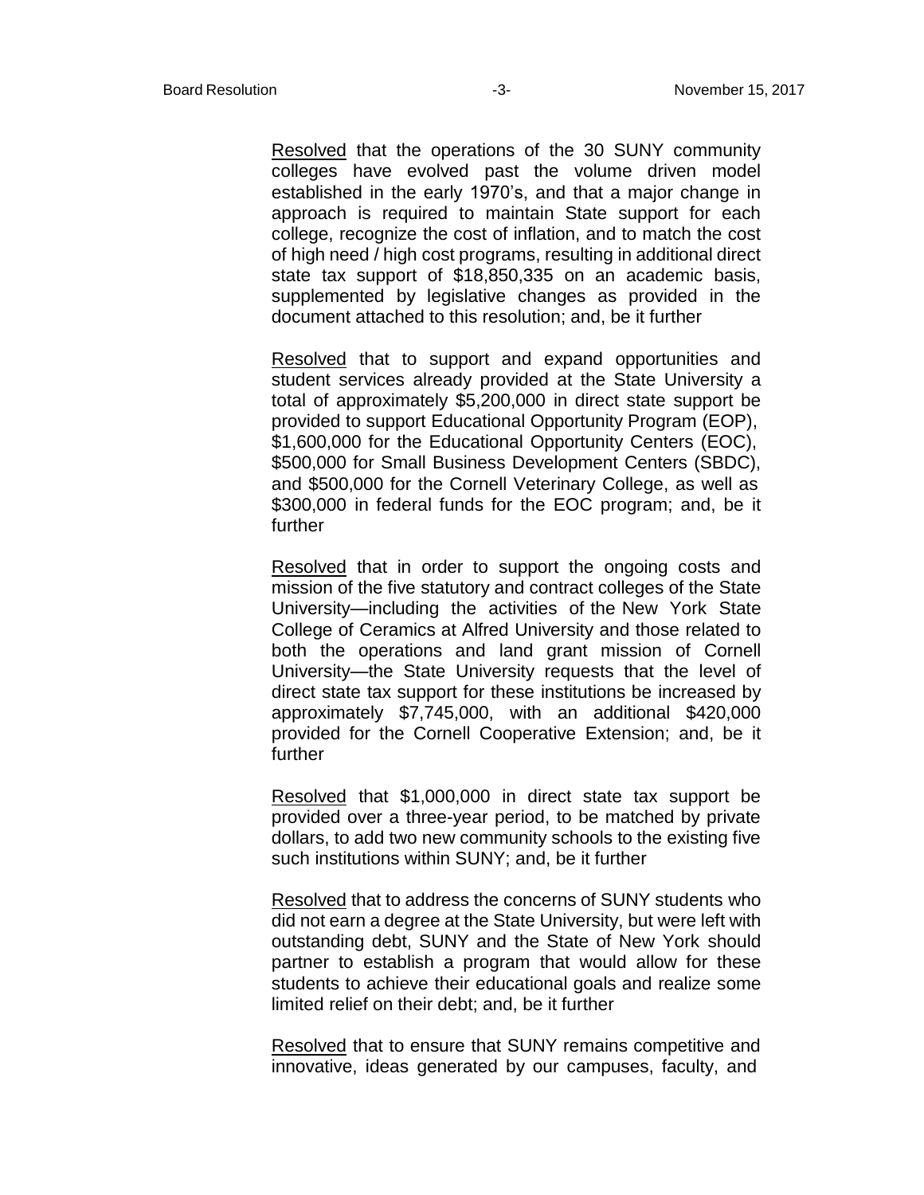Resolved that the operations of the 30 SUNY community colleges have evolved past the volume driven model established in the early 1970's, and that a major change in approach is required to maintain State support for each college, recognize the cost of inflation, and to match the cost of high need / high cost programs, resulting in additional direct state tax support of $18,850,335 on an academic basis, supplemented by legislative changes as provided in the document attached to this resolution; and, be it further

Resolved that to support and expand opportunities and student services already provided at the State University a total of approximately $5,200,000 in direct state support be provided to support Educational Opportunity Program (EOP), $1,600,000 for the Educational Opportunity Centers (EOC), $500,000 for Small Business Development Centers (SBDC), and $500,000 for the Cornell Veterinary College, as well as $300,000 in federal funds for the EOC program; and, be it further

Resolved that in order to support the ongoing costs and mission of the five statutory and contract colleges of the State University—including the activities of the New York State College of Ceramics at Alfred University and those related to both the operations and land grant mission of Cornell University—the State University requests that the level of direct state tax support for these institutions be increased by approximately $7,745,000, with an additional $420,000 provided for the Cornell Cooperative Extension; and, be it further

Resolved that $1,000,000 in direct state tax support be provided over a three-year period, to be matched by private dollars, to add two new community schools to the existing five such institutions within SUNY; and, be it further

Resolved that to address the concerns of SUNY students who did not earn a degree at the State University, but were left with outstanding debt, SUNY and the State of New York should partner to establish a program that would allow for these students to achieve their educational goals and realize some limited relief on their debt; and, be it further

Resolved that to ensure that SUNY remains competitive and innovative, ideas generated by our campuses, faculty, and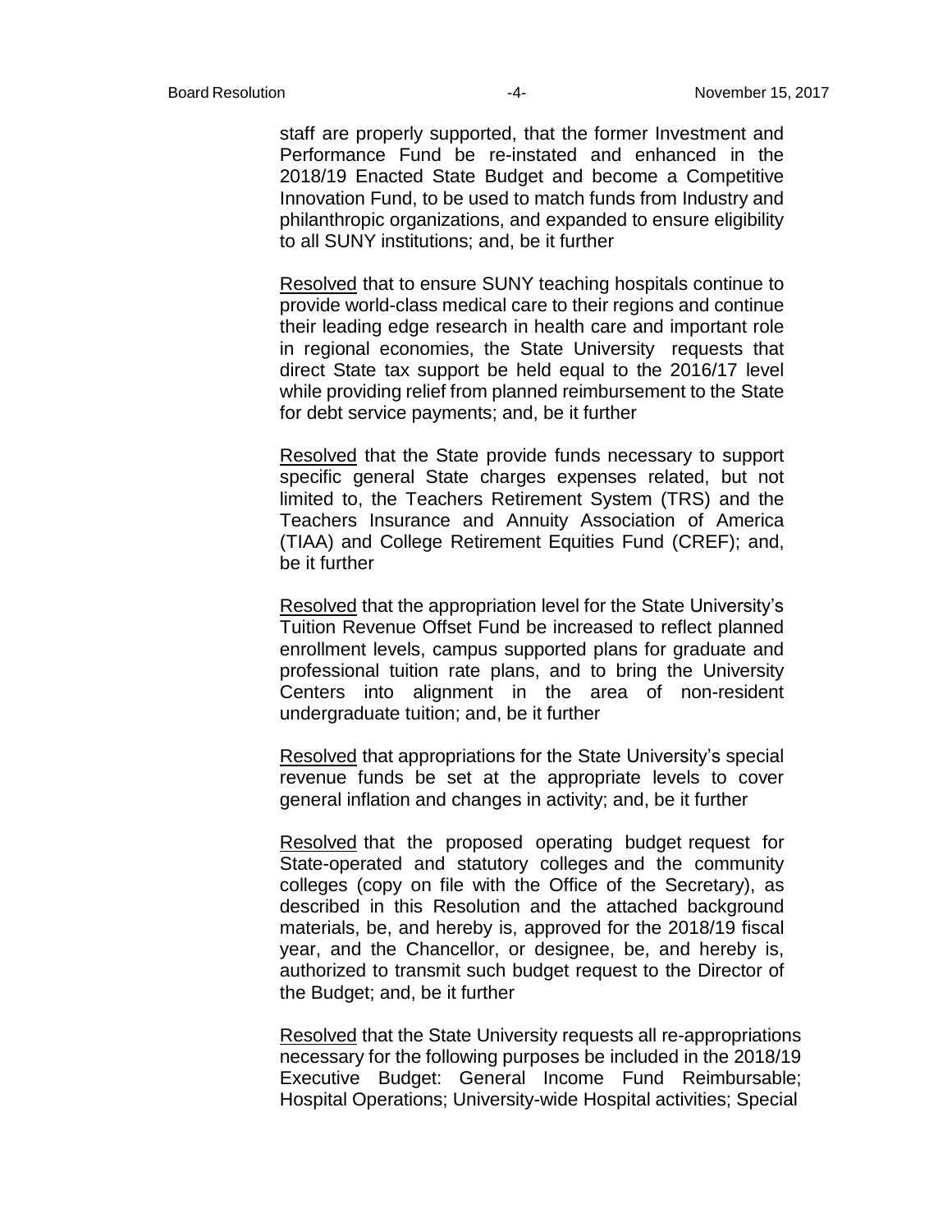staff are properly supported, that the former Investment and Performance Fund be re-instated and enhanced in the 2018/19 Enacted State Budget and become a Competitive Innovation Fund, to be used to match funds from Industry and philanthropic organizations, and expanded to ensure eligibility to all SUNY institutions; and, be it further

Resolved that to ensure SUNY teaching hospitals continue to provide world-class medical care to their regions and continue their leading edge research in health care and important role in regional economies, the State University requests that direct State tax support be held equal to the 2016/17 level while providing relief from planned reimbursement to the State for debt service payments; and, be it further

Resolved that the State provide funds necessary to support specific general State charges expenses related, but not limited to, the Teachers Retirement System (TRS) and the Teachers Insurance and Annuity Association of America (TIAA) and College Retirement Equities Fund (CREF); and, be it further

Resolved that the appropriation level for the State University's Tuition Revenue Offset Fund be increased to reflect planned enrollment levels, campus supported plans for graduate and professional tuition rate plans, and to bring the University Centers into alignment in the area of non-resident undergraduate tuition; and, be it further

Resolved that appropriations for the State University's special revenue funds be set at the appropriate levels to cover general inflation and changes in activity; and, be it further

Resolved that the proposed operating budget request for State-operated and statutory colleges and the community colleges (copy on file with the Office of the Secretary), as described in this Resolution and the attached background materials, be, and hereby is, approved for the 2018/19 fiscal year, and the Chancellor, or designee, be, and hereby is, authorized to transmit such budget request to the Director of the Budget; and, be it further

Resolved that the State University requests all re-appropriations necessary for the following purposes be included in the 2018/19 Executive Budget: General Income Fund Reimbursable; Hospital Operations; University-wide Hospital activities; Special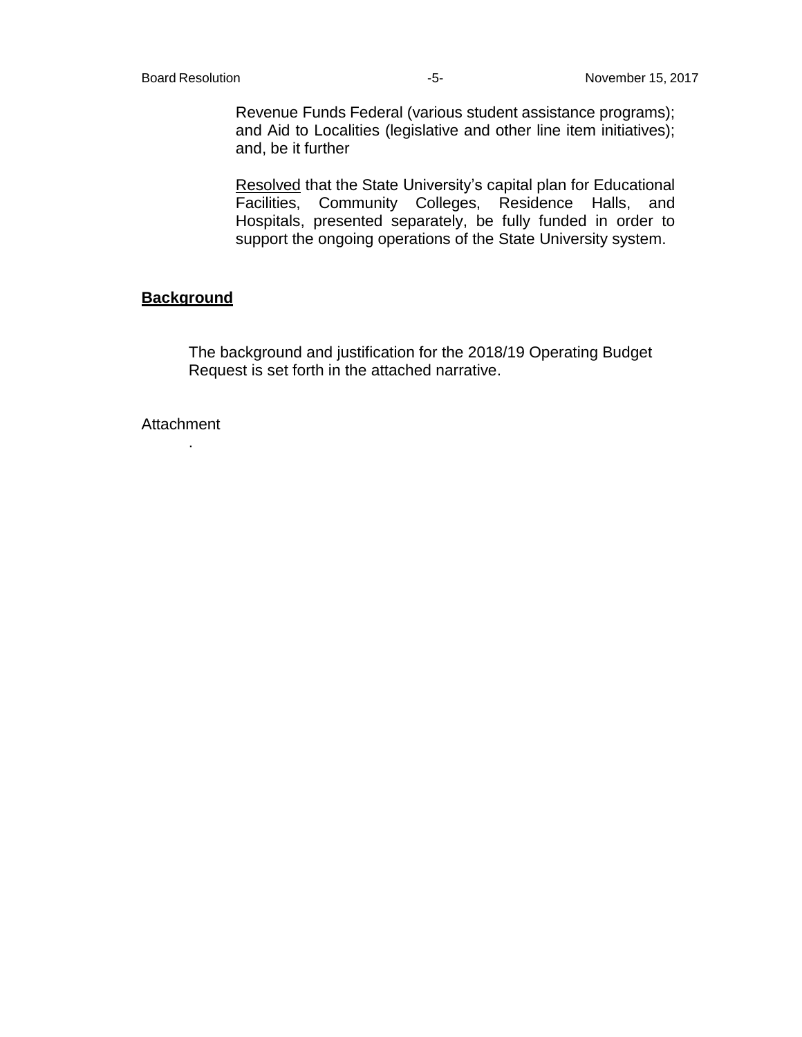Revenue Funds Federal (various student assistance programs); and Aid to Localities (legislative and other line item initiatives); and, be it further

Resolved that the State University's capital plan for Educational Facilities, Community Colleges, Residence Halls, and Hospitals, presented separately, be fully funded in order to support the ongoing operations of the State University system.

## **Background**

The background and justification for the 2018/19 Operating Budget Request is set forth in the attached narrative.

Attachment

.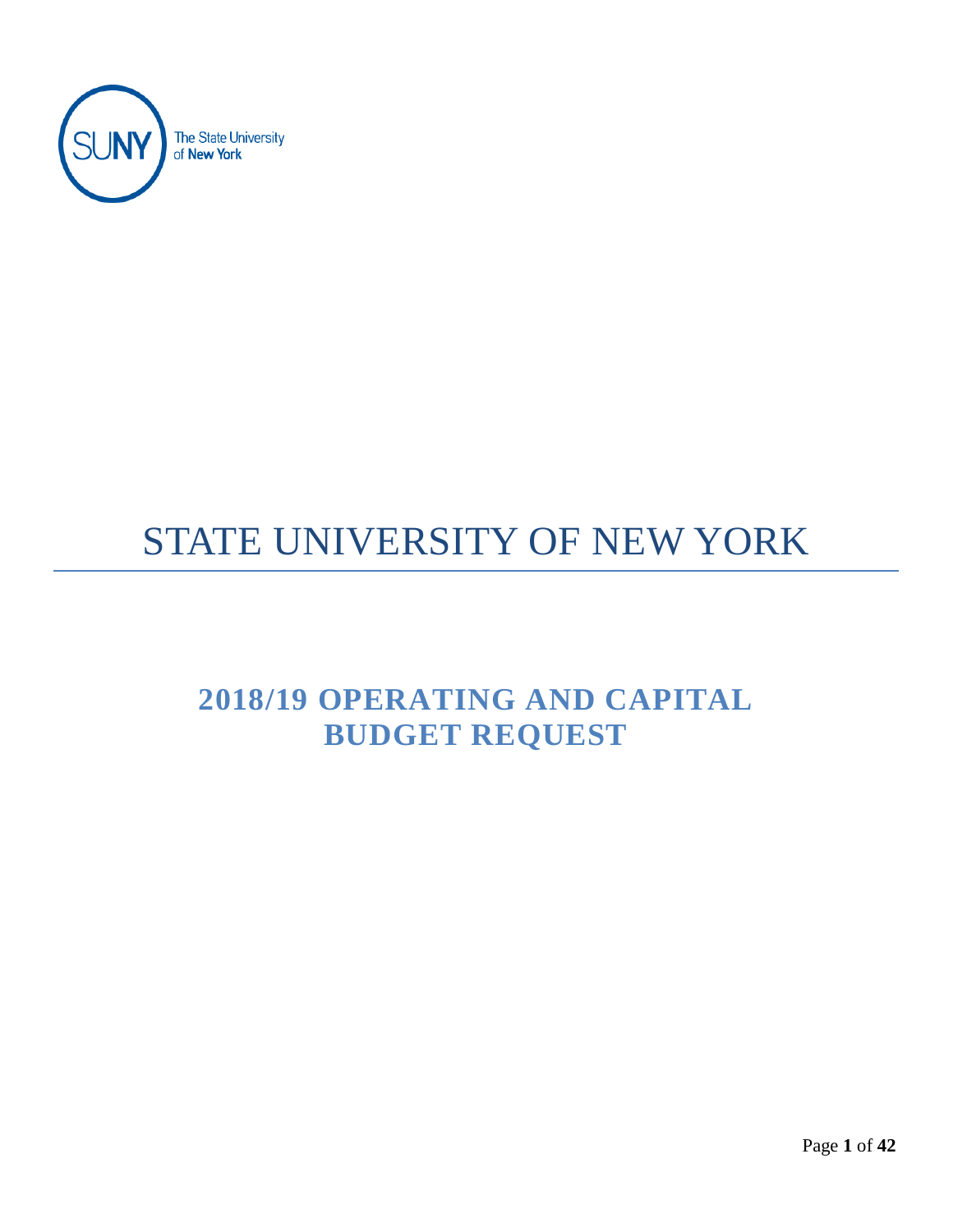# STATE UNIVERSITY OF NEW YORK

## 2018/19 OPERATING AND CAPITAL BUDGET REQUEST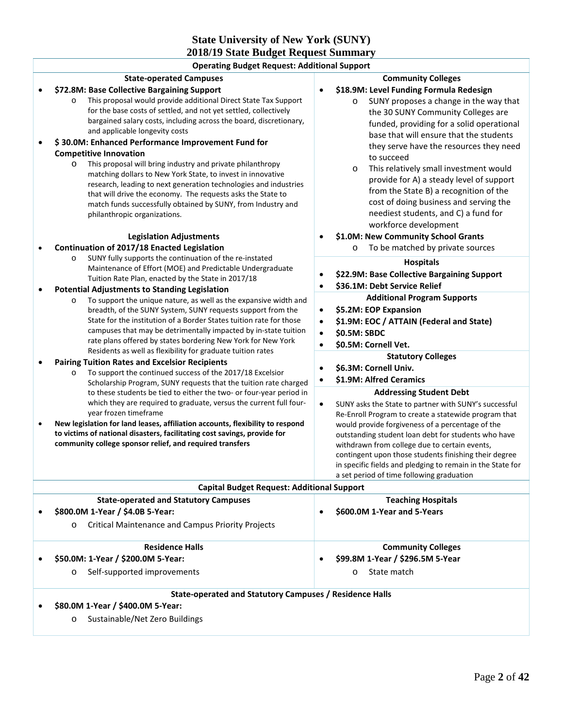# State University of New York (SUNY)
# 2018/19 State Budget Request Summary

## Operating Budget Request: Additional Support

### State-operated Campuses

- **$72.8M: Base Collective Bargaining Support**
  - This proposal would provide additional Direct State Tax Support for the base costs of settled, and not yet settled, collectively bargained salary costs, including across the board, discretionary, and applicable longevity costs
- **$ 30.0M: Enhanced Performance Improvement Fund for Competitive Innovation**
  - This proposal will bring industry and private philanthropy matching dollars to New York State, to invest in innovative research, leading to next generation technologies and industries that will drive the economy. The requests asks the State to match funds successfully obtained by SUNY, from Industry and philanthropic organizations.

### Legislation Adjustments

- **Continuation of 2017/18 Enacted Legislation**
  - SUNY fully supports the continuation of the re-instated Maintenance of Effort (MOE) and Predictable Undergraduate Tuition Rate Plan, enacted by the State in 2017/18
- **Potential Adjustments to Standing Legislation**
  - To support the unique nature, as well as the expansive width and breadth, of the SUNY System, SUNY requests support from the State for the institution of a Border States tuition rate for those campuses that may be detrimentally impacted by in-state tuition rate plans offered by states bordering New York for New York Residents as well as flexibility for graduate tuition rates
- **Pairing Tuition Rates and Excelsior Recipients**
  - To support the continued success of the 2017/18 Excelsior Scholarship Program, SUNY requests that the tuition rate charged to these students be tied to either the two- or four-year period in which they are required to graduate, versus the current full four-year frozen timeframe
- **New legislation for land leases, affiliation accounts, flexibility to respond to victims of national disasters, facilitating cost savings, provide for community college sponsor relief, and required transfers**

### Community Colleges

- **$18.9M: Level Funding Formula Redesign**
  - SUNY proposes a change in the way that the 30 SUNY Community Colleges are funded, providing for a solid operational base that will ensure that the students they serve have the resources they need to succeed
  - This relatively small investment would provide for A) a steady level of support from the State B) a recognition of the cost of doing business and serving the neediest students, and C) a fund for workforce development
- **$1.0M: New Community School Grants**
  - To be matched by private sources

### Hospitals

- **$22.9M: Base Collective Bargaining Support**
- **$36.1M: Debt Service Relief**

### Additional Program Supports

- **$5.2M: EOP Expansion**
- **$1.9M: EOC / ATTAIN (Federal and State)**
- **$0.5M: SBDC**
- **$0.5M: Cornell Vet.**

### Statutory Colleges

- **$6.3M: Cornell Univ.**
- **$1.9M: Alfred Ceramics**

### Addressing Student Debt

- SUNY asks the State to partner with SUNY's successful Re-Enroll Program to create a statewide program that would provide forgiveness of a percentage of the outstanding student loan debt for students who have withdrawn from college due to certain events, contingent upon those students finishing their degree in specific fields and pledging to remain in the State for a set period of time following graduation

## Capital Budget Request: Additional Support

### State-operated and Statutory Campuses

- **$800.0M 1-Year / $4.0B 5-Year:**
  - Critical Maintenance and Campus Priority Projects

### Teaching Hospitals

- **$600.0M 1-Year and 5-Years**

### Residence Halls

- **$50.0M: 1-Year / $200.0M 5-Year:**
  - Self-supported improvements

### Community Colleges

- **$99.8M 1-Year / $296.5M 5-Year**
  - State match

### State-operated and Statutory Campuses / Residence Halls

- **$80.0M 1-Year / $400.0M 5-Year:**
  - Sustainable/Net Zero Buildings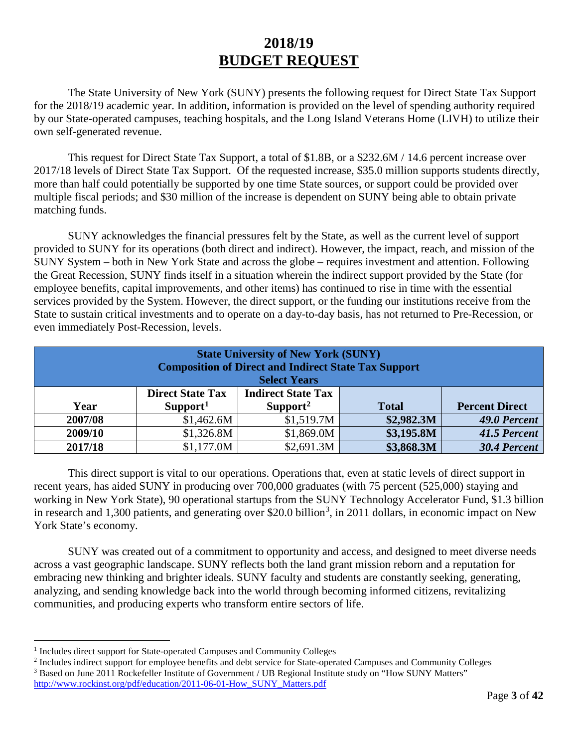# 2018/19
# BUDGET REQUEST

The State University of New York (SUNY) presents the following request for Direct State Tax Support for the 2018/19 academic year. In addition, information is provided on the level of spending authority required by our State-operated campuses, teaching hospitals, and the Long Island Veterans Home (LIVH) to utilize their own self-generated revenue.

This request for Direct State Tax Support, a total of $1.8B, or a $232.6M / 14.6 percent increase over 2017/18 levels of Direct State Tax Support. Of the requested increase, $35.0 million supports students directly, more than half could potentially be supported by one time State sources, or support could be provided over multiple fiscal periods; and $30 million of the increase is dependent on SUNY being able to obtain private matching funds.

SUNY acknowledges the financial pressures felt by the State, as well as the current level of support provided to SUNY for its operations (both direct and indirect). However, the impact, reach, and mission of the SUNY System – both in New York State and across the globe – requires investment and attention. Following the Great Recession, SUNY finds itself in a situation wherein the indirect support provided by the State (for employee benefits, capital improvements, and other items) has continued to rise in time with the essential services provided by the System. However, the direct support, or the funding our institutions receive from the State to sustain critical investments and to operate on a day-to-day basis, has not returned to Pre-Recession, or even immediately Post-Recession, levels.

**State University of New York (SUNY)**
**Composition of Direct and Indirect State Tax Support**
**Select Years**

| Year | Direct State Tax Support[1] | Indirect State Tax Support[2] | Total | Percent Direct |
|---|---|---|---|---|
| **2007/08** | $1,462.6M | $1,519.7M | **$2,982.3M** | ***49.0 Percent*** |
| **2009/10** | $1,326.8M | $1,869.0M | **$3,195.8M** | ***41.5 Percent*** |
| **2017/18** | $1,177.0M | $2,691.3M | **$3,868.3M** | ***30.4 Percent*** |

This direct support is vital to our operations. Operations that, even at static levels of direct support in recent years, has aided SUNY in producing over 700,000 graduates (with 75 percent (525,000) staying and working in New York State), 90 operational startups from the SUNY Technology Accelerator Fund, $1.3 billion in research and 1,300 patients, and generating over $20.0 billion[3], in 2011 dollars, in economic impact on New York State's economy.

SUNY was created out of a commitment to opportunity and access, and designed to meet diverse needs across a vast geographic landscape. SUNY reflects both the land grant mission reborn and a reputation for embracing new thinking and brighter ideals. SUNY faculty and students are constantly seeking, generating, analyzing, and sending knowledge back into the world through becoming informed citizens, revitalizing communities, and producing experts who transform entire sectors of life.

---

[1] Includes direct support for State-operated Campuses and Community Colleges

[2] Includes indirect support for employee benefits and debt service for State-operated Campuses and Community Colleges

[3] Based on June 2011 Rockefeller Institute of Government / UB Regional Institute study on "How SUNY Matters" http://www.rockinst.org/pdf/education/2011-06-01-How_SUNY_Matters.pdf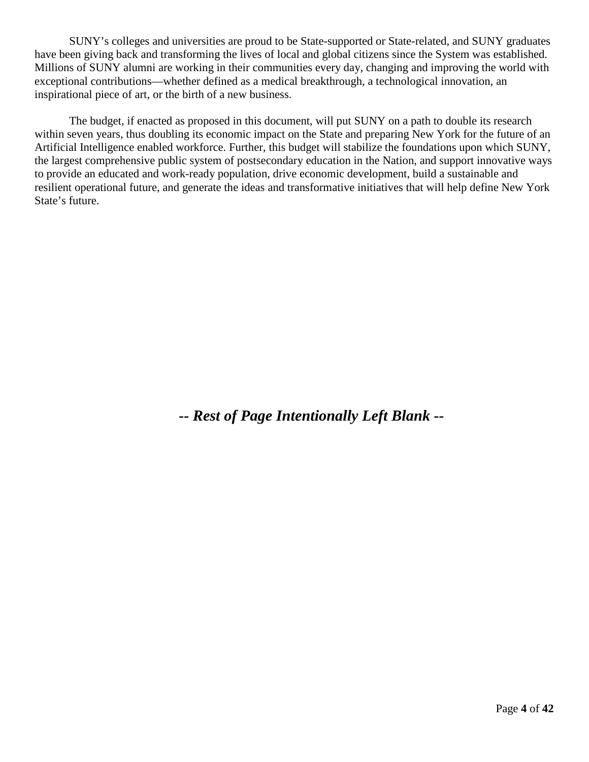SUNY's colleges and universities are proud to be State-supported or State-related, and SUNY graduates have been giving back and transforming the lives of local and global citizens since the System was established. Millions of SUNY alumni are working in their communities every day, changing and improving the world with exceptional contributions—whether defined as a medical breakthrough, a technological innovation, an inspirational piece of art, or the birth of a new business.

The budget, if enacted as proposed in this document, will put SUNY on a path to double its research within seven years, thus doubling its economic impact on the State and preparing New York for the future of an Artificial Intelligence enabled workforce. Further, this budget will stabilize the foundations upon which SUNY, the largest comprehensive public system of postsecondary education in the Nation, and support innovative ways to provide an educated and work-ready population, drive economic development, build a sustainable and resilient operational future, and generate the ideas and transformative initiatives that will help define New York State's future.

***-- Rest of Page Intentionally Left Blank --***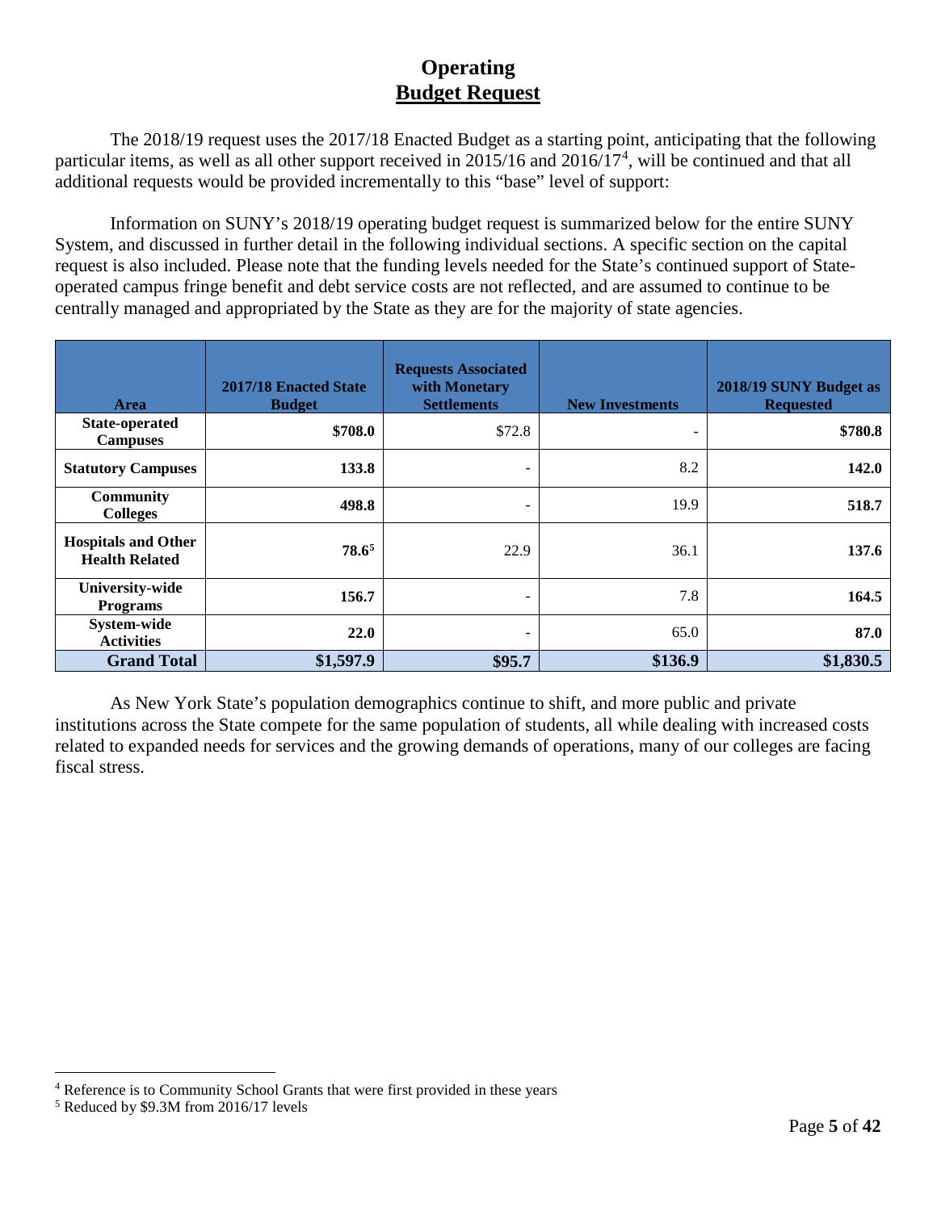# Operating
## Budget Request

The 2018/19 request uses the 2017/18 Enacted Budget as a starting point, anticipating that the following particular items, as well as all other support received in 2015/16 and 2016/17[4], will be continued and that all additional requests would be provided incrementally to this "base" level of support:

Information on SUNY's 2018/19 operating budget request is summarized below for the entire SUNY System, and discussed in further detail in the following individual sections. A specific section on the capital request is also included. Please note that the funding levels needed for the State's continued support of State-operated campus fringe benefit and debt service costs are not reflected, and are assumed to continue to be centrally managed and appropriated by the State as they are for the majority of state agencies.

| Area | 2017/18 Enacted State Budget | Requests Associated with Monetary Settlements | New Investments | 2018/19 SUNY Budget as Requested |
|---|---|---|---|---|
| **State-operated Campuses** | **$708.0** | $72.8 | - | **$780.8** |
| **Statutory Campuses** | **133.8** | - | 8.2 | **142.0** |
| **Community Colleges** | **498.8** | - | 19.9 | **518.7** |
| **Hospitals and Other Health Related** | **78.6**[5] | 22.9 | 36.1 | **137.6** |
| **University-wide Programs** | **156.7** | - | 7.8 | **164.5** |
| **System-wide Activities** | **22.0** | - | 65.0 | **87.0** |
| **Grand Total** | **$1,597.9** | **$95.7** | **$136.9** | **$1,830.5** |

As New York State's population demographics continue to shift, and more public and private institutions across the State compete for the same population of students, all while dealing with increased costs related to expanded needs for services and the growing demands of operations, many of our colleges are facing fiscal stress.

[4] Reference is to Community School Grants that were first provided in these years

[5] Reduced by $9.3M from 2016/17 levels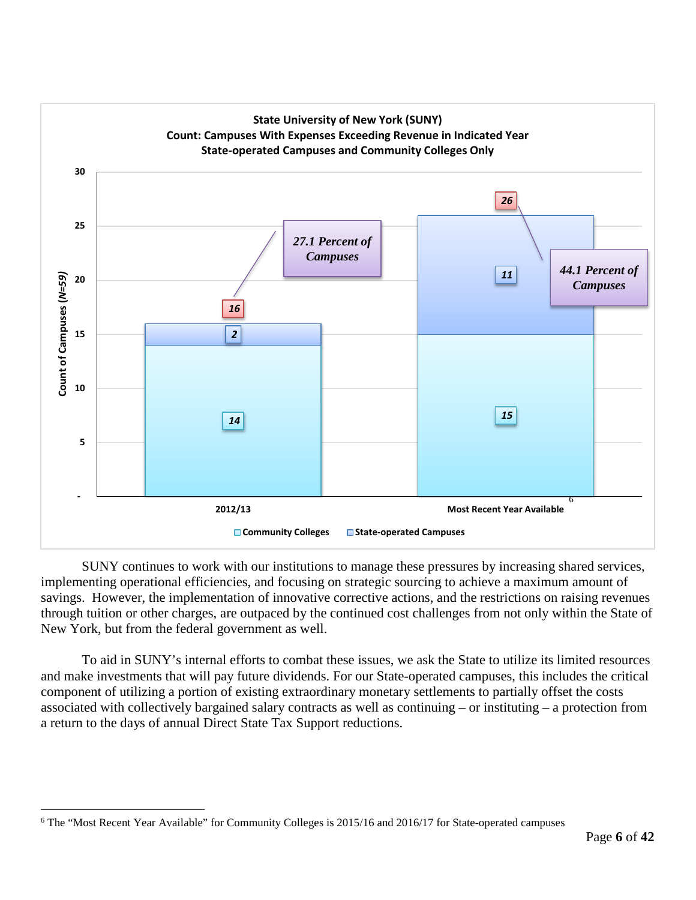**State University of New York (SUNY)**
**Count: Campuses With Expenses Exceeding Revenue in Indicated Year**
**State-operated Campuses and Community Colleges Only**

| | 2012/13 | Most Recent Year Available[6] |
|---|---|---|
| Community Colleges | 14 | 15 |
| State-operated Campuses | 2 | 11 |
| Total | 16 | 26 |
| Percent of Campuses | 27.1 Percent of Campuses | 44.1 Percent of Campuses |

Count of Campuses (N=59)

SUNY continues to work with our institutions to manage these pressures by increasing shared services, implementing operational efficiencies, and focusing on strategic sourcing to achieve a maximum amount of savings. However, the implementation of innovative corrective actions, and the restrictions on raising revenues through tuition or other charges, are outpaced by the continued cost challenges from not only within the State of New York, but from the federal government as well.

To aid in SUNY's internal efforts to combat these issues, we ask the State to utilize its limited resources and make investments that will pay future dividends. For our State-operated campuses, this includes the critical component of utilizing a portion of existing extraordinary monetary settlements to partially offset the costs associated with collectively bargained salary contracts as well as continuing – or instituting – a protection from a return to the days of annual Direct State Tax Support reductions.

---

[6] The "Most Recent Year Available" for Community Colleges is 2015/16 and 2016/17 for State-operated campuses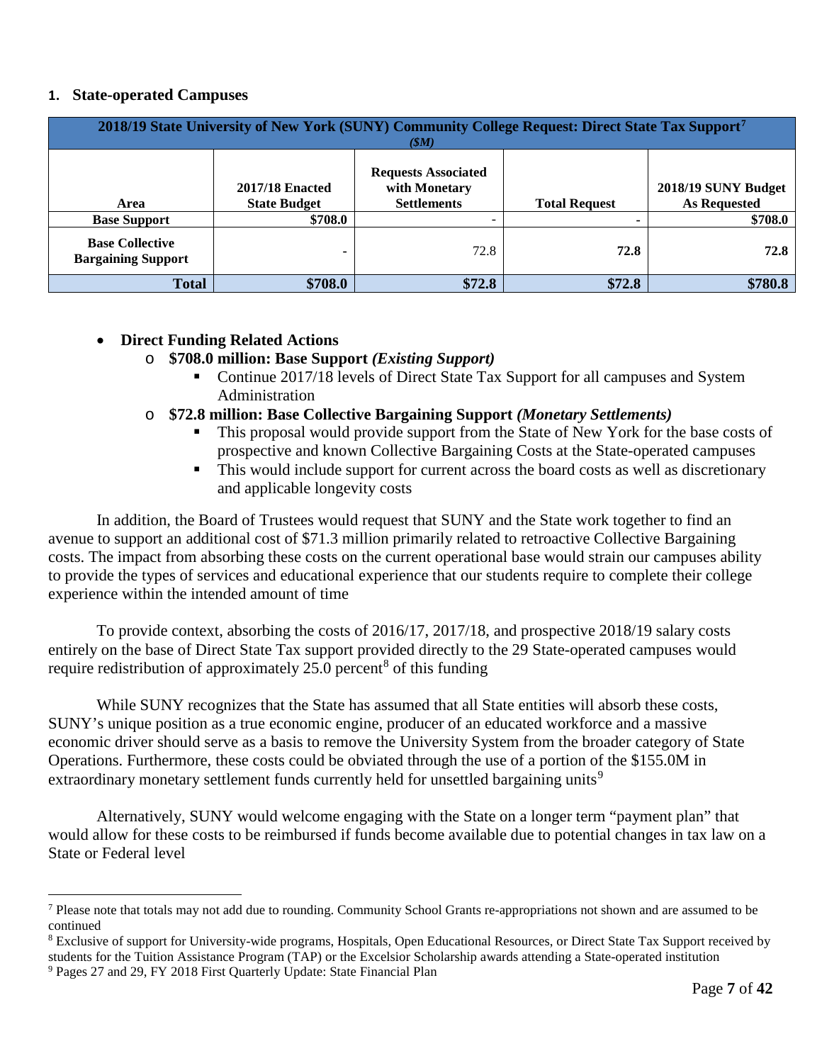### 1. State-operated Campuses

| 2018/19 State University of New York (SUNY) Community College Request: Direct State Tax Support[7] ($M) | | | | |
|---|---|---|---|---|
| **Area** | **2017/18 Enacted State Budget** | **Requests Associated with Monetary Settlements** | **Total Request** | **2018/19 SUNY Budget As Requested** |
| **Base Support** | **$708.0** | - | **-** | **$708.0** |
| **Base Collective Bargaining Support** | **-** | 72.8 | **72.8** | **72.8** |
| **Total** | **$708.0** | **$72.8** | **$72.8** | **$780.8** |

- **Direct Funding Related Actions**
  - **$708.0 million: Base Support** ***(Existing Support)***
    - Continue 2017/18 levels of Direct State Tax Support for all campuses and System Administration
  - **$72.8 million: Base Collective Bargaining Support** ***(Monetary Settlements)***
    - This proposal would provide support from the State of New York for the base costs of prospective and known Collective Bargaining Costs at the State-operated campuses
    - This would include support for current across the board costs as well as discretionary and applicable longevity costs

In addition, the Board of Trustees would request that SUNY and the State work together to find an avenue to support an additional cost of $71.3 million primarily related to retroactive Collective Bargaining costs. The impact from absorbing these costs on the current operational base would strain our campuses ability to provide the types of services and educational experience that our students require to complete their college experience within the intended amount of time

To provide context, absorbing the costs of 2016/17, 2017/18, and prospective 2018/19 salary costs entirely on the base of Direct State Tax support provided directly to the 29 State-operated campuses would require redistribution of approximately 25.0 percent[8] of this funding

While SUNY recognizes that the State has assumed that all State entities will absorb these costs, SUNY's unique position as a true economic engine, producer of an educated workforce and a massive economic driver should serve as a basis to remove the University System from the broader category of State Operations. Furthermore, these costs could be obviated through the use of a portion of the $155.0M in extraordinary monetary settlement funds currently held for unsettled bargaining units[9]

Alternatively, SUNY would welcome engaging with the State on a longer term "payment plan" that would allow for these costs to be reimbursed if funds become available due to potential changes in tax law on a State or Federal level

---

[7] Please note that totals may not add due to rounding. Community School Grants re-appropriations not shown and are assumed to be continued

[8] Exclusive of support for University-wide programs, Hospitals, Open Educational Resources, or Direct State Tax Support received by students for the Tuition Assistance Program (TAP) or the Excelsior Scholarship awards attending a State-operated institution

[9] Pages 27 and 29, FY 2018 First Quarterly Update: State Financial Plan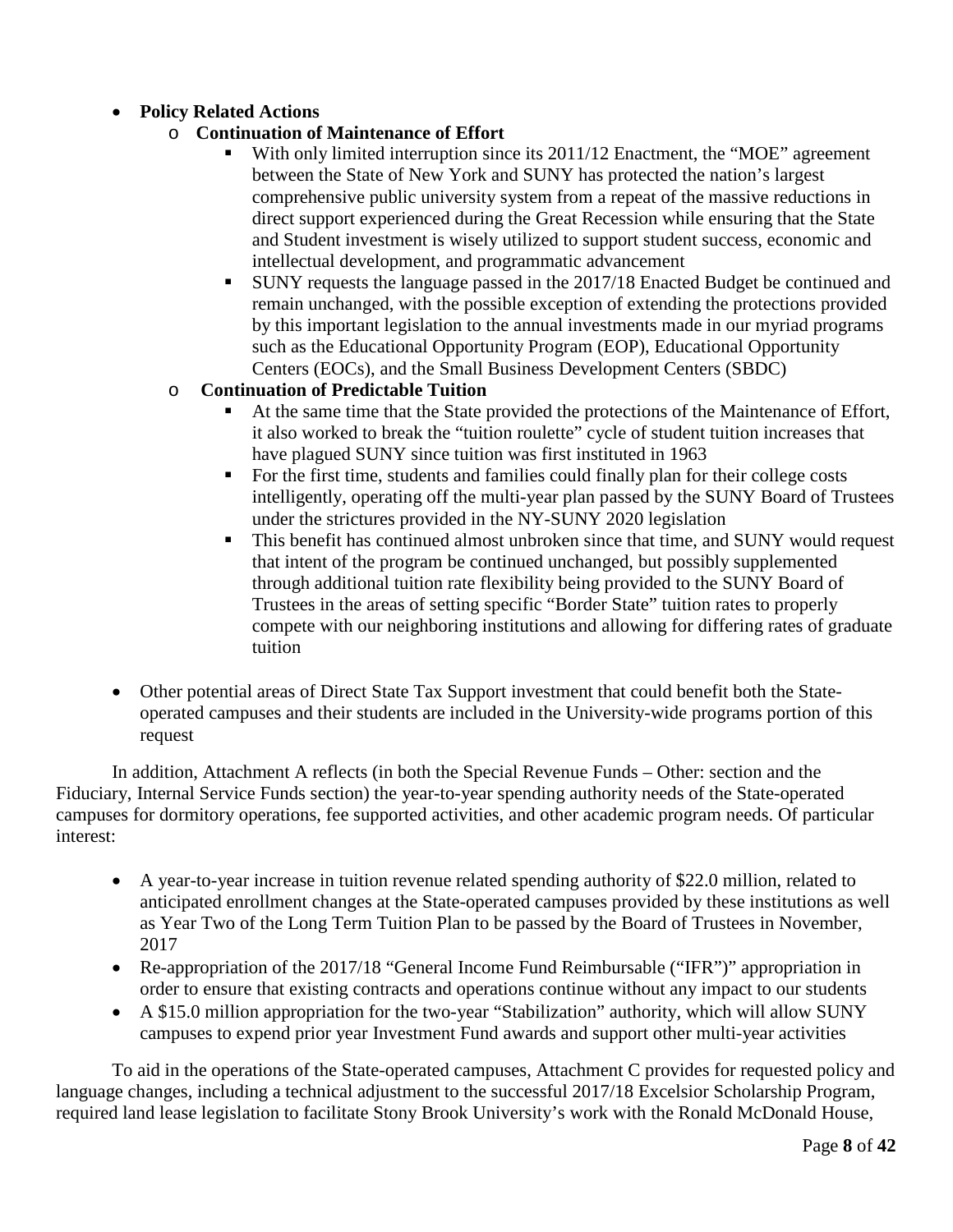- **Policy Related Actions**
  - **Continuation of Maintenance of Effort**
    - With only limited interruption since its 2011/12 Enactment, the "MOE" agreement between the State of New York and SUNY has protected the nation's largest comprehensive public university system from a repeat of the massive reductions in direct support experienced during the Great Recession while ensuring that the State and Student investment is wisely utilized to support student success, economic and intellectual development, and programmatic advancement
    - SUNY requests the language passed in the 2017/18 Enacted Budget be continued and remain unchanged, with the possible exception of extending the protections provided by this important legislation to the annual investments made in our myriad programs such as the Educational Opportunity Program (EOP), Educational Opportunity Centers (EOCs), and the Small Business Development Centers (SBDC)
  - **Continuation of Predictable Tuition**
    - At the same time that the State provided the protections of the Maintenance of Effort, it also worked to break the "tuition roulette" cycle of student tuition increases that have plagued SUNY since tuition was first instituted in 1963
    - For the first time, students and families could finally plan for their college costs intelligently, operating off the multi-year plan passed by the SUNY Board of Trustees under the strictures provided in the NY-SUNY 2020 legislation
    - This benefit has continued almost unbroken since that time, and SUNY would request that intent of the program be continued unchanged, but possibly supplemented through additional tuition rate flexibility being provided to the SUNY Board of Trustees in the areas of setting specific "Border State" tuition rates to properly compete with our neighboring institutions and allowing for differing rates of graduate tuition
- Other potential areas of Direct State Tax Support investment that could benefit both the State-operated campuses and their students are included in the University-wide programs portion of this request

In addition, Attachment A reflects (in both the Special Revenue Funds – Other: section and the Fiduciary, Internal Service Funds section) the year-to-year spending authority needs of the State-operated campuses for dormitory operations, fee supported activities, and other academic program needs. Of particular interest:

- A year-to-year increase in tuition revenue related spending authority of $22.0 million, related to anticipated enrollment changes at the State-operated campuses provided by these institutions as well as Year Two of the Long Term Tuition Plan to be passed by the Board of Trustees in November, 2017
- Re-appropriation of the 2017/18 "General Income Fund Reimbursable ("IFR")" appropriation in order to ensure that existing contracts and operations continue without any impact to our students
- A $15.0 million appropriation for the two-year "Stabilization" authority, which will allow SUNY campuses to expend prior year Investment Fund awards and support other multi-year activities

To aid in the operations of the State-operated campuses, Attachment C provides for requested policy and language changes, including a technical adjustment to the successful 2017/18 Excelsior Scholarship Program, required land lease legislation to facilitate Stony Brook University's work with the Ronald McDonald House,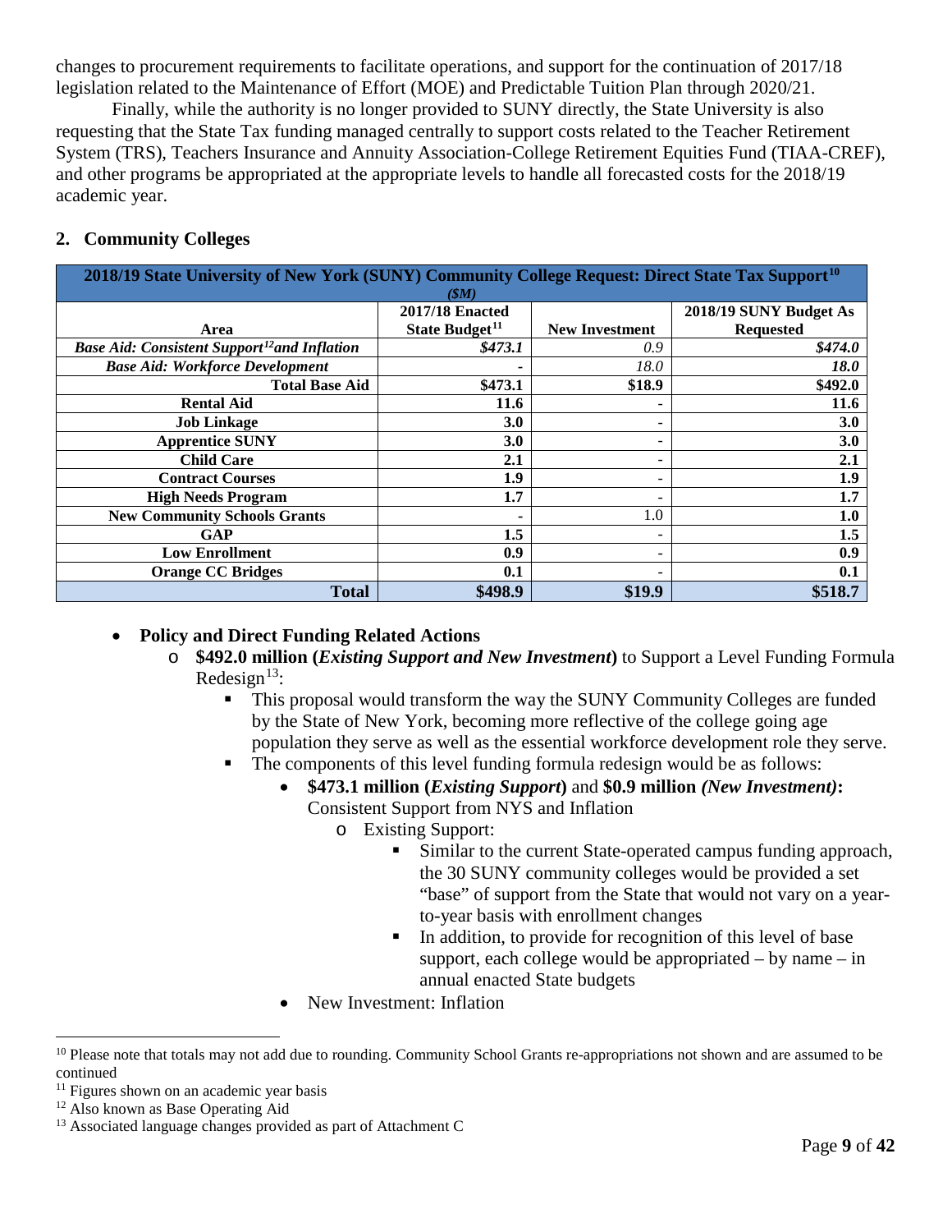changes to procurement requirements to facilitate operations, and support for the continuation of 2017/18 legislation related to the Maintenance of Effort (MOE) and Predictable Tuition Plan through 2020/21.

Finally, while the authority is no longer provided to SUNY directly, the State University is also requesting that the State Tax funding managed centrally to support costs related to the Teacher Retirement System (TRS), Teachers Insurance and Annuity Association-College Retirement Equities Fund (TIAA-CREF), and other programs be appropriated at the appropriate levels to handle all forecasted costs for the 2018/19 academic year.

## 2. Community Colleges

| 2018/19 State University of New York (SUNY) Community College Request: Direct State Tax Support[10] *($M)* | | | |
|---|---|---|---|
| **Area** | **2017/18 Enacted State Budget[11]** | **New Investment** | **2018/19 SUNY Budget As Requested** |
| ***Base Aid: Consistent Support[12] and Inflation*** | ***$473.1*** | *0.9* | ***$474.0*** |
| ***Base Aid: Workforce Development*** | - | *18.0* | ***18.0*** |
| **Total Base Aid** | **$473.1** | **$18.9** | **$492.0** |
| **Rental Aid** | **11.6** | - | **11.6** |
| **Job Linkage** | **3.0** | - | **3.0** |
| **Apprentice SUNY** | **3.0** | - | **3.0** |
| **Child Care** | **2.1** | - | **2.1** |
| **Contract Courses** | **1.9** | - | **1.9** |
| **High Needs Program** | **1.7** | - | **1.7** |
| **New Community Schools Grants** | - | 1.0 | **1.0** |
| **GAP** | **1.5** | - | **1.5** |
| **Low Enrollment** | **0.9** | - | **0.9** |
| **Orange CC Bridges** | **0.1** | - | **0.1** |
| **Total** | **$498.9** | **$19.9** | **$518.7** |

- **Policy and Direct Funding Related Actions**
  - **$492.0 million (*Existing Support and New Investment*)** to Support a Level Funding Formula Redesign[13]:
    - This proposal would transform the way the SUNY Community Colleges are funded by the State of New York, becoming more reflective of the college going age population they serve as well as the essential workforce development role they serve.
    - The components of this level funding formula redesign would be as follows:
      - **$473.1 million (*Existing Support*)** and **$0.9 million *(New Investment)*:** Consistent Support from NYS and Inflation
        - Existing Support:
          - Similar to the current State-operated campus funding approach, the 30 SUNY community colleges would be provided a set "base" of support from the State that would not vary on a year-to-year basis with enrollment changes
          - In addition, to provide for recognition of this level of base support, each college would be appropriated – by name – in annual enacted State budgets
      - New Investment: Inflation

---

[10] Please note that totals may not add due to rounding. Community School Grants re-appropriations not shown and are assumed to be continued

[11] Figures shown on an academic year basis

[12] Also known as Base Operating Aid

[13] Associated language changes provided as part of Attachment C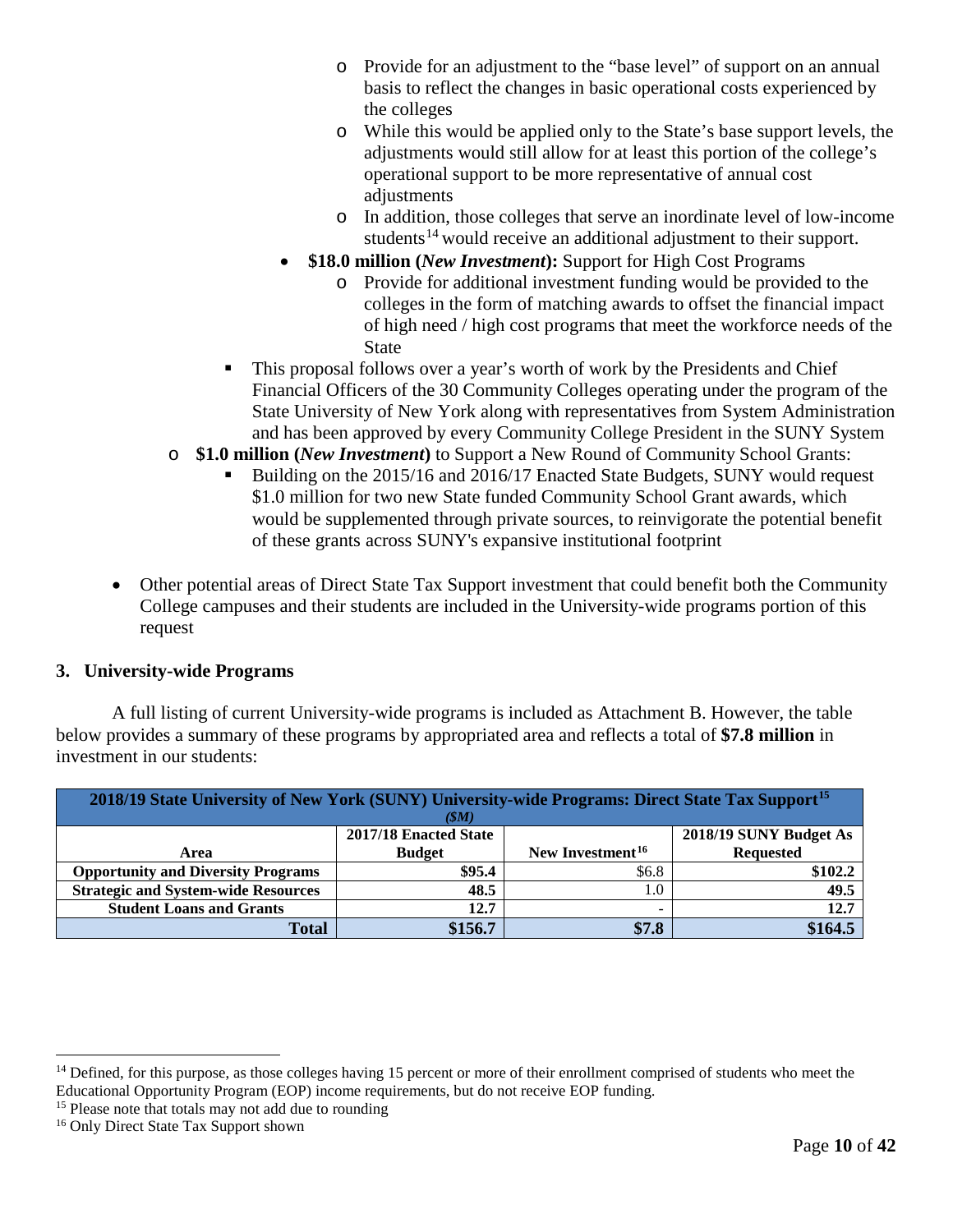- Provide for an adjustment to the "base level" of support on an annual basis to reflect the changes in basic operational costs experienced by the colleges
        - While this would be applied only to the State's base support levels, the adjustments would still allow for at least this portion of the college's operational support to be more representative of annual cost adjustments
        - In addition, those colleges that serve an inordinate level of low-income students[14] would receive an additional adjustment to their support.
      - **$18.0 million (*New Investment*):** Support for High Cost Programs
        - Provide for additional investment funding would be provided to the colleges in the form of matching awards to offset the financial impact of high need / high cost programs that meet the workforce needs of the State
    - This proposal follows over a year's worth of work by the Presidents and Chief Financial Officers of the 30 Community Colleges operating under the program of the State University of New York along with representatives from System Administration and has been approved by every Community College President in the SUNY System
  - **$1.0 million (*New Investment*)** to Support a New Round of Community School Grants:
    - Building on the 2015/16 and 2016/17 Enacted State Budgets, SUNY would request $1.0 million for two new State funded Community School Grant awards, which would be supplemented through private sources, to reinvigorate the potential benefit of these grants across SUNY's expansive institutional footprint

- Other potential areas of Direct State Tax Support investment that could benefit both the Community College campuses and their students are included in the University-wide programs portion of this request

### 3. University-wide Programs

A full listing of current University-wide programs is included as Attachment B. However, the table below provides a summary of these programs by appropriated area and reflects a total of **$7.8 million** in investment in our students:

**2018/19 State University of New York (SUNY) University-wide Programs: Direct State Tax Support[15]** *($M)*

| Area | 2017/18 Enacted State Budget | New Investment[16] | 2018/19 SUNY Budget As Requested |
|---|---|---|---|
| **Opportunity and Diversity Programs** | **$95.4** | $6.8 | **$102.2** |
| **Strategic and System-wide Resources** | **48.5** | 1.0 | **49.5** |
| **Student Loans and Grants** | **12.7** | - | **12.7** |
| **Total** | **$156.7** | **$7.8** | **$164.5** |

---

[14] Defined, for this purpose, as those colleges having 15 percent or more of their enrollment comprised of students who meet the Educational Opportunity Program (EOP) income requirements, but do not receive EOP funding.

[15] Please note that totals may not add due to rounding

[16] Only Direct State Tax Support shown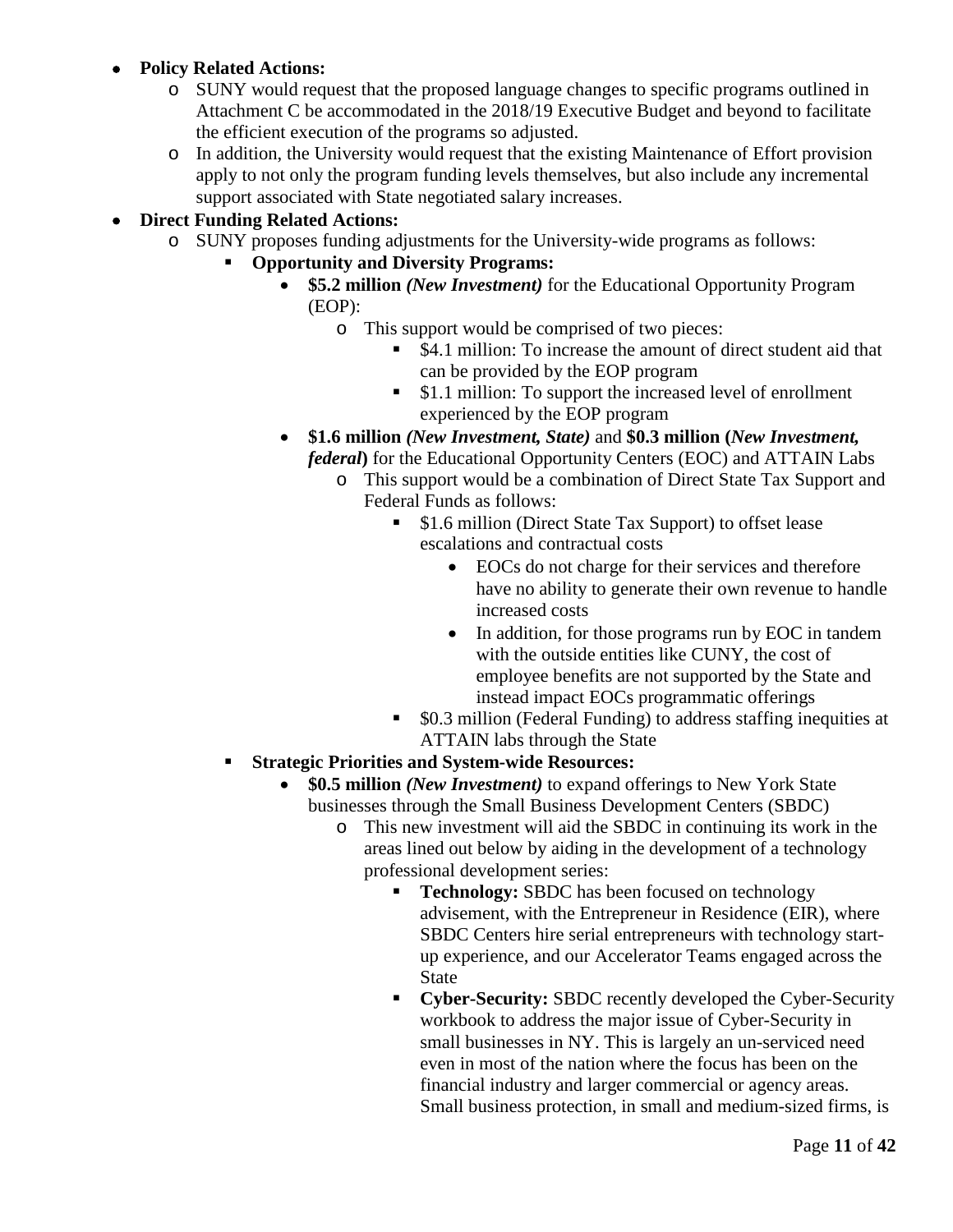- **Policy Related Actions:**
  - SUNY would request that the proposed language changes to specific programs outlined in Attachment C be accommodated in the 2018/19 Executive Budget and beyond to facilitate the efficient execution of the programs so adjusted.
  - In addition, the University would request that the existing Maintenance of Effort provision apply to not only the program funding levels themselves, but also include any incremental support associated with State negotiated salary increases.
- **Direct Funding Related Actions:**
  - SUNY proposes funding adjustments for the University-wide programs as follows:
    - **Opportunity and Diversity Programs:**
      - **$5.2 million** ***(New Investment)*** for the Educational Opportunity Program (EOP):
        - This support would be comprised of two pieces:
          - $4.1 million: To increase the amount of direct student aid that can be provided by the EOP program
          - $1.1 million: To support the increased level of enrollment experienced by the EOP program
      - **$1.6 million** ***(New Investment, State)*** and **$0.3 million (*New Investment, federal*)** for the Educational Opportunity Centers (EOC) and ATTAIN Labs
        - This support would be a combination of Direct State Tax Support and Federal Funds as follows:
          - $1.6 million (Direct State Tax Support) to offset lease escalations and contractual costs
            - EOCs do not charge for their services and therefore have no ability to generate their own revenue to handle increased costs
            - In addition, for those programs run by EOC in tandem with the outside entities like CUNY, the cost of employee benefits are not supported by the State and instead impact EOCs programmatic offerings
          - $0.3 million (Federal Funding) to address staffing inequities at ATTAIN labs through the State
    - **Strategic Priorities and System-wide Resources:**
      - **$0.5 million** ***(New Investment)*** to expand offerings to New York State businesses through the Small Business Development Centers (SBDC)
        - This new investment will aid the SBDC in continuing its work in the areas lined out below by aiding in the development of a technology professional development series:
          - **Technology:** SBDC has been focused on technology advisement, with the Entrepreneur in Residence (EIR), where SBDC Centers hire serial entrepreneurs with technology start-up experience, and our Accelerator Teams engaged across the State
          - **Cyber-Security:** SBDC recently developed the Cyber-Security workbook to address the major issue of Cyber-Security in small businesses in NY. This is largely an un-serviced need even in most of the nation where the focus has been on the financial industry and larger commercial or agency areas. Small business protection, in small and medium-sized firms, is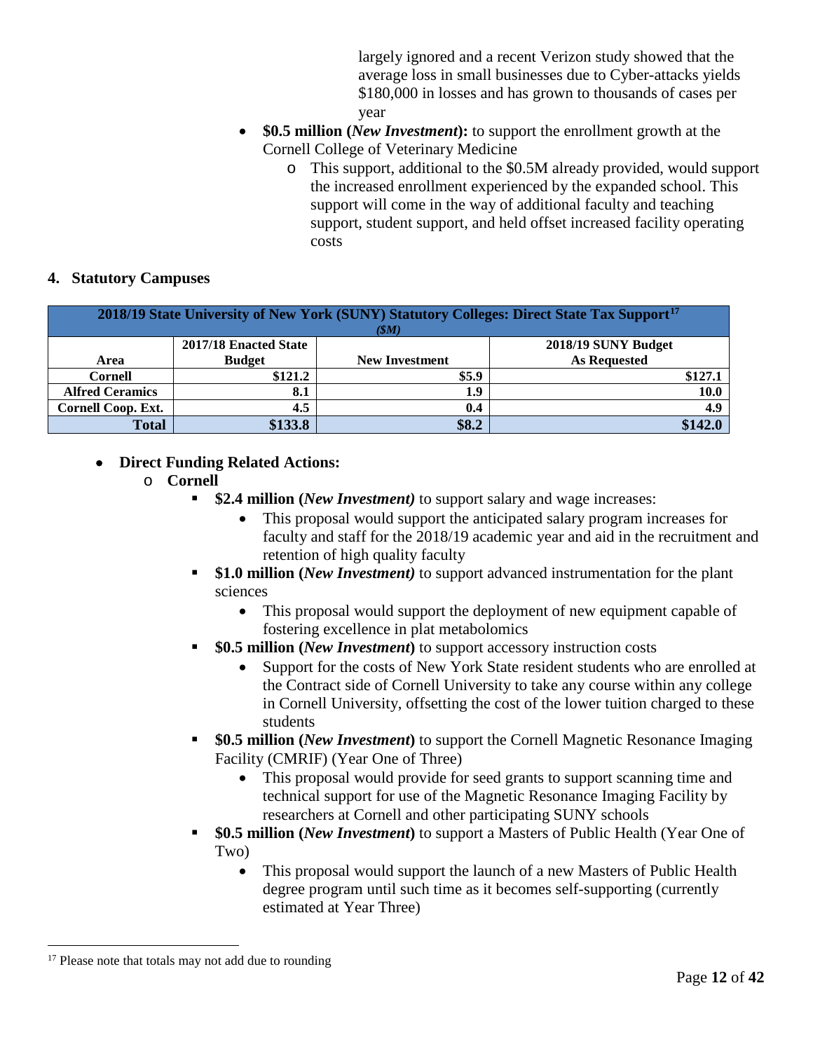largely ignored and a recent Verizon study showed that the average loss in small businesses due to Cyber-attacks yields $180,000 in losses and has grown to thousands of cases per year

- **$0.5 million (*New Investment*):** to support the enrollment growth at the Cornell College of Veterinary Medicine
  - This support, additional to the $0.5M already provided, would support the increased enrollment experienced by the expanded school. This support will come in the way of additional faculty and teaching support, student support, and held offset increased facility operating costs

### 4. Statutory Campuses

| 2018/19 State University of New York (SUNY) Statutory Colleges: Direct State Tax Support[17] *($M)* | | | |
|---|---|---|---|
| **Area** | **2017/18 Enacted State Budget** | **New Investment** | **2018/19 SUNY Budget As Requested** |
| **Cornell** | **$121.2** | **$5.9** | **$127.1** |
| **Alfred Ceramics** | **8.1** | **1.9** | **10.0** |
| **Cornell Coop. Ext.** | **4.5** | **0.4** | **4.9** |
| **Total** | **$133.8** | **$8.2** | **$142.0** |

- **Direct Funding Related Actions:**
  - **Cornell**
    - **$2.4 million (*New Investment)*** to support salary and wage increases:
      - This proposal would support the anticipated salary program increases for faculty and staff for the 2018/19 academic year and aid in the recruitment and retention of high quality faculty
    - **$1.0 million (*New Investment)*** to support advanced instrumentation for the plant sciences
      - This proposal would support the deployment of new equipment capable of fostering excellence in plat metabolomics
    - **$0.5 million (*New Investment*)** to support accessory instruction costs
      - Support for the costs of New York State resident students who are enrolled at the Contract side of Cornell University to take any course within any college in Cornell University, offsetting the cost of the lower tuition charged to these students
    - **$0.5 million (*New Investment*)** to support the Cornell Magnetic Resonance Imaging Facility (CMRIF) (Year One of Three)
      - This proposal would provide for seed grants to support scanning time and technical support for use of the Magnetic Resonance Imaging Facility by researchers at Cornell and other participating SUNY schools
    - **$0.5 million (*New Investment*)** to support a Masters of Public Health (Year One of Two)
      - This proposal would support the launch of a new Masters of Public Health degree program until such time as it becomes self-supporting (currently estimated at Year Three)

[17] Please note that totals may not add due to rounding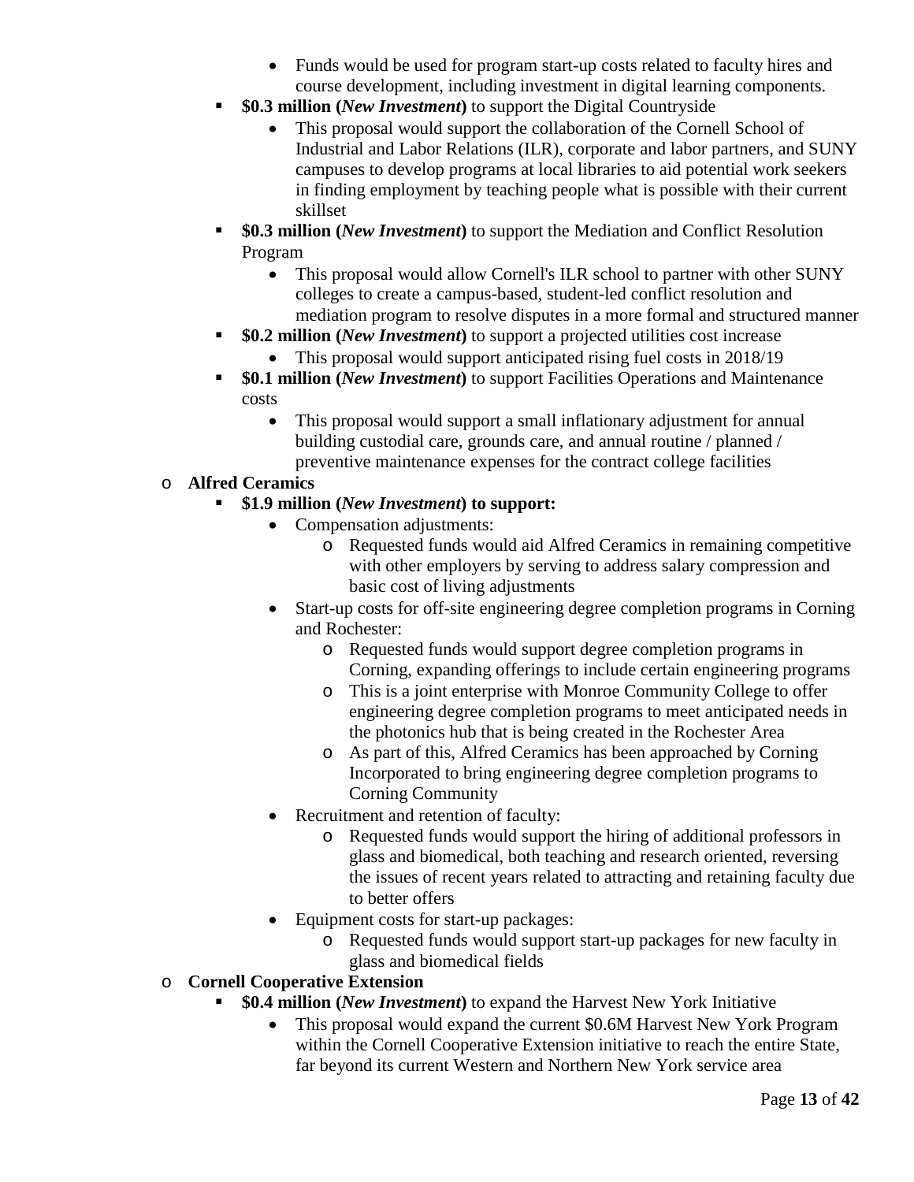- Funds would be used for program start-up costs related to faculty hires and course development, including investment in digital learning components.
  - **$0.3 million (*New Investment*)** to support the Digital Countryside
    - This proposal would support the collaboration of the Cornell School of Industrial and Labor Relations (ILR), corporate and labor partners, and SUNY campuses to develop programs at local libraries to aid potential work seekers in finding employment by teaching people what is possible with their current skillset
  - **$0.3 million (*New Investment*)** to support the Mediation and Conflict Resolution Program
    - This proposal would allow Cornell's ILR school to partner with other SUNY colleges to create a campus-based, student-led conflict resolution and mediation program to resolve disputes in a more formal and structured manner
  - **$0.2 million (*New Investment*)** to support a projected utilities cost increase
    - This proposal would support anticipated rising fuel costs in 2018/19
  - **$0.1 million (*New Investment*)** to support Facilities Operations and Maintenance costs
    - This proposal would support a small inflationary adjustment for annual building custodial care, grounds care, and annual routine / planned / preventive maintenance expenses for the contract college facilities
- **Alfred Ceramics**
  - **$1.9 million (*New Investment*) to support:**
    - Compensation adjustments:
      - Requested funds would aid Alfred Ceramics in remaining competitive with other employers by serving to address salary compression and basic cost of living adjustments
    - Start-up costs for off-site engineering degree completion programs in Corning and Rochester:
      - Requested funds would support degree completion programs in Corning, expanding offerings to include certain engineering programs
      - This is a joint enterprise with Monroe Community College to offer engineering degree completion programs to meet anticipated needs in the photonics hub that is being created in the Rochester Area
      - As part of this, Alfred Ceramics has been approached by Corning Incorporated to bring engineering degree completion programs to Corning Community
    - Recruitment and retention of faculty:
      - Requested funds would support the hiring of additional professors in glass and biomedical, both teaching and research oriented, reversing the issues of recent years related to attracting and retaining faculty due to better offers
    - Equipment costs for start-up packages:
      - Requested funds would support start-up packages for new faculty in glass and biomedical fields
- **Cornell Cooperative Extension**
  - **$0.4 million (*New Investment*)** to expand the Harvest New York Initiative
    - This proposal would expand the current $0.6M Harvest New York Program within the Cornell Cooperative Extension initiative to reach the entire State, far beyond its current Western and Northern New York service area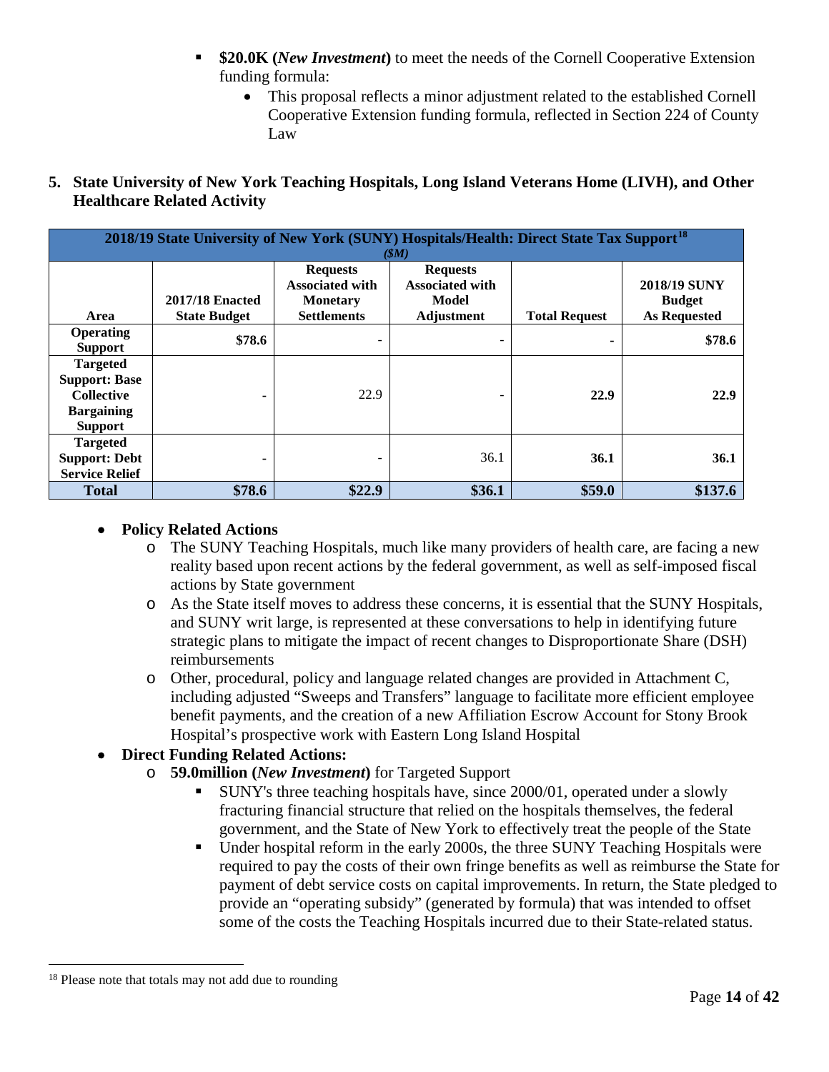- **$20.0K (*New Investment*)** to meet the needs of the Cornell Cooperative Extension funding formula:
  - This proposal reflects a minor adjustment related to the established Cornell Cooperative Extension funding formula, reflected in Section 224 of County Law

## 5. State University of New York Teaching Hospitals, Long Island Veterans Home (LIVH), and Other Healthcare Related Activity

| 2018/19 State University of New York (SUNY) Hospitals/Health: Direct State Tax Support[18] *($M)* | | | | | |
|---|---|---|---|---|---|
| **Area** | **2017/18 Enacted State Budget** | **Requests Associated with Monetary Settlements** | **Requests Associated with Model Adjustment** | **Total Request** | **2018/19 SUNY Budget As Requested** |
| **Operating Support** | **$78.6** | - | - | **-** | **$78.6** |
| **Targeted Support: Base Collective Bargaining Support** | **-** | 22.9 | - | **22.9** | **22.9** |
| **Targeted Support: Debt Service Relief** | **-** | - | 36.1 | **36.1** | **36.1** |
| **Total** | **$78.6** | **$22.9** | **$36.1** | **$59.0** | **$137.6** |

- **Policy Related Actions**
  - The SUNY Teaching Hospitals, much like many providers of health care, are facing a new reality based upon recent actions by the federal government, as well as self-imposed fiscal actions by State government
  - As the State itself moves to address these concerns, it is essential that the SUNY Hospitals, and SUNY writ large, is represented at these conversations to help in identifying future strategic plans to mitigate the impact of recent changes to Disproportionate Share (DSH) reimbursements
  - Other, procedural, policy and language related changes are provided in Attachment C, including adjusted "Sweeps and Transfers" language to facilitate more efficient employee benefit payments, and the creation of a new Affiliation Escrow Account for Stony Brook Hospital's prospective work with Eastern Long Island Hospital
- **Direct Funding Related Actions:**
  - **59.0million (*New Investment*)** for Targeted Support
    - SUNY's three teaching hospitals have, since 2000/01, operated under a slowly fracturing financial structure that relied on the hospitals themselves, the federal government, and the State of New York to effectively treat the people of the State
    - Under hospital reform in the early 2000s, the three SUNY Teaching Hospitals were required to pay the costs of their own fringe benefits as well as reimburse the State for payment of debt service costs on capital improvements. In return, the State pledged to provide an "operating subsidy" (generated by formula) that was intended to offset some of the costs the Teaching Hospitals incurred due to their State-related status.

[18] Please note that totals may not add due to rounding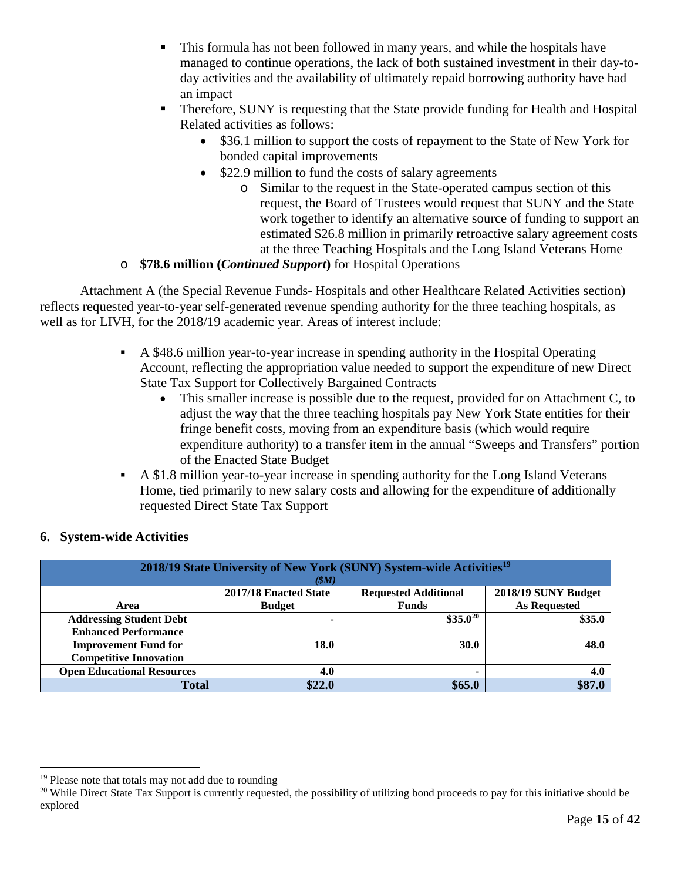- This formula has not been followed in many years, and while the hospitals have managed to continue operations, the lack of both sustained investment in their day-to-day activities and the availability of ultimately repaid borrowing authority have had an impact
- Therefore, SUNY is requesting that the State provide funding for Health and Hospital Related activities as follows:
  - $36.1 million to support the costs of repayment to the State of New York for bonded capital improvements
  - $22.9 million to fund the costs of salary agreements
    - Similar to the request in the State-operated campus section of this request, the Board of Trustees would request that SUNY and the State work together to identify an alternative source of funding to support an estimated $26.8 million in primarily retroactive salary agreement costs at the three Teaching Hospitals and the Long Island Veterans Home
- **$78.6 million (*Continued Support*)** for Hospital Operations

Attachment A (the Special Revenue Funds- Hospitals and other Healthcare Related Activities section) reflects requested year-to-year self-generated revenue spending authority for the three teaching hospitals, as well as for LIVH, for the 2018/19 academic year. Areas of interest include:

- A $48.6 million year-to-year increase in spending authority in the Hospital Operating Account, reflecting the appropriation value needed to support the expenditure of new Direct State Tax Support for Collectively Bargained Contracts
  - This smaller increase is possible due to the request, provided for on Attachment C, to adjust the way that the three teaching hospitals pay New York State entities for their fringe benefit costs, moving from an expenditure basis (which would require expenditure authority) to a transfer item in the annual "Sweeps and Transfers" portion of the Enacted State Budget
- A $1.8 million year-to-year increase in spending authority for the Long Island Veterans Home, tied primarily to new salary costs and allowing for the expenditure of additionally requested Direct State Tax Support

## 6. System-wide Activities

**2018/19 State University of New York (SUNY) System-wide Activities[19]**
***($M)***

| Area | 2017/18 Enacted State Budget | Requested Additional Funds | 2018/19 SUNY Budget As Requested |
|---|---|---|---|
| **Addressing Student Debt** | **-** | **$35.0[20]** | **$35.0** |
| **Enhanced Performance Improvement Fund for Competitive Innovation** | **18.0** | **30.0** | **48.0** |
| **Open Educational Resources** | **4.0** | **-** | **4.0** |
| **Total** | **$22.0** | **$65.0** | **$87.0** |

[19] Please note that totals may not add due to rounding

[20] While Direct State Tax Support is currently requested, the possibility of utilizing bond proceeds to pay for this initiative should be explored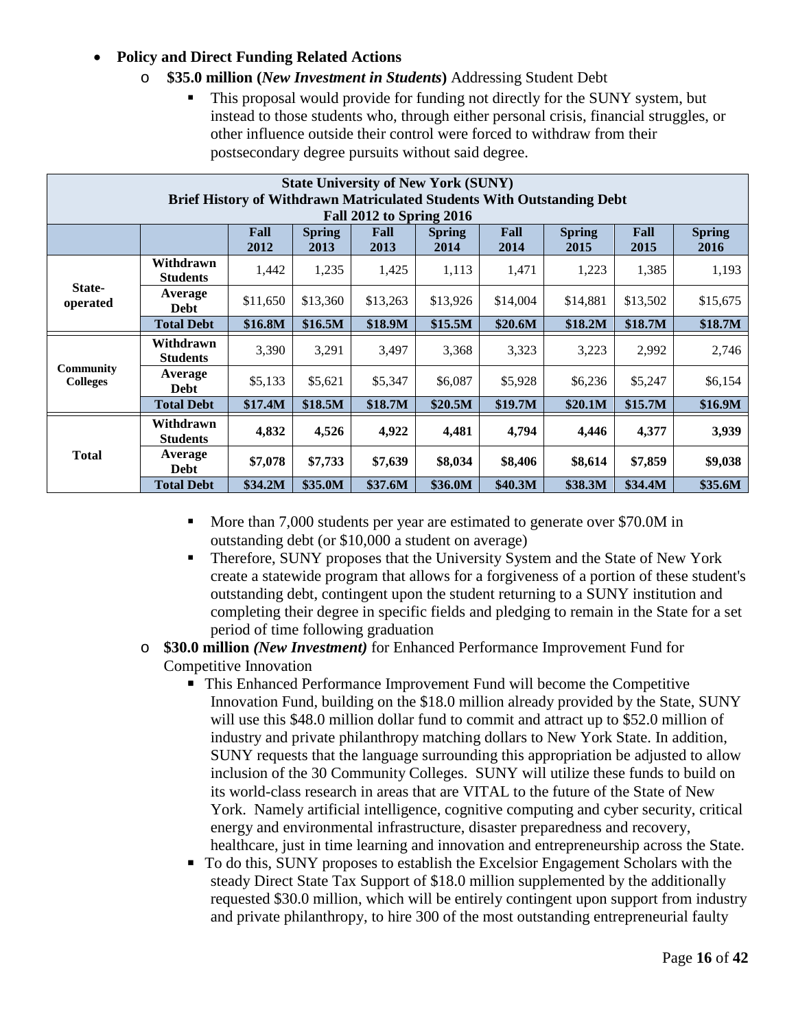- **Policy and Direct Funding Related Actions**
  - **$35.0 million (*New Investment in Students*)** Addressing Student Debt
    - This proposal would provide for funding not directly for the SUNY system, but instead to those students who, through either personal crisis, financial struggles, or other influence outside their control were forced to withdraw from their postsecondary degree pursuits without said degree.

| **State University of New York (SUNY) Brief History of Withdrawn Matriculated Students With Outstanding Debt Fall 2012 to Spring 2016** | | | | | | | | | |
|---|---|---|---|---|---|---|---|---|---|
| | | **Fall 2012** | **Spring 2013** | **Fall 2013** | **Spring 2014** | **Fall 2014** | **Spring 2015** | **Fall 2015** | **Spring 2016** |
| **State-operated** | **Withdrawn Students** | 1,442 | 1,235 | 1,425 | 1,113 | 1,471 | 1,223 | 1,385 | 1,193 |
| | **Average Debt** | $11,650 | $13,360 | $13,263 | $13,926 | $14,004 | $14,881 | $13,502 | $15,675 |
| | **Total Debt** | **$16.8M** | **$16.5M** | **$18.9M** | **$15.5M** | **$20.6M** | **$18.2M** | **$18.7M** | **$18.7M** |
| **Community Colleges** | **Withdrawn Students** | 3,390 | 3,291 | 3,497 | 3,368 | 3,323 | 3,223 | 2,992 | 2,746 |
| | **Average Debt** | $5,133 | $5,621 | $5,347 | $6,087 | $5,928 | $6,236 | $5,247 | $6,154 |
| | **Total Debt** | **$17.4M** | **$18.5M** | **$18.7M** | **$20.5M** | **$19.7M** | **$20.1M** | **$15.7M** | **$16.9M** |
| **Total** | **Withdrawn Students** | **4,832** | **4,526** | **4,922** | **4,481** | **4,794** | **4,446** | **4,377** | **3,939** |
| | **Average Debt** | **$7,078** | **$7,733** | **$7,639** | **$8,034** | **$8,406** | **$8,614** | **$7,859** | **$9,038** |
| | **Total Debt** | **$34.2M** | **$35.0M** | **$37.6M** | **$36.0M** | **$40.3M** | **$38.3M** | **$34.4M** | **$35.6M** |

    - More than 7,000 students per year are estimated to generate over $70.0M in outstanding debt (or $10,000 a student on average)
    - Therefore, SUNY proposes that the University System and the State of New York create a statewide program that allows for a forgiveness of a portion of these student's outstanding debt, contingent upon the student returning to a SUNY institution and completing their degree in specific fields and pledging to remain in the State for a set period of time following graduation
  - **$30.0 million *(New Investment)*** for Enhanced Performance Improvement Fund for Competitive Innovation
    - This Enhanced Performance Improvement Fund will become the Competitive Innovation Fund, building on the $18.0 million already provided by the State, SUNY will use this $48.0 million dollar fund to commit and attract up to $52.0 million of industry and private philanthropy matching dollars to New York State. In addition, SUNY requests that the language surrounding this appropriation be adjusted to allow inclusion of the 30 Community Colleges. SUNY will utilize these funds to build on its world-class research in areas that are VITAL to the future of the State of New York. Namely artificial intelligence, cognitive computing and cyber security, critical energy and environmental infrastructure, disaster preparedness and recovery, healthcare, just in time learning and innovation and entrepreneurship across the State.
    - To do this, SUNY proposes to establish the Excelsior Engagement Scholars with the steady Direct State Tax Support of $18.0 million supplemented by the additionally requested $30.0 million, which will be entirely contingent upon support from industry and private philanthropy, to hire 300 of the most outstanding entrepreneurial faulty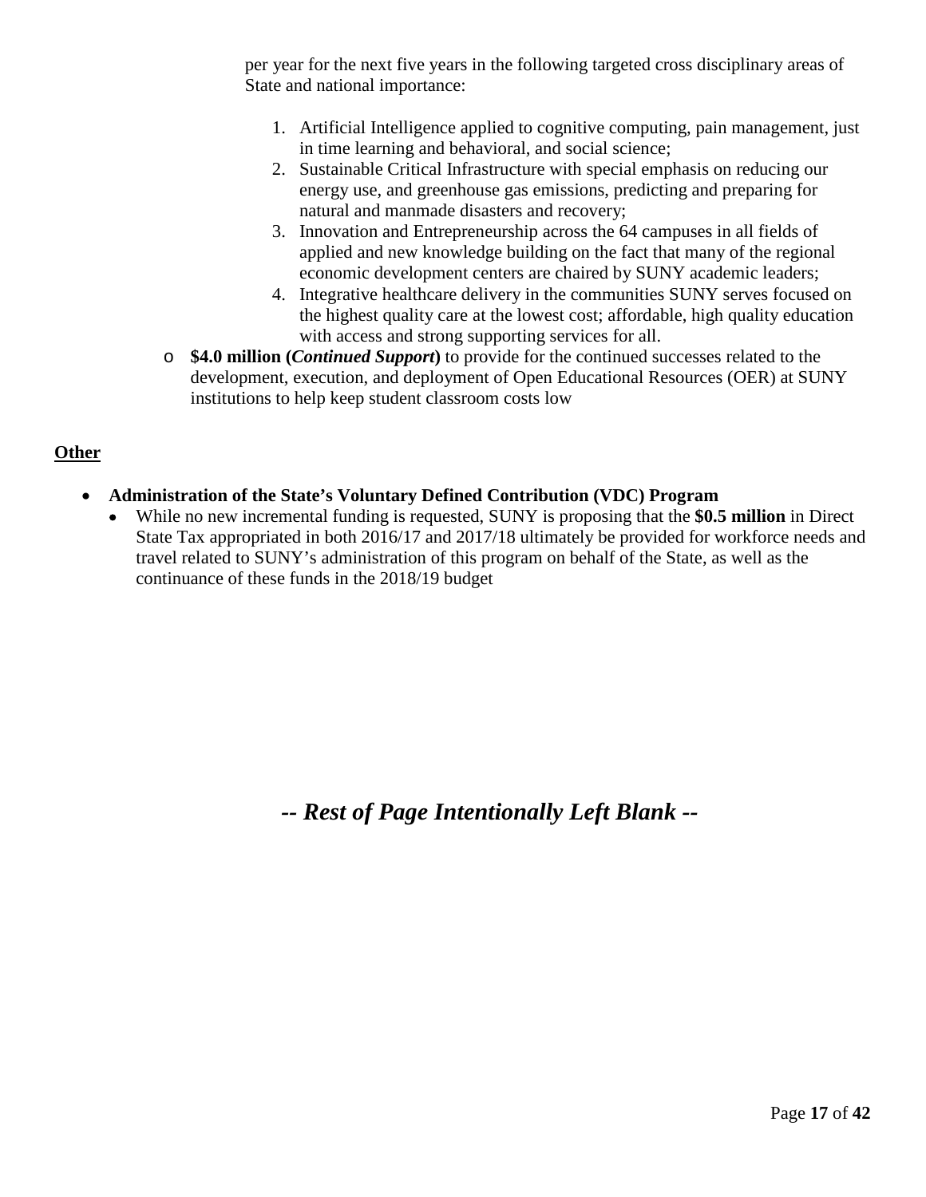per year for the next five years in the following targeted cross disciplinary areas of State and national importance:

1. Artificial Intelligence applied to cognitive computing, pain management, just in time learning and behavioral, and social science;
2. Sustainable Critical Infrastructure with special emphasis on reducing our energy use, and greenhouse gas emissions, predicting and preparing for natural and manmade disasters and recovery;
3. Innovation and Entrepreneurship across the 64 campuses in all fields of applied and new knowledge building on the fact that many of the regional economic development centers are chaired by SUNY academic leaders;
4. Integrative healthcare delivery in the communities SUNY serves focused on the highest quality care at the lowest cost; affordable, high quality education with access and strong supporting services for all.

- **$4.0 million (*Continued Support*)** to provide for the continued successes related to the development, execution, and deployment of Open Educational Resources (OER) at SUNY institutions to help keep student classroom costs low

**Other**

- **Administration of the State's Voluntary Defined Contribution (VDC) Program**
  - While no new incremental funding is requested, SUNY is proposing that the **$0.5 million** in Direct State Tax appropriated in both 2016/17 and 2017/18 ultimately be provided for workforce needs and travel related to SUNY's administration of this program on behalf of the State, as well as the continuance of these funds in the 2018/19 budget

***-- Rest of Page Intentionally Left Blank --***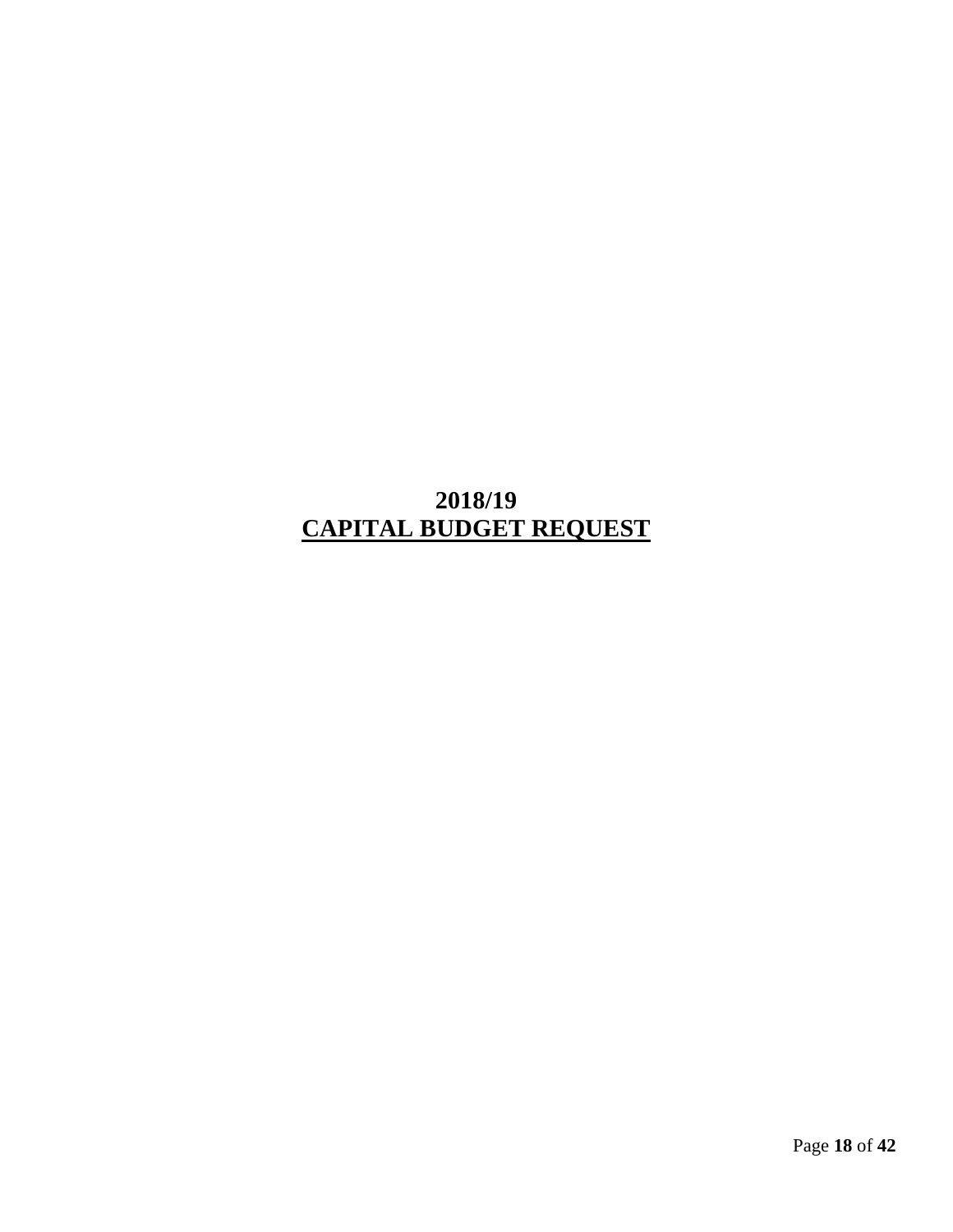# 2018/19
# **CAPITAL BUDGET REQUEST**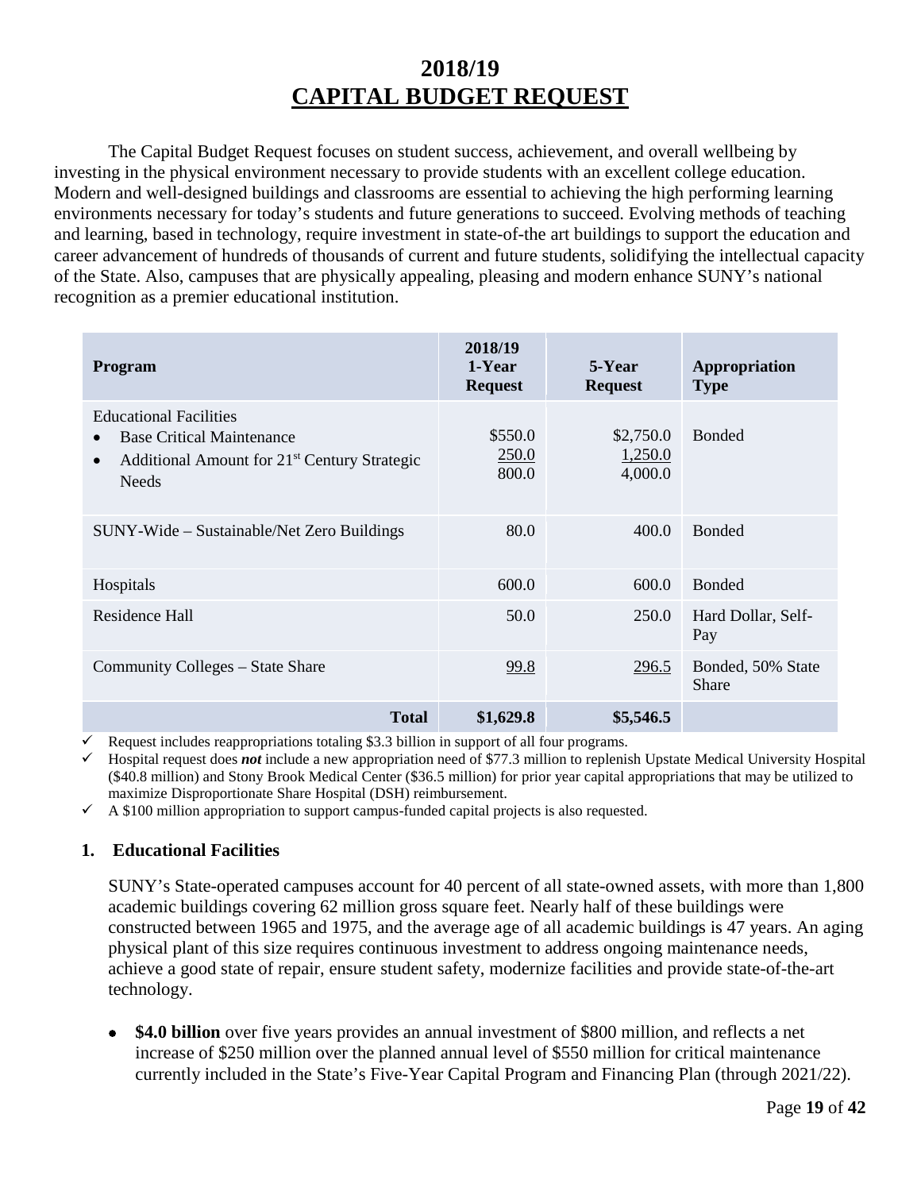# 2018/19

# CAPITAL BUDGET REQUEST

The Capital Budget Request focuses on student success, achievement, and overall wellbeing by investing in the physical environment necessary to provide students with an excellent college education. Modern and well-designed buildings and classrooms are essential to achieving the high performing learning environments necessary for today's students and future generations to succeed. Evolving methods of teaching and learning, based in technology, require investment in state-of-the art buildings to support the education and career advancement of hundreds of thousands of current and future students, solidifying the intellectual capacity of the State. Also, campuses that are physically appealing, pleasing and modern enhance SUNY's national recognition as a premier educational institution.

| Program | 2018/19 1-Year Request | 5-Year Request | Appropriation Type |
|---|---|---|---|
| Educational Facilities<br>• Base Critical Maintenance<br>• Additional Amount for 21st Century Strategic Needs | $550.0<br>250.0<br>800.0 | $2,750.0<br>1,250.0<br>4,000.0 | Bonded |
| SUNY-Wide – Sustainable/Net Zero Buildings | 80.0 | 400.0 | Bonded |
| Hospitals | 600.0 | 600.0 | Bonded |
| Residence Hall | 50.0 | 250.0 | Hard Dollar, Self-Pay |
| Community Colleges – State Share | 99.8 | 296.5 | Bonded, 50% State Share |
| **Total** | **$1,629.8** | **$5,546.5** | |

- ✓ Request includes reappropriations totaling $3.3 billion in support of all four programs.
- ✓ Hospital request does ***not*** include a new appropriation need of $77.3 million to replenish Upstate Medical University Hospital ($40.8 million) and Stony Brook Medical Center ($36.5 million) for prior year capital appropriations that may be utilized to maximize Disproportionate Share Hospital (DSH) reimbursement.
- ✓ A $100 million appropriation to support campus-funded capital projects is also requested.

### 1. Educational Facilities

SUNY's State-operated campuses account for 40 percent of all state-owned assets, with more than 1,800 academic buildings covering 62 million gross square feet. Nearly half of these buildings were constructed between 1965 and 1975, and the average age of all academic buildings is 47 years. An aging physical plant of this size requires continuous investment to address ongoing maintenance needs, achieve a good state of repair, ensure student safety, modernize facilities and provide state-of-the-art technology.

- **$4.0 billion** over five years provides an annual investment of $800 million, and reflects a net increase of $250 million over the planned annual level of $550 million for critical maintenance currently included in the State's Five-Year Capital Program and Financing Plan (through 2021/22).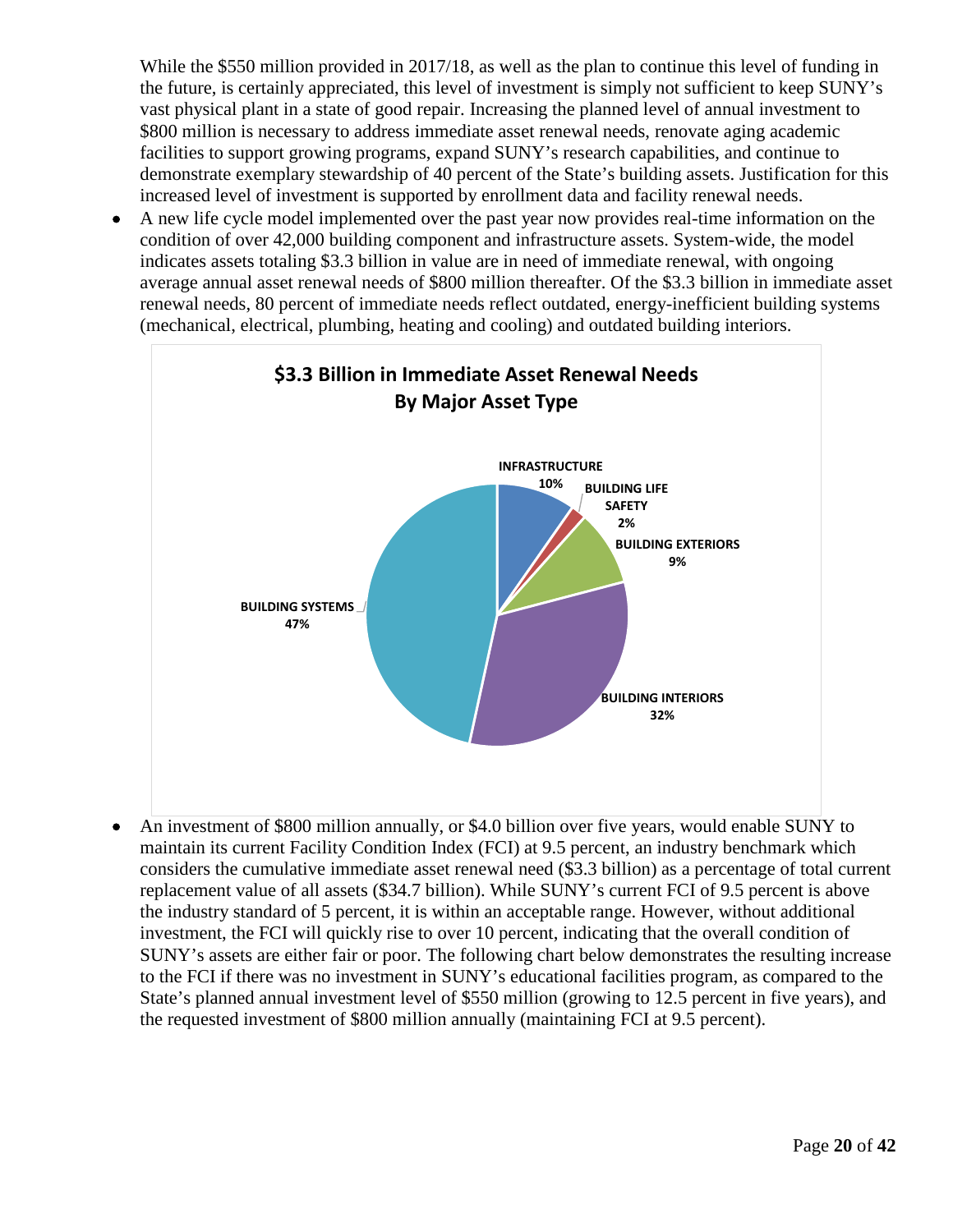While the $550 million provided in 2017/18, as well as the plan to continue this level of funding in the future, is certainly appreciated, this level of investment is simply not sufficient to keep SUNY's vast physical plant in a state of good repair. Increasing the planned level of annual investment to $800 million is necessary to address immediate asset renewal needs, renovate aging academic facilities to support growing programs, expand SUNY's research capabilities, and continue to demonstrate exemplary stewardship of 40 percent of the State's building assets. Justification for this increased level of investment is supported by enrollment data and facility renewal needs.

- A new life cycle model implemented over the past year now provides real-time information on the condition of over 42,000 building component and infrastructure assets. System-wide, the model indicates assets totaling $3.3 billion in value are in need of immediate renewal, with ongoing average annual asset renewal needs of $800 million thereafter. Of the $3.3 billion in immediate asset renewal needs, 80 percent of immediate needs reflect outdated, energy-inefficient building systems (mechanical, electrical, plumbing, heating and cooling) and outdated building interiors.

**$3.3 Billion in Immediate Asset Renewal Needs By Major Asset Type**

| Asset Type | Share |
|---|---|
| INFRASTRUCTURE | 10% |
| BUILDING LIFE SAFETY | 2% |
| BUILDING EXTERIORS | 9% |
| BUILDING INTERIORS | 32% |
| BUILDING SYSTEMS | 47% |

- An investment of $800 million annually, or $4.0 billion over five years, would enable SUNY to maintain its current Facility Condition Index (FCI) at 9.5 percent, an industry benchmark which considers the cumulative immediate asset renewal need ($3.3 billion) as a percentage of total current replacement value of all assets ($34.7 billion). While SUNY's current FCI of 9.5 percent is above the industry standard of 5 percent, it is within an acceptable range. However, without additional investment, the FCI will quickly rise to over 10 percent, indicating that the overall condition of SUNY's assets are either fair or poor. The following chart below demonstrates the resulting increase to the FCI if there was no investment in SUNY's educational facilities program, as compared to the State's planned annual investment level of $550 million (growing to 12.5 percent in five years), and the requested investment of $800 million annually (maintaining FCI at 9.5 percent).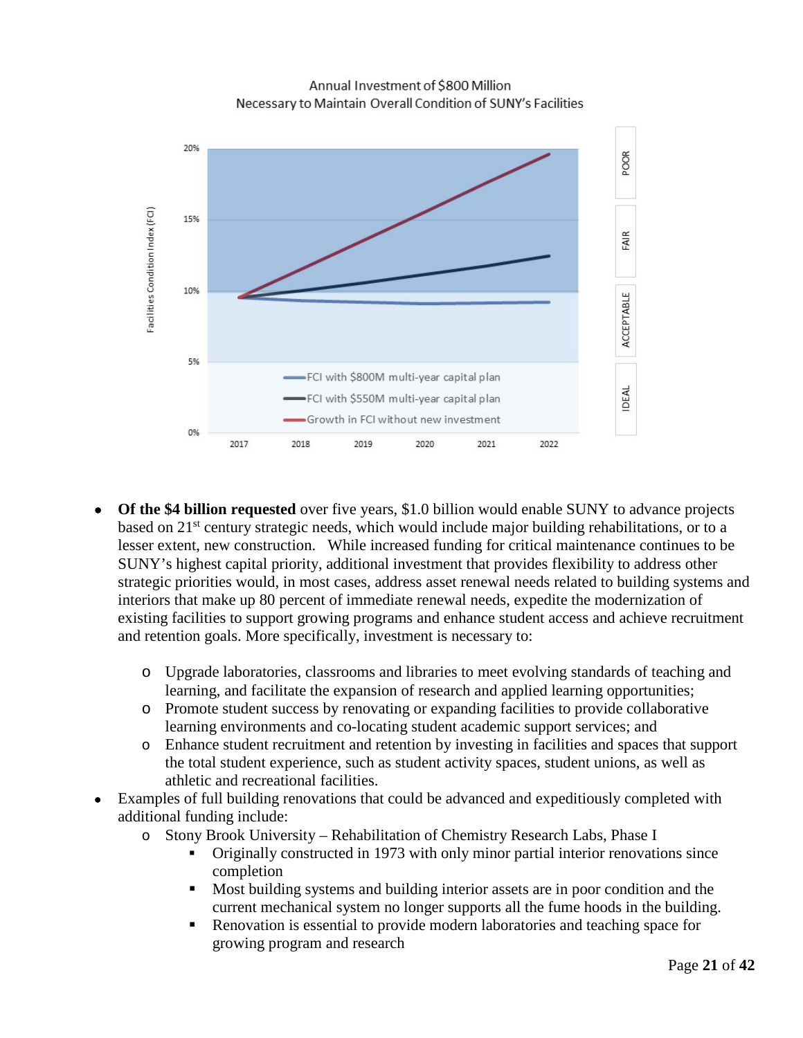Annual Investment of $800 Million
Necessary to Maintain Overall Condition of SUNY's Facilities

- **Of the $4 billion requested** over five years, $1.0 billion would enable SUNY to advance projects based on 21st century strategic needs, which would include major building rehabilitations, or to a lesser extent, new construction. While increased funding for critical maintenance continues to be SUNY's highest capital priority, additional investment that provides flexibility to address other strategic priorities would, in most cases, address asset renewal needs related to building systems and interiors that make up 80 percent of immediate renewal needs, expedite the modernization of existing facilities to support growing programs and enhance student access and achieve recruitment and retention goals. More specifically, investment is necessary to:
  - Upgrade laboratories, classrooms and libraries to meet evolving standards of teaching and learning, and facilitate the expansion of research and applied learning opportunities;
  - Promote student success by renovating or expanding facilities to provide collaborative learning environments and co-locating student academic support services; and
  - Enhance student recruitment and retention by investing in facilities and spaces that support the total student experience, such as student activity spaces, student unions, as well as athletic and recreational facilities.
- Examples of full building renovations that could be advanced and expeditiously completed with additional funding include:
  - Stony Brook University – Rehabilitation of Chemistry Research Labs, Phase I
    - Originally constructed in 1973 with only minor partial interior renovations since completion
    - Most building systems and building interior assets are in poor condition and the current mechanical system no longer supports all the fume hoods in the building.
    - Renovation is essential to provide modern laboratories and teaching space for growing program and research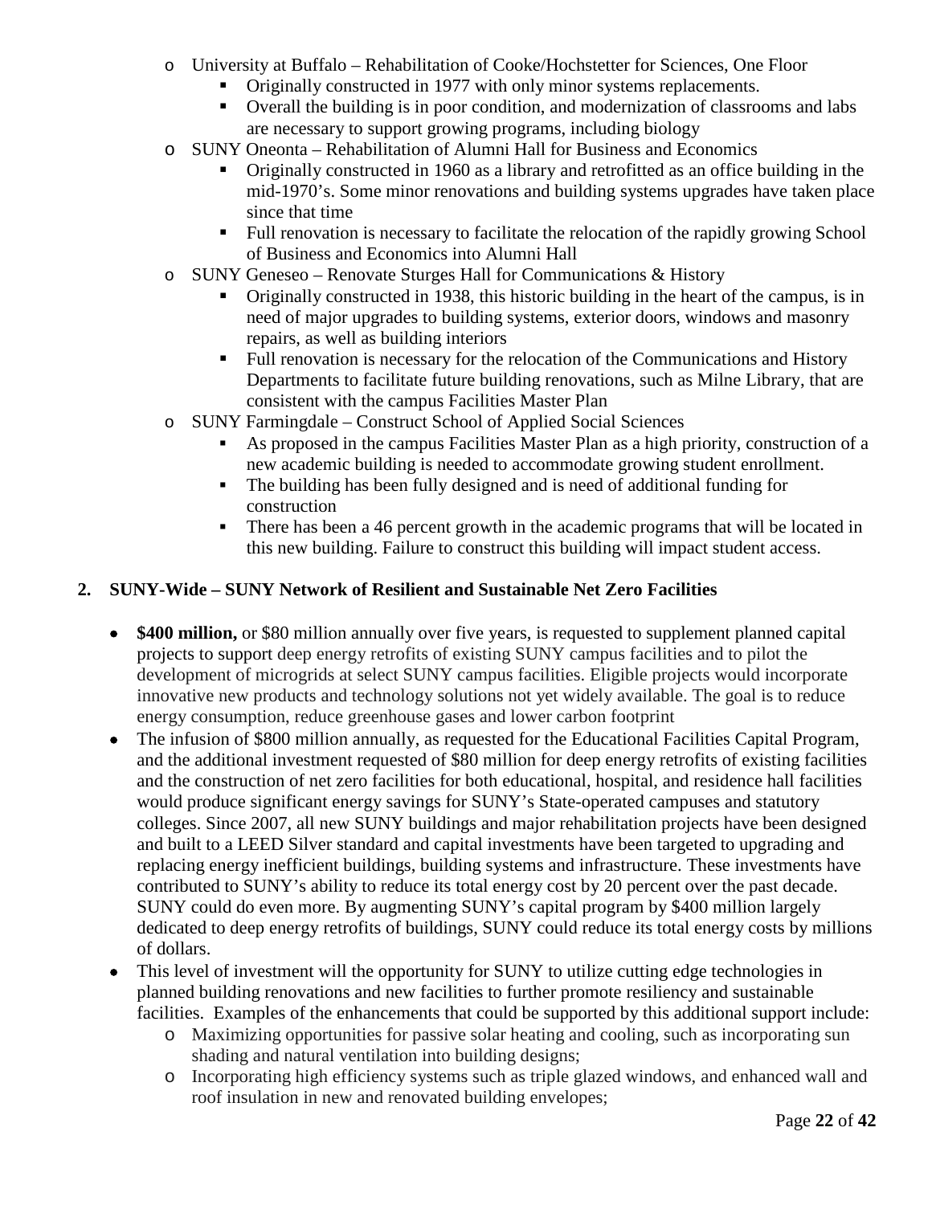- University at Buffalo – Rehabilitation of Cooke/Hochstetter for Sciences, One Floor
  - Originally constructed in 1977 with only minor systems replacements.
  - Overall the building is in poor condition, and modernization of classrooms and labs are necessary to support growing programs, including biology
- SUNY Oneonta – Rehabilitation of Alumni Hall for Business and Economics
  - Originally constructed in 1960 as a library and retrofitted as an office building in the mid-1970's. Some minor renovations and building systems upgrades have taken place since that time
  - Full renovation is necessary to facilitate the relocation of the rapidly growing School of Business and Economics into Alumni Hall
- SUNY Geneseo – Renovate Sturges Hall for Communications & History
  - Originally constructed in 1938, this historic building in the heart of the campus, is in need of major upgrades to building systems, exterior doors, windows and masonry repairs, as well as building interiors
  - Full renovation is necessary for the relocation of the Communications and History Departments to facilitate future building renovations, such as Milne Library, that are consistent with the campus Facilities Master Plan
- SUNY Farmingdale – Construct School of Applied Social Sciences
  - As proposed in the campus Facilities Master Plan as a high priority, construction of a new academic building is needed to accommodate growing student enrollment.
  - The building has been fully designed and is need of additional funding for construction
  - There has been a 46 percent growth in the academic programs that will be located in this new building. Failure to construct this building will impact student access.

**2. SUNY-Wide – SUNY Network of Resilient and Sustainable Net Zero Facilities**

- **$400 million,** or $80 million annually over five years, is requested to supplement planned capital projects to support deep energy retrofits of existing SUNY campus facilities and to pilot the development of microgrids at select SUNY campus facilities. Eligible projects would incorporate innovative new products and technology solutions not yet widely available. The goal is to reduce energy consumption, reduce greenhouse gases and lower carbon footprint
- The infusion of $800 million annually, as requested for the Educational Facilities Capital Program, and the additional investment requested of $80 million for deep energy retrofits of existing facilities and the construction of net zero facilities for both educational, hospital, and residence hall facilities would produce significant energy savings for SUNY's State-operated campuses and statutory colleges. Since 2007, all new SUNY buildings and major rehabilitation projects have been designed and built to a LEED Silver standard and capital investments have been targeted to upgrading and replacing energy inefficient buildings, building systems and infrastructure. These investments have contributed to SUNY's ability to reduce its total energy cost by 20 percent over the past decade. SUNY could do even more. By augmenting SUNY's capital program by $400 million largely dedicated to deep energy retrofits of buildings, SUNY could reduce its total energy costs by millions of dollars.
- This level of investment will the opportunity for SUNY to utilize cutting edge technologies in planned building renovations and new facilities to further promote resiliency and sustainable facilities. Examples of the enhancements that could be supported by this additional support include:
  - Maximizing opportunities for passive solar heating and cooling, such as incorporating sun shading and natural ventilation into building designs;
  - Incorporating high efficiency systems such as triple glazed windows, and enhanced wall and roof insulation in new and renovated building envelopes;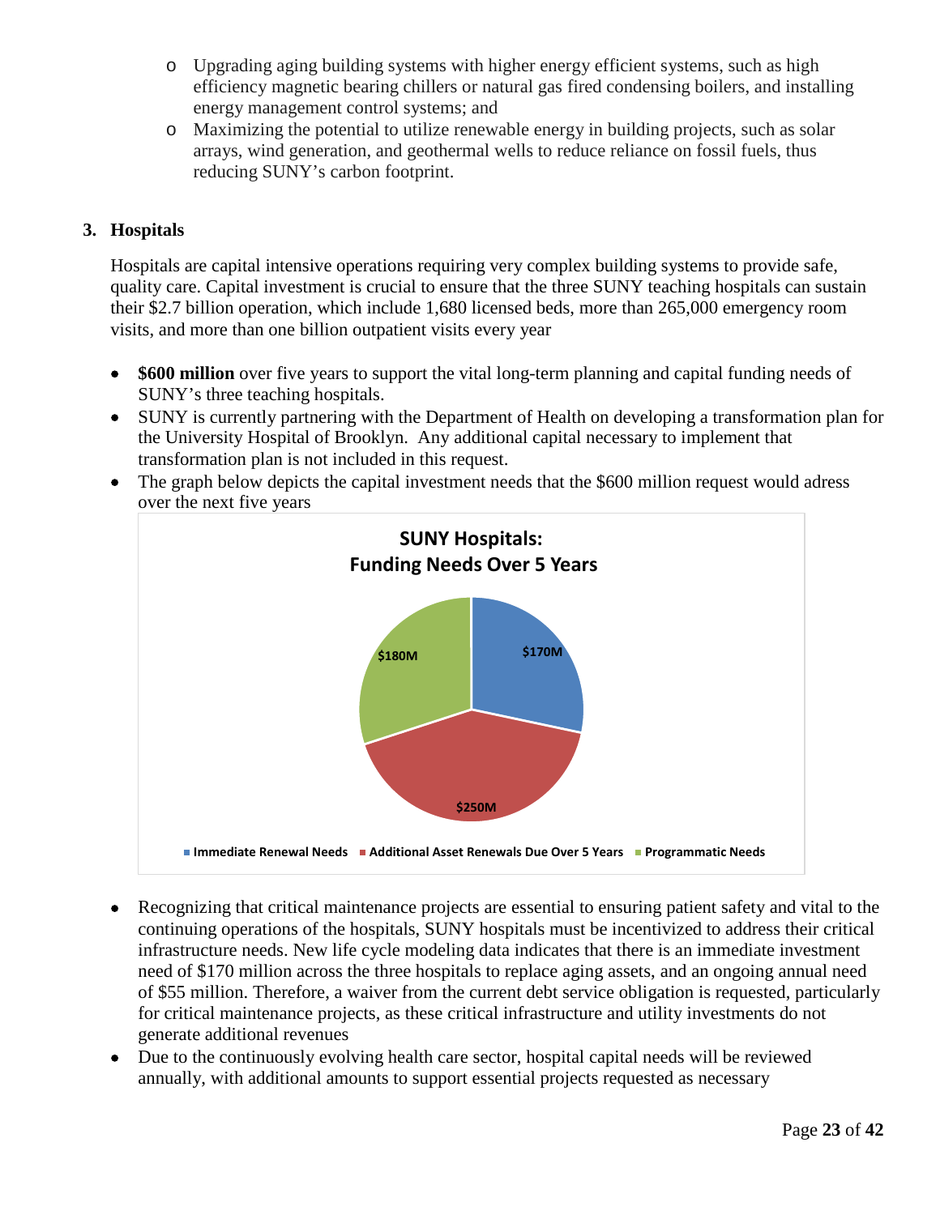- o Upgrading aging building systems with higher energy efficient systems, such as high efficiency magnetic bearing chillers or natural gas fired condensing boilers, and installing energy management control systems; and
- o Maximizing the potential to utilize renewable energy in building projects, such as solar arrays, wind generation, and geothermal wells to reduce reliance on fossil fuels, thus reducing SUNY's carbon footprint.

### 3. Hospitals

Hospitals are capital intensive operations requiring very complex building systems to provide safe, quality care. Capital investment is crucial to ensure that the three SUNY teaching hospitals can sustain their $2.7 billion operation, which include 1,680 licensed beds, more than 265,000 emergency room visits, and more than one billion outpatient visits every year

- **$600 million** over five years to support the vital long-term planning and capital funding needs of SUNY's three teaching hospitals.
- SUNY is currently partnering with the Department of Health on developing a transformation plan for the University Hospital of Brooklyn. Any additional capital necessary to implement that transformation plan is not included in this request.
- The graph below depicts the capital investment needs that the $600 million request would adress over the next five years

**SUNY Hospitals: Funding Needs Over 5 Years**

| Category | Amount |
|---|---|
| Immediate Renewal Needs | $170M |
| Additional Asset Renewals Due Over 5 Years | $250M |
| Programmatic Needs | $180M |

- Recognizing that critical maintenance projects are essential to ensuring patient safety and vital to the continuing operations of the hospitals, SUNY hospitals must be incentivized to address their critical infrastructure needs. New life cycle modeling data indicates that there is an immediate investment need of $170 million across the three hospitals to replace aging assets, and an ongoing annual need of $55 million. Therefore, a waiver from the current debt service obligation is requested, particularly for critical maintenance projects, as these critical infrastructure and utility investments do not generate additional revenues
- Due to the continuously evolving health care sector, hospital capital needs will be reviewed annually, with additional amounts to support essential projects requested as necessary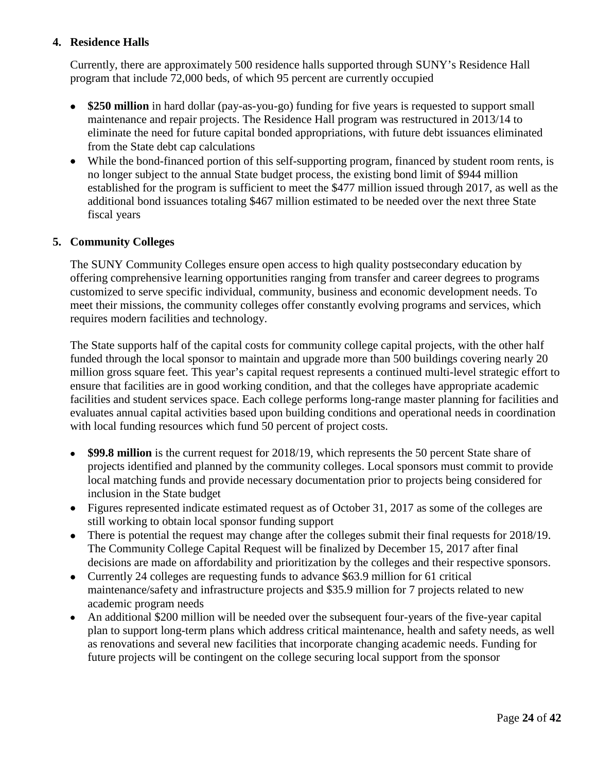## 4. Residence Halls

Currently, there are approximately 500 residence halls supported through SUNY's Residence Hall program that include 72,000 beds, of which 95 percent are currently occupied

- **$250 million** in hard dollar (pay-as-you-go) funding for five years is requested to support small maintenance and repair projects. The Residence Hall program was restructured in 2013/14 to eliminate the need for future capital bonded appropriations, with future debt issuances eliminated from the State debt cap calculations
- While the bond-financed portion of this self-supporting program, financed by student room rents, is no longer subject to the annual State budget process, the existing bond limit of $944 million established for the program is sufficient to meet the $477 million issued through 2017, as well as the additional bond issuances totaling $467 million estimated to be needed over the next three State fiscal years

## 5. Community Colleges

The SUNY Community Colleges ensure open access to high quality postsecondary education by offering comprehensive learning opportunities ranging from transfer and career degrees to programs customized to serve specific individual, community, business and economic development needs. To meet their missions, the community colleges offer constantly evolving programs and services, which requires modern facilities and technology.

The State supports half of the capital costs for community college capital projects, with the other half funded through the local sponsor to maintain and upgrade more than 500 buildings covering nearly 20 million gross square feet. This year's capital request represents a continued multi-level strategic effort to ensure that facilities are in good working condition, and that the colleges have appropriate academic facilities and student services space. Each college performs long-range master planning for facilities and evaluates annual capital activities based upon building conditions and operational needs in coordination with local funding resources which fund 50 percent of project costs.

- **$99.8 million** is the current request for 2018/19, which represents the 50 percent State share of projects identified and planned by the community colleges. Local sponsors must commit to provide local matching funds and provide necessary documentation prior to projects being considered for inclusion in the State budget
- Figures represented indicate estimated request as of October 31, 2017 as some of the colleges are still working to obtain local sponsor funding support
- There is potential the request may change after the colleges submit their final requests for 2018/19. The Community College Capital Request will be finalized by December 15, 2017 after final decisions are made on affordability and prioritization by the colleges and their respective sponsors.
- Currently 24 colleges are requesting funds to advance $63.9 million for 61 critical maintenance/safety and infrastructure projects and $35.9 million for 7 projects related to new academic program needs
- An additional $200 million will be needed over the subsequent four-years of the five-year capital plan to support long-term plans which address critical maintenance, health and safety needs, as well as renovations and several new facilities that incorporate changing academic needs. Funding for future projects will be contingent on the college securing local support from the sponsor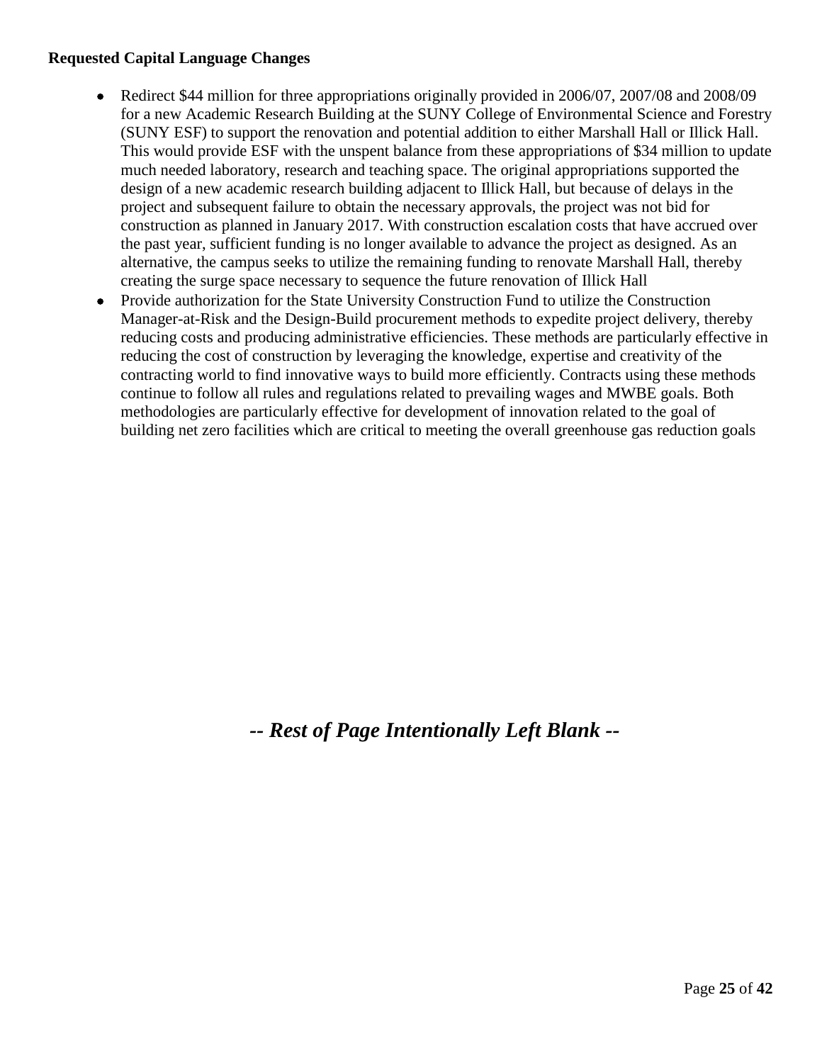**Requested Capital Language Changes**

- Redirect $44 million for three appropriations originally provided in 2006/07, 2007/08 and 2008/09 for a new Academic Research Building at the SUNY College of Environmental Science and Forestry (SUNY ESF) to support the renovation and potential addition to either Marshall Hall or Illick Hall. This would provide ESF with the unspent balance from these appropriations of $34 million to update much needed laboratory, research and teaching space. The original appropriations supported the design of a new academic research building adjacent to Illick Hall, but because of delays in the project and subsequent failure to obtain the necessary approvals, the project was not bid for construction as planned in January 2017. With construction escalation costs that have accrued over the past year, sufficient funding is no longer available to advance the project as designed. As an alternative, the campus seeks to utilize the remaining funding to renovate Marshall Hall, thereby creating the surge space necessary to sequence the future renovation of Illick Hall
- Provide authorization for the State University Construction Fund to utilize the Construction Manager-at-Risk and the Design-Build procurement methods to expedite project delivery, thereby reducing costs and producing administrative efficiencies. These methods are particularly effective in reducing the cost of construction by leveraging the knowledge, expertise and creativity of the contracting world to find innovative ways to build more efficiently. Contracts using these methods continue to follow all rules and regulations related to prevailing wages and MWBE goals. Both methodologies are particularly effective for development of innovation related to the goal of building net zero facilities which are critical to meeting the overall greenhouse gas reduction goals

***-- Rest of Page Intentionally Left Blank --***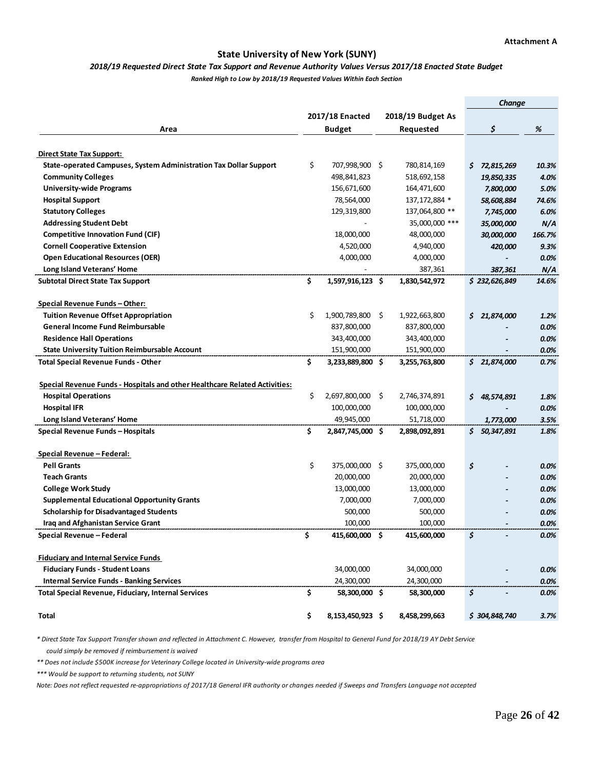**Attachment A**

## State University of New York (SUNY)

***2018/19 Requested Direct State Tax Support and Revenue Authority Values Versus 2017/18 Enacted State Budget***

***Ranked High to Low by 2018/19 Requested Values Within Each Section***

| Area | 2017/18 Enacted Budget | 2018/19 Budget As Requested | Change $ | Change % |
|---|---|---|---|---|
| **Direct State Tax Support:** | | | | |
| **State-operated Campuses, System Administration Tax Dollar Support** | $ 707,998,900 | $ 780,814,169 | *$ 72,815,269* | *10.3%* |
| **Community Colleges** | 498,841,823 | 518,692,158 | *19,850,335* | *4.0%* |
| **University-wide Programs** | 156,671,600 | 164,471,600 | *7,800,000* | *5.0%* |
| **Hospital Support** | 78,564,000 | 137,172,884 * | *58,608,884* | *74.6%* |
| **Statutory Colleges** | 129,319,800 | 137,064,800 ** | *7,745,000* | *6.0%* |
| **Addressing Student Debt** | - | 35,000,000 *** | *35,000,000* | *N/A* |
| **Competitive Innovation Fund (CIF)** | 18,000,000 | 48,000,000 | *30,000,000* | *166.7%* |
| **Cornell Cooperative Extension** | 4,520,000 | 4,940,000 | *420,000* | *9.3%* |
| **Open Educational Resources (OER)** | 4,000,000 | 4,000,000 | *-* | *0.0%* |
| **Long Island Veterans' Home** | - | 387,361 | *387,361* | *N/A* |
| **Subtotal Direct State Tax Support** | **$ 1,597,916,123** | **$ 1,830,542,972** | ***$ 232,626,849*** | ***14.6%*** |
| **Special Revenue Funds – Other:** | | | | |
| **Tuition Revenue Offset Appropriation** | $ 1,900,789,800 | $ 1,922,663,800 | *$ 21,874,000* | *1.2%* |
| **General Income Fund Reimbursable** | 837,800,000 | 837,800,000 | *-* | *0.0%* |
| **Residence Hall Operations** | 343,400,000 | 343,400,000 | *-* | *0.0%* |
| **State University Tuition Reimbursable Account** | 151,900,000 | 151,900,000 | *-* | *0.0%* |
| **Total Special Revenue Funds - Other** | **$ 3,233,889,800** | **$ 3,255,763,800** | ***$ 21,874,000*** | ***0.7%*** |
| **Special Revenue Funds - Hospitals and other Healthcare Related Activities:** | | | | |
| **Hospital Operations** | $ 2,697,800,000 | $ 2,746,374,891 | *$ 48,574,891* | *1.8%* |
| **Hospital IFR** | 100,000,000 | 100,000,000 | *-* | *0.0%* |
| **Long Island Veterans' Home** | 49,945,000 | 51,718,000 | *1,773,000* | *3.5%* |
| **Special Revenue Funds – Hospitals** | **$ 2,847,745,000** | **$ 2,898,092,891** | ***$ 50,347,891*** | ***1.8%*** |
| **Special Revenue – Federal:** | | | | |
| **Pell Grants** | $ 375,000,000 | $ 375,000,000 | *$ -* | *0.0%* |
| **Teach Grants** | 20,000,000 | 20,000,000 | *-* | *0.0%* |
| **College Work Study** | 13,000,000 | 13,000,000 | *-* | *0.0%* |
| **Supplemental Educational Opportunity Grants** | 7,000,000 | 7,000,000 | *-* | *0.0%* |
| **Scholarship for Disadvantaged Students** | 500,000 | 500,000 | *-* | *0.0%* |
| **Iraq and Afghanistan Service Grant** | 100,000 | 100,000 | *-* | *0.0%* |
| **Special Revenue – Federal** | **$ 415,600,000** | **$ 415,600,000** | ***$ -*** | ***0.0%*** |
| **Fiduciary and Internal Service Funds** | | | | |
| **Fiduciary Funds - Student Loans** | 34,000,000 | 34,000,000 | *-* | *0.0%* |
| **Internal Service Funds - Banking Services** | 24,300,000 | 24,300,000 | *-* | *0.0%* |
| **Total Special Revenue, Fiduciary, Internal Services** | **$ 58,300,000** | **$ 58,300,000** | ***$ -*** | ***0.0%*** |
| **Total** | **$ 8,153,450,923** | **$ 8,458,299,663** | ***$ 304,848,740*** | ***3.7%*** |

*\* Direct State Tax Support Transfer shown and reflected in Attachment C. However, transfer from Hospital to General Fund for 2018/19 AY Debt Service could simply be removed if reimbursement is waived*

*\*\* Does not include $500K increase for Veterinary College located in University-wide programs area*

*\*\*\* Would be support to returning students, not SUNY*

*Note: Does not reflect requested re-appropriations of 2017/18 General IFR authority or changes needed if Sweeps and Transfers Language not accepted*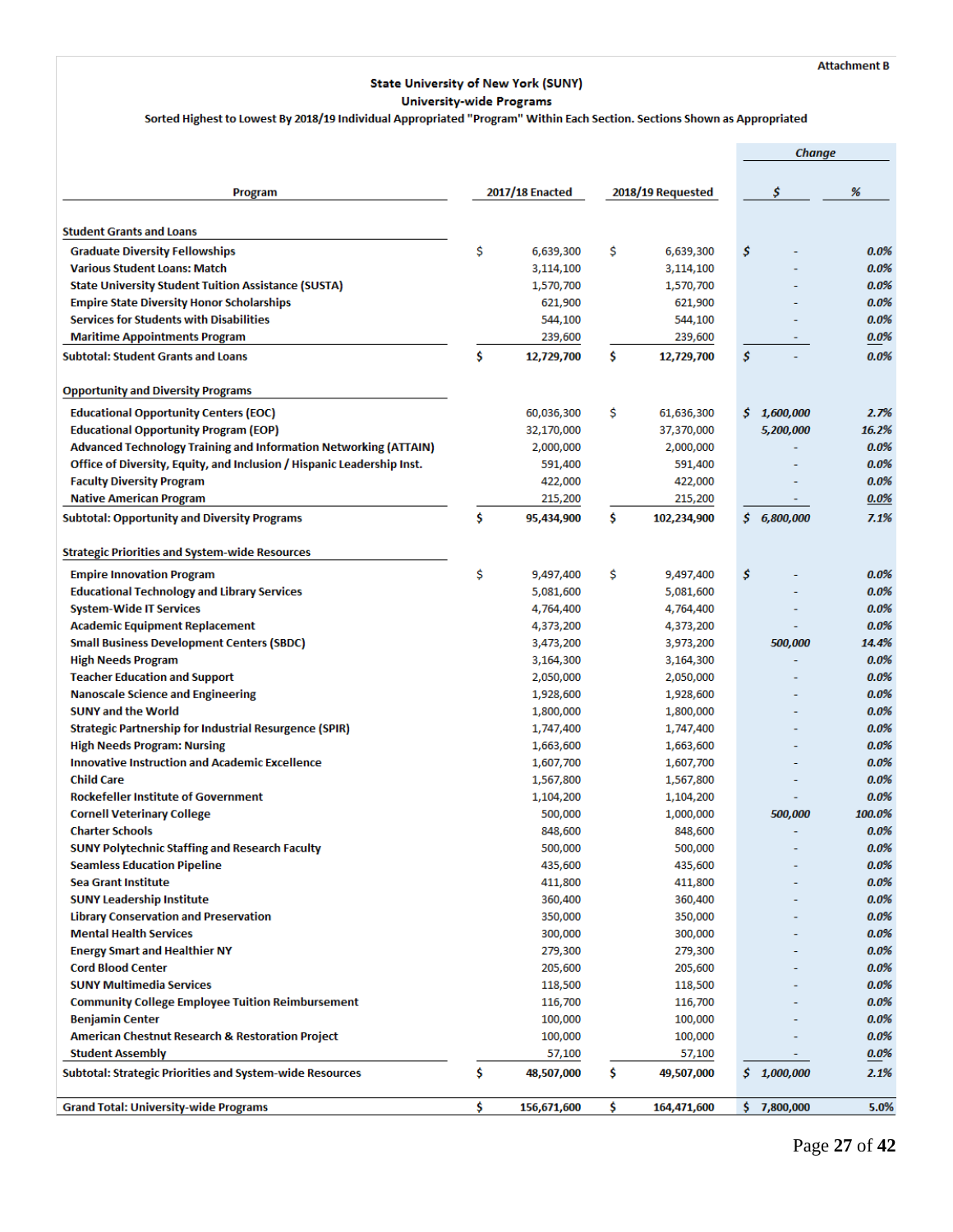Attachment B

**State University of New York (SUNY)**
**University-wide Programs**
**Sorted Highest to Lowest By 2018/19 Individual Appropriated "Program" Within Each Section. Sections Shown as Appropriated**

| Program | 2017/18 Enacted | 2018/19 Requested | Change $ | Change % |
|---|---|---|---|---|
| **Student Grants and Loans** | | | | |
| Graduate Diversity Fellowships | $ 6,639,300 | $ 6,639,300 | $ - | 0.0% |
| Various Student Loans: Match | 3,114,100 | 3,114,100 | - | 0.0% |
| State University Student Tuition Assistance (SUSTA) | 1,570,700 | 1,570,700 | - | 0.0% |
| Empire State Diversity Honor Scholarships | 621,900 | 621,900 | - | 0.0% |
| Services for Students with Disabilities | 544,100 | 544,100 | - | 0.0% |
| Maritime Appointments Program | 239,600 | 239,600 | - | 0.0% |
| Subtotal: Student Grants and Loans | $ 12,729,700 | $ 12,729,700 | $ - | 0.0% |
| **Opportunity and Diversity Programs** | | | | |
| Educational Opportunity Centers (EOC) | 60,036,300 | $ 61,636,300 | $ 1,600,000 | 2.7% |
| Educational Opportunity Program (EOP) | 32,170,000 | 37,370,000 | 5,200,000 | 16.2% |
| Advanced Technology Training and Information Networking (ATTAIN) | 2,000,000 | 2,000,000 | - | 0.0% |
| Office of Diversity, Equity, and Inclusion / Hispanic Leadership Inst. | 591,400 | 591,400 | - | 0.0% |
| Faculty Diversity Program | 422,000 | 422,000 | - | 0.0% |
| Native American Program | 215,200 | 215,200 | - | 0.0% |
| Subtotal: Opportunity and Diversity Programs | $ 95,434,900 | $ 102,234,900 | $ 6,800,000 | 7.1% |
| **Strategic Priorities and System-wide Resources** | | | | |
| Empire Innovation Program | $ 9,497,400 | $ 9,497,400 | $ - | 0.0% |
| Educational Technology and Library Services | 5,081,600 | 5,081,600 | - | 0.0% |
| System-Wide IT Services | 4,764,400 | 4,764,400 | - | 0.0% |
| Academic Equipment Replacement | 4,373,200 | 4,373,200 | - | 0.0% |
| Small Business Development Centers (SBDC) | 3,473,200 | 3,973,200 | 500,000 | 14.4% |
| High Needs Program | 3,164,300 | 3,164,300 | - | 0.0% |
| Teacher Education and Support | 2,050,000 | 2,050,000 | - | 0.0% |
| Nanoscale Science and Engineering | 1,928,600 | 1,928,600 | - | 0.0% |
| SUNY and the World | 1,800,000 | 1,800,000 | - | 0.0% |
| Strategic Partnership for Industrial Resurgence (SPIR) | 1,747,400 | 1,747,400 | - | 0.0% |
| High Needs Program: Nursing | 1,663,600 | 1,663,600 | - | 0.0% |
| Innovative Instruction and Academic Excellence | 1,607,700 | 1,607,700 | - | 0.0% |
| Child Care | 1,567,800 | 1,567,800 | - | 0.0% |
| Rockefeller Institute of Government | 1,104,200 | 1,104,200 | - | 0.0% |
| Cornell Veterinary College | 500,000 | 1,000,000 | 500,000 | 100.0% |
| Charter Schools | 848,600 | 848,600 | - | 0.0% |
| SUNY Polytechnic Staffing and Research Faculty | 500,000 | 500,000 | - | 0.0% |
| Seamless Education Pipeline | 435,600 | 435,600 | - | 0.0% |
| Sea Grant Institute | 411,800 | 411,800 | - | 0.0% |
| SUNY Leadership Institute | 360,400 | 360,400 | - | 0.0% |
| Library Conservation and Preservation | 350,000 | 350,000 | - | 0.0% |
| Mental Health Services | 300,000 | 300,000 | - | 0.0% |
| Energy Smart and Healthier NY | 279,300 | 279,300 | - | 0.0% |
| Cord Blood Center | 205,600 | 205,600 | - | 0.0% |
| SUNY Multimedia Services | 118,500 | 118,500 | - | 0.0% |
| Community College Employee Tuition Reimbursement | 116,700 | 116,700 | - | 0.0% |
| Benjamin Center | 100,000 | 100,000 | - | 0.0% |
| American Chestnut Research & Restoration Project | 100,000 | 100,000 | - | 0.0% |
| Student Assembly | 57,100 | 57,100 | - | 0.0% |
| Subtotal: Strategic Priorities and System-wide Resources | $ 48,507,000 | $ 49,507,000 | $ 1,000,000 | 2.1% |
| **Grand Total: University-wide Programs** | $ 156,671,600 | $ 164,471,600 | $ 7,800,000 | 5.0% |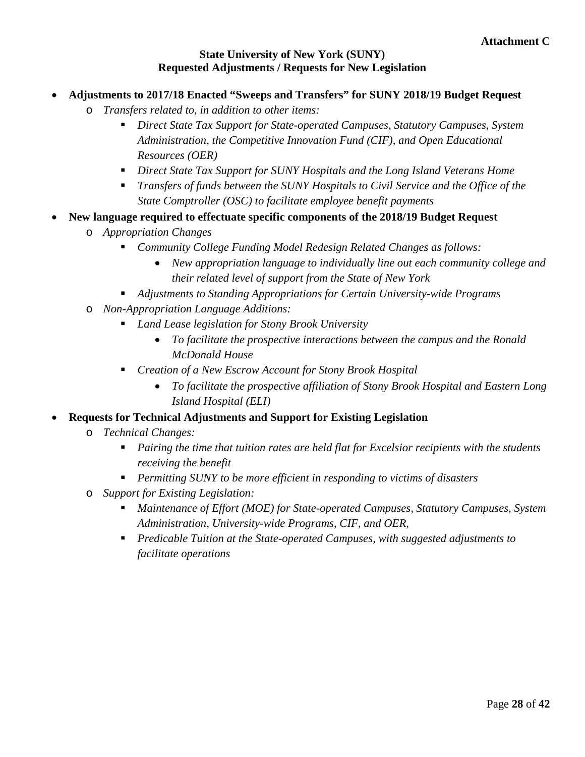**Attachment C**

**State University of New York (SUNY)**
**Requested Adjustments / Requests for New Legislation**

- **Adjustments to 2017/18 Enacted "Sweeps and Transfers" for SUNY 2018/19 Budget Request**
  - *Transfers related to, in addition to other items:*
    - *Direct State Tax Support for State-operated Campuses, Statutory Campuses, System Administration, the Competitive Innovation Fund (CIF), and Open Educational Resources (OER)*
    - *Direct State Tax Support for SUNY Hospitals and the Long Island Veterans Home*
    - *Transfers of funds between the SUNY Hospitals to Civil Service and the Office of the State Comptroller (OSC) to facilitate employee benefit payments*
- **New language required to effectuate specific components of the 2018/19 Budget Request**
  - *Appropriation Changes*
    - *Community College Funding Model Redesign Related Changes as follows:*
      - *New appropriation language to individually line out each community college and their related level of support from the State of New York*
    - *Adjustments to Standing Appropriations for Certain University-wide Programs*
  - *Non-Appropriation Language Additions:*
    - *Land Lease legislation for Stony Brook University*
      - *To facilitate the prospective interactions between the campus and the Ronald McDonald House*
    - *Creation of a New Escrow Account for Stony Brook Hospital*
      - *To facilitate the prospective affiliation of Stony Brook Hospital and Eastern Long Island Hospital (ELI)*
- **Requests for Technical Adjustments and Support for Existing Legislation**
  - *Technical Changes:*
    - *Pairing the time that tuition rates are held flat for Excelsior recipients with the students receiving the benefit*
    - *Permitting SUNY to be more efficient in responding to victims of disasters*
  - *Support for Existing Legislation:*
    - *Maintenance of Effort (MOE) for State-operated Campuses, Statutory Campuses, System Administration, University-wide Programs, CIF, and OER,*
    - *Predicable Tuition at the State-operated Campuses, with suggested adjustments to facilitate operations*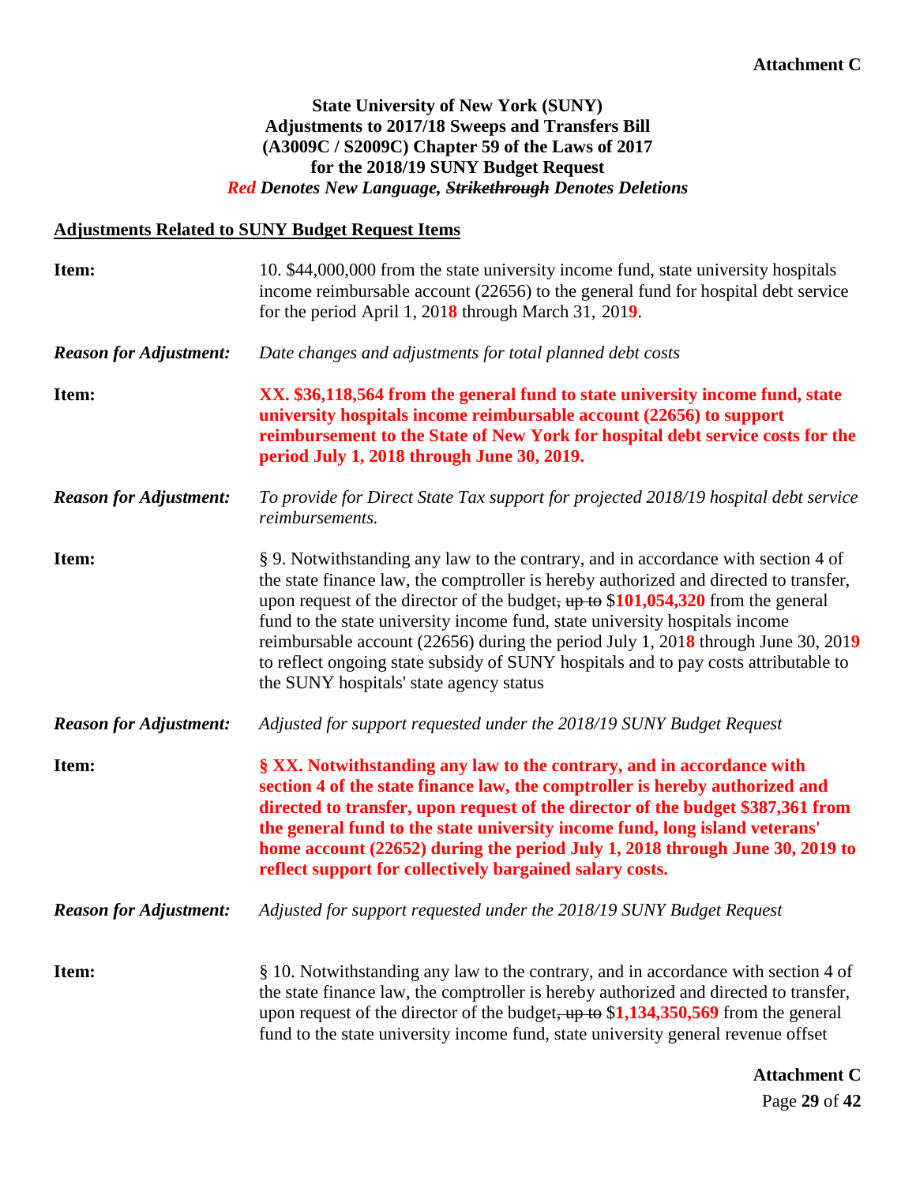**State University of New York (SUNY)**
**Adjustments to 2017/18 Sweeps and Transfers Bill**
**(A3009C / S2009C) Chapter 59 of the Laws of 2017**
**for the 2018/19 SUNY Budget Request**
***Red Denotes New Language, ~~Strikethrough~~ Denotes Deletions***

## Adjustments Related to SUNY Budget Request Items

**Item:** 10. $44,000,000 from the state university income fund, state university hospitals income reimbursable account (22656) to the general fund for hospital debt service for the period April 1, 201**8** through March 31, 201**9**.

***Reason for Adjustment:*** *Date changes and adjustments for total planned debt costs*

**Item:** **XX. $36,118,564 from the general fund to state university income fund, state university hospitals income reimbursable account (22656) to support reimbursement to the State of New York for hospital debt service costs for the period July 1, 2018 through June 30, 2019.**

***Reason for Adjustment:*** *To provide for Direct State Tax support for projected 2018/19 hospital debt service reimbursements.*

**Item:** § 9. Notwithstanding any law to the contrary, and in accordance with section 4 of the state finance law, the comptroller is hereby authorized and directed to transfer, upon request of the director of the budget~~, up to~~ $**101,054,320** from the general fund to the state university income fund, state university hospitals income reimbursable account (22656) during the period July 1, 201**8** through June 30, 201**9** to reflect ongoing state subsidy of SUNY hospitals and to pay costs attributable to the SUNY hospitals' state agency status

***Reason for Adjustment:*** *Adjusted for support requested under the 2018/19 SUNY Budget Request*

**Item:** **§ XX. Notwithstanding any law to the contrary, and in accordance with section 4 of the state finance law, the comptroller is hereby authorized and directed to transfer, upon request of the director of the budget $387,361 from the general fund to the state university income fund, long island veterans' home account (22652) during the period July 1, 2018 through June 30, 2019 to reflect support for collectively bargained salary costs.**

***Reason for Adjustment:*** *Adjusted for support requested under the 2018/19 SUNY Budget Request*

**Item:** § 10. Notwithstanding any law to the contrary, and in accordance with section 4 of the state finance law, the comptroller is hereby authorized and directed to transfer, upon request of the director of the budget~~, up to~~ $**1,134,350,569** from the general fund to the state university income fund, state university general revenue offset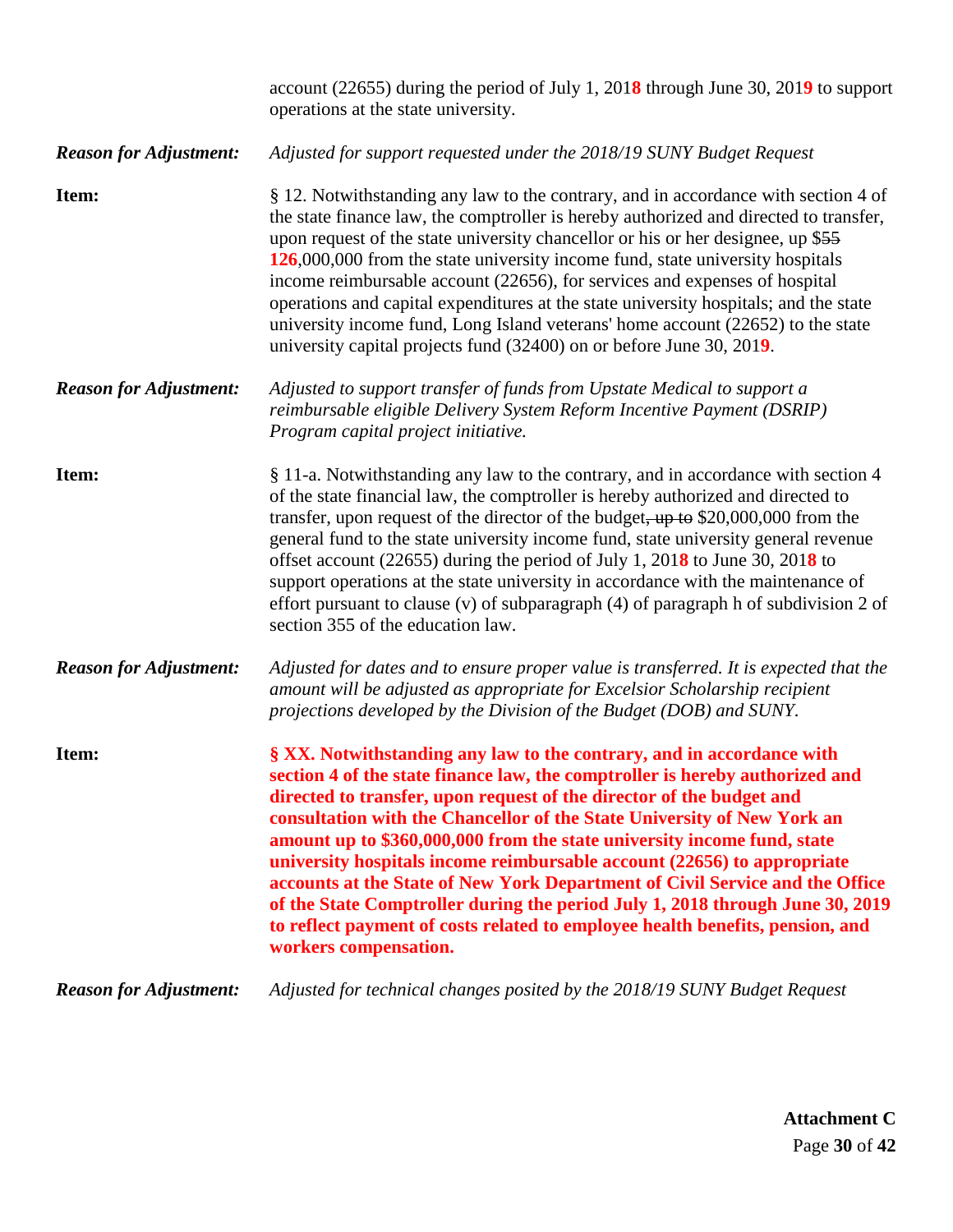account (22655) during the period of July 1, 2018 through June 30, 2019 to support operations at the state university.

***Reason for Adjustment:*** *Adjusted for support requested under the 2018/19 SUNY Budget Request*

**Item:** § 12. Notwithstanding any law to the contrary, and in accordance with section 4 of the state finance law, the comptroller is hereby authorized and directed to transfer, upon request of the state university chancellor or his or her designee, up $~~55~~ **126**,000,000 from the state university income fund, state university hospitals income reimbursable account (22656), for services and expenses of hospital operations and capital expenditures at the state university hospitals; and the state university income fund, Long Island veterans' home account (22652) to the state university capital projects fund (32400) on or before June 30, 201**9**.

***Reason for Adjustment:*** *Adjusted to support transfer of funds from Upstate Medical to support a reimbursable eligible Delivery System Reform Incentive Payment (DSRIP) Program capital project initiative.*

**Item:** § 11-a. Notwithstanding any law to the contrary, and in accordance with section 4 of the state financial law, the comptroller is hereby authorized and directed to transfer, upon request of the director of the budget~~, up to~~ $20,000,000 from the general fund to the state university income fund, state university general revenue offset account (22655) during the period of July 1, 201**8** to June 30, 201**8** to support operations at the state university in accordance with the maintenance of effort pursuant to clause (v) of subparagraph (4) of paragraph h of subdivision 2 of section 355 of the education law.

***Reason for Adjustment:*** *Adjusted for dates and to ensure proper value is transferred. It is expected that the amount will be adjusted as appropriate for Excelsior Scholarship recipient projections developed by the Division of the Budget (DOB) and SUNY.*

**Item:** **§ XX. Notwithstanding any law to the contrary, and in accordance with section 4 of the state finance law, the comptroller is hereby authorized and directed to transfer, upon request of the director of the budget and consultation with the Chancellor of the State University of New York an amount up to $360,000,000 from the state university income fund, state university hospitals income reimbursable account (22656) to appropriate accounts at the State of New York Department of Civil Service and the Office of the State Comptroller during the period July 1, 2018 through June 30, 2019 to reflect payment of costs related to employee health benefits, pension, and workers compensation.**

***Reason for Adjustment:*** *Adjusted for technical changes posited by the 2018/19 SUNY Budget Request*

**Attachment C**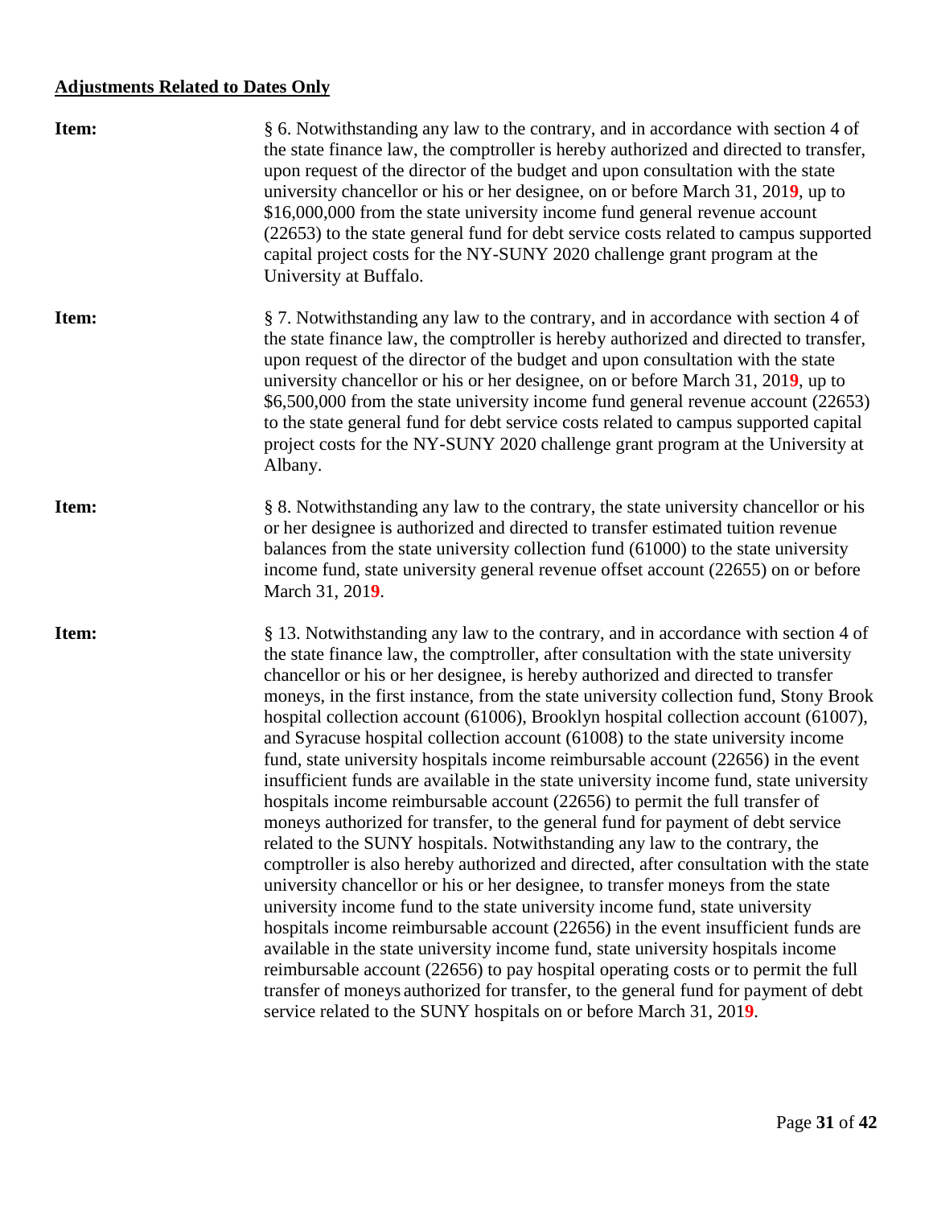**Adjustments Related to Dates Only**

**Item:** § 6. Notwithstanding any law to the contrary, and in accordance with section 4 of the state finance law, the comptroller is hereby authorized and directed to transfer, upon request of the director of the budget and upon consultation with the state university chancellor or his or her designee, on or before March 31, 201**9**, up to $16,000,000 from the state university income fund general revenue account (22653) to the state general fund for debt service costs related to campus supported capital project costs for the NY-SUNY 2020 challenge grant program at the University at Buffalo.

**Item:** § 7. Notwithstanding any law to the contrary, and in accordance with section 4 of the state finance law, the comptroller is hereby authorized and directed to transfer, upon request of the director of the budget and upon consultation with the state university chancellor or his or her designee, on or before March 31, 201**9**, up to $6,500,000 from the state university income fund general revenue account (22653) to the state general fund for debt service costs related to campus supported capital project costs for the NY-SUNY 2020 challenge grant program at the University at Albany.

**Item:** § 8. Notwithstanding any law to the contrary, the state university chancellor or his or her designee is authorized and directed to transfer estimated tuition revenue balances from the state university collection fund (61000) to the state university income fund, state university general revenue offset account (22655) on or before March 31, 201**9**.

**Item:** § 13. Notwithstanding any law to the contrary, and in accordance with section 4 of the state finance law, the comptroller, after consultation with the state university chancellor or his or her designee, is hereby authorized and directed to transfer moneys, in the first instance, from the state university collection fund, Stony Brook hospital collection account (61006), Brooklyn hospital collection account (61007), and Syracuse hospital collection account (61008) to the state university income fund, state university hospitals income reimbursable account (22656) in the event insufficient funds are available in the state university income fund, state university hospitals income reimbursable account (22656) to permit the full transfer of moneys authorized for transfer, to the general fund for payment of debt service related to the SUNY hospitals. Notwithstanding any law to the contrary, the comptroller is also hereby authorized and directed, after consultation with the state university chancellor or his or her designee, to transfer moneys from the state university income fund to the state university income fund, state university hospitals income reimbursable account (22656) in the event insufficient funds are available in the state university income fund, state university hospitals income reimbursable account (22656) to pay hospital operating costs or to permit the full transfer of moneys authorized for transfer, to the general fund for payment of debt service related to the SUNY hospitals on or before March 31, 201**9**.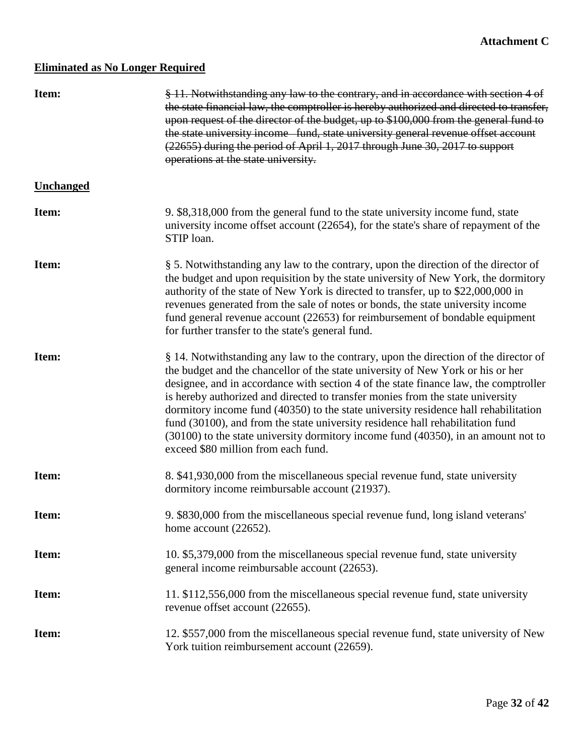**Attachment C**

**<u>Eliminated as No Longer Required</u>**

**Item:** ~~§ 11. Notwithstanding any law to the contrary, and in accordance with section 4 of the state financial law, the comptroller is hereby authorized and directed to transfer, upon request of the director of the budget, up to $100,000 from the general fund to the state university income fund, state university general revenue offset account (22655) during the period of April 1, 2017 through June 30, 2017 to support operations at the state university.~~

**<u>Unchanged</u>**

**Item:** 9. $8,318,000 from the general fund to the state university income fund, state university income offset account (22654), for the state's share of repayment of the STIP loan.

**Item:** § 5. Notwithstanding any law to the contrary, upon the direction of the director of the budget and upon requisition by the state university of New York, the dormitory authority of the state of New York is directed to transfer, up to $22,000,000 in revenues generated from the sale of notes or bonds, the state university income fund general revenue account (22653) for reimbursement of bondable equipment for further transfer to the state's general fund.

**Item:** § 14. Notwithstanding any law to the contrary, upon the direction of the director of the budget and the chancellor of the state university of New York or his or her designee, and in accordance with section 4 of the state finance law, the comptroller is hereby authorized and directed to transfer monies from the state university dormitory income fund (40350) to the state university residence hall rehabilitation fund (30100), and from the state university residence hall rehabilitation fund (30100) to the state university dormitory income fund (40350), in an amount not to exceed $80 million from each fund.

**Item:** 8. $41,930,000 from the miscellaneous special revenue fund, state university dormitory income reimbursable account (21937).

**Item:** 9. $830,000 from the miscellaneous special revenue fund, long island veterans' home account (22652).

**Item:** 10. $5,379,000 from the miscellaneous special revenue fund, state university general income reimbursable account (22653).

**Item:** 11. $112,556,000 from the miscellaneous special revenue fund, state university revenue offset account (22655).

**Item:** 12. $557,000 from the miscellaneous special revenue fund, state university of New York tuition reimbursement account (22659).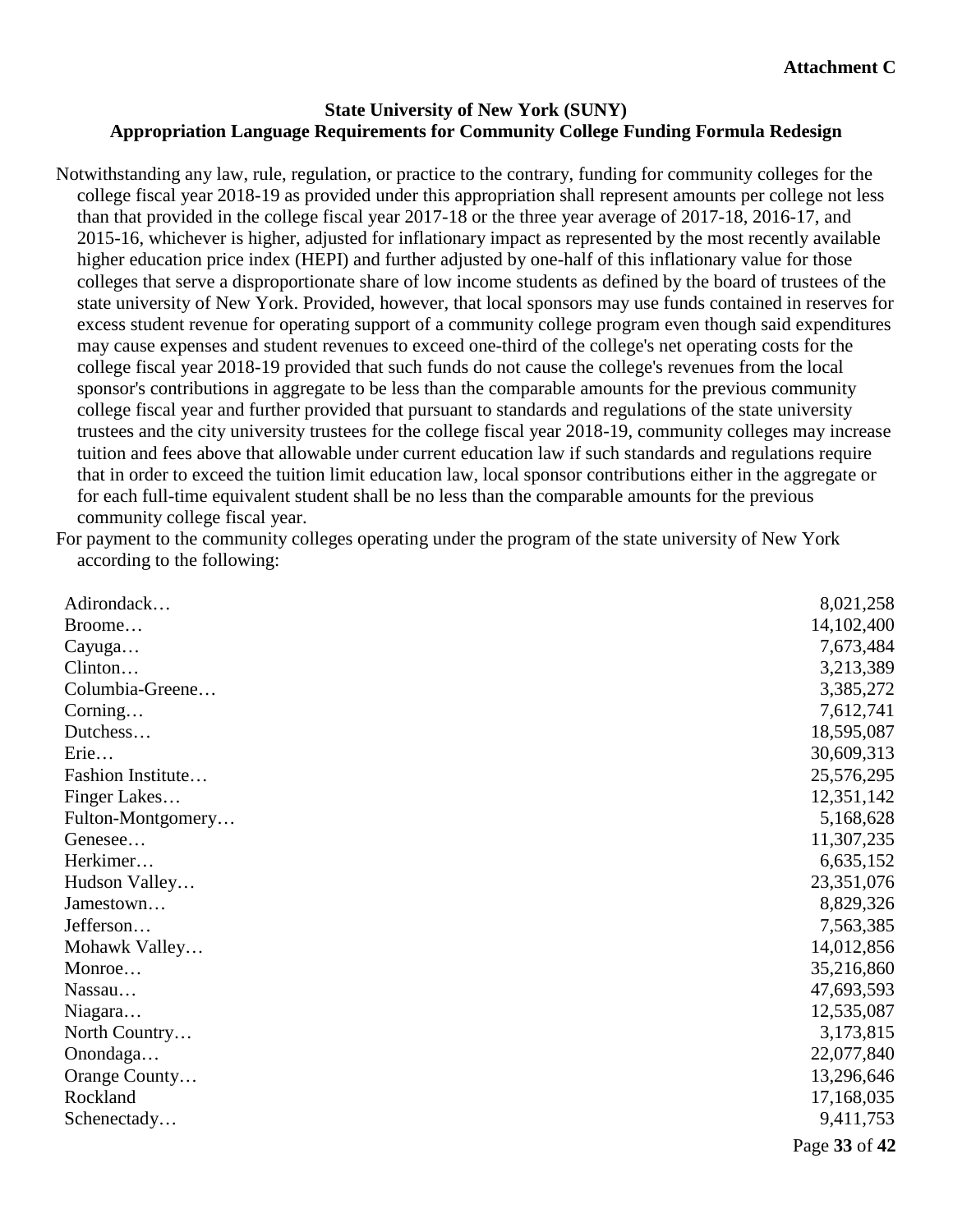**Attachment C**

**State University of New York (SUNY)**
**Appropriation Language Requirements for Community College Funding Formula Redesign**

Notwithstanding any law, rule, regulation, or practice to the contrary, funding for community colleges for the college fiscal year 2018-19 as provided under this appropriation shall represent amounts per college not less than that provided in the college fiscal year 2017-18 or the three year average of 2017-18, 2016-17, and 2015-16, whichever is higher, adjusted for inflationary impact as represented by the most recently available higher education price index (HEPI) and further adjusted by one-half of this inflationary value for those colleges that serve a disproportionate share of low income students as defined by the board of trustees of the state university of New York. Provided, however, that local sponsors may use funds contained in reserves for excess student revenue for operating support of a community college program even though said expenditures may cause expenses and student revenues to exceed one-third of the college's net operating costs for the college fiscal year 2018-19 provided that such funds do not cause the college's revenues from the local sponsor's contributions in aggregate to be less than the comparable amounts for the previous community college fiscal year and further provided that pursuant to standards and regulations of the state university trustees and the city university trustees for the college fiscal year 2018-19, community colleges may increase tuition and fees above that allowable under current education law if such standards and regulations require that in order to exceed the tuition limit education law, local sponsor contributions either in the aggregate or for each full-time equivalent student shall be no less than the comparable amounts for the previous community college fiscal year.

For payment to the community colleges operating under the program of the state university of New York according to the following:

| | |
|---|---:|
| Adirondack… | 8,021,258 |
| Broome… | 14,102,400 |
| Cayuga… | 7,673,484 |
| Clinton… | 3,213,389 |
| Columbia-Greene… | 3,385,272 |
| Corning… | 7,612,741 |
| Dutchess… | 18,595,087 |
| Erie… | 30,609,313 |
| Fashion Institute… | 25,576,295 |
| Finger Lakes… | 12,351,142 |
| Fulton-Montgomery… | 5,168,628 |
| Genesee… | 11,307,235 |
| Herkimer… | 6,635,152 |
| Hudson Valley… | 23,351,076 |
| Jamestown… | 8,829,326 |
| Jefferson… | 7,563,385 |
| Mohawk Valley… | 14,012,856 |
| Monroe… | 35,216,860 |
| Nassau… | 47,693,593 |
| Niagara… | 12,535,087 |
| North Country… | 3,173,815 |
| Onondaga… | 22,077,840 |
| Orange County… | 13,296,646 |
| Rockland | 17,168,035 |
| Schenectady… | 9,411,753 |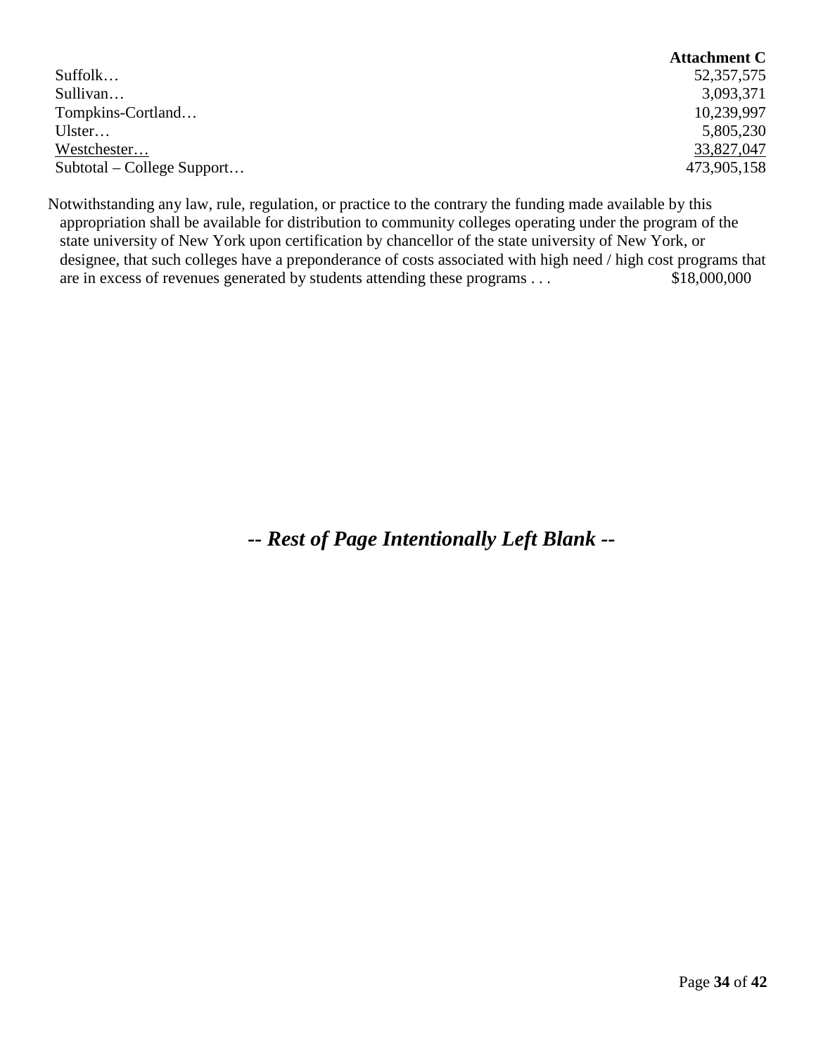**Attachment C**

| | |
|---|---|
| Suffolk… | 52,357,575 |
| Sullivan… | 3,093,371 |
| Tompkins-Cortland… | 10,239,997 |
| Ulster… | 5,805,230 |
| Westchester… | 33,827,047 |
| Subtotal – College Support… | 473,905,158 |

Notwithstanding any law, rule, regulation, or practice to the contrary the funding made available by this appropriation shall be available for distribution to community colleges operating under the program of the state university of New York upon certification by chancellor of the state university of New York, or designee, that such colleges have a preponderance of costs associated with high need / high cost programs that are in excess of revenues generated by students attending these programs . . . $18,000,000

***-- Rest of Page Intentionally Left Blank --***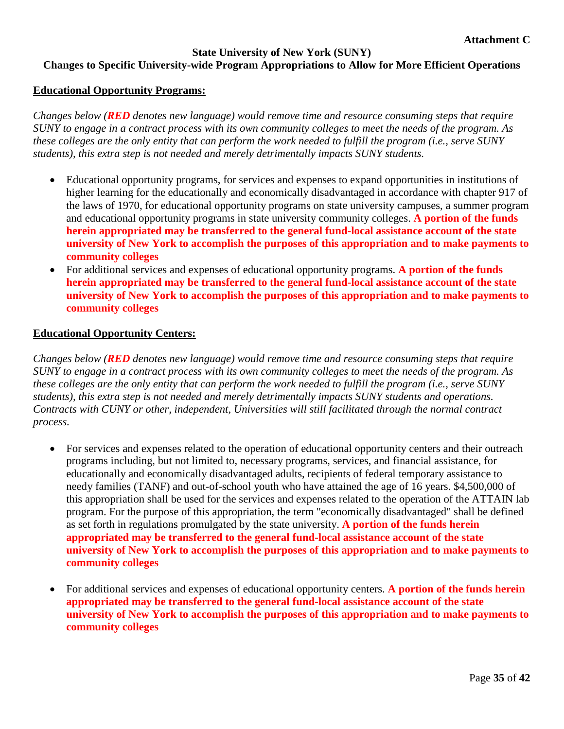**Attachment C**

**State University of New York (SUNY)**

**Changes to Specific University-wide Program Appropriations to Allow for More Efficient Operations**

## Educational Opportunity Programs:

*Changes below (**RED** denotes new language) would remove time and resource consuming steps that require SUNY to engage in a contract process with its own community colleges to meet the needs of the program. As these colleges are the only entity that can perform the work needed to fulfill the program (i.e., serve SUNY students), this extra step is not needed and merely detrimentally impacts SUNY students.*

- Educational opportunity programs, for services and expenses to expand opportunities in institutions of higher learning for the educationally and economically disadvantaged in accordance with chapter 917 of the laws of 1970, for educational opportunity programs on state university campuses, a summer program and educational opportunity programs in state university community colleges. **A portion of the funds herein appropriated may be transferred to the general fund-local assistance account of the state university of New York to accomplish the purposes of this appropriation and to make payments to community colleges**
- For additional services and expenses of educational opportunity programs. **A portion of the funds herein appropriated may be transferred to the general fund-local assistance account of the state university of New York to accomplish the purposes of this appropriation and to make payments to community colleges**

## Educational Opportunity Centers:

*Changes below (**RED** denotes new language) would remove time and resource consuming steps that require SUNY to engage in a contract process with its own community colleges to meet the needs of the program. As these colleges are the only entity that can perform the work needed to fulfill the program (i.e., serve SUNY students), this extra step is not needed and merely detrimentally impacts SUNY students and operations. Contracts with CUNY or other, independent, Universities will still facilitated through the normal contract process.*

- For services and expenses related to the operation of educational opportunity centers and their outreach programs including, but not limited to, necessary programs, services, and financial assistance, for educationally and economically disadvantaged adults, recipients of federal temporary assistance to needy families (TANF) and out-of-school youth who have attained the age of 16 years. $4,500,000 of this appropriation shall be used for the services and expenses related to the operation of the ATTAIN lab program. For the purpose of this appropriation, the term "economically disadvantaged" shall be defined as set forth in regulations promulgated by the state university. **A portion of the funds herein appropriated may be transferred to the general fund-local assistance account of the state university of New York to accomplish the purposes of this appropriation and to make payments to community colleges**

- For additional services and expenses of educational opportunity centers. **A portion of the funds herein appropriated may be transferred to the general fund-local assistance account of the state university of New York to accomplish the purposes of this appropriation and to make payments to community colleges**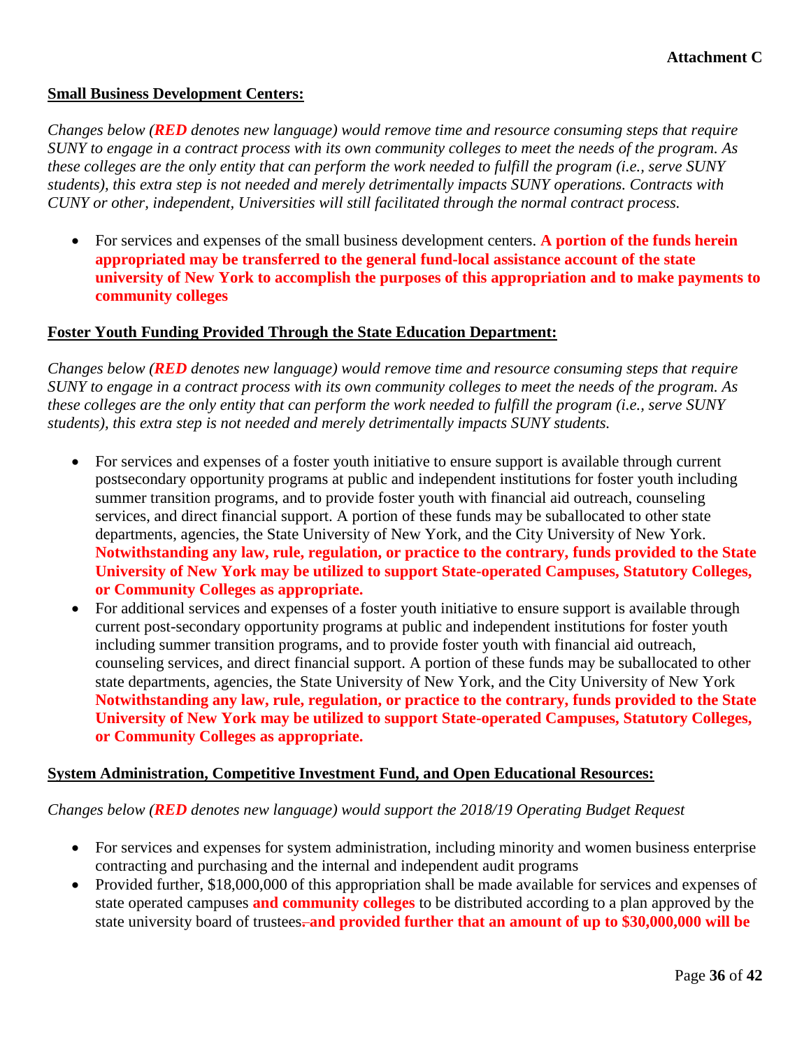**Attachment C**

**Small Business Development Centers:**

*Changes below (**RED** denotes new language) would remove time and resource consuming steps that require SUNY to engage in a contract process with its own community colleges to meet the needs of the program. As these colleges are the only entity that can perform the work needed to fulfill the program (i.e., serve SUNY students), this extra step is not needed and merely detrimentally impacts SUNY operations. Contracts with CUNY or other, independent, Universities will still facilitated through the normal contract process.*

- For services and expenses of the small business development centers. **A portion of the funds herein appropriated may be transferred to the general fund-local assistance account of the state university of New York to accomplish the purposes of this appropriation and to make payments to community colleges**

**Foster Youth Funding Provided Through the State Education Department:**

*Changes below (**RED** denotes new language) would remove time and resource consuming steps that require SUNY to engage in a contract process with its own community colleges to meet the needs of the program. As these colleges are the only entity that can perform the work needed to fulfill the program (i.e., serve SUNY students), this extra step is not needed and merely detrimentally impacts SUNY students.*

- For services and expenses of a foster youth initiative to ensure support is available through current postsecondary opportunity programs at public and independent institutions for foster youth including summer transition programs, and to provide foster youth with financial aid outreach, counseling services, and direct financial support. A portion of these funds may be suballocated to other state departments, agencies, the State University of New York, and the City University of New York. **Notwithstanding any law, rule, regulation, or practice to the contrary, funds provided to the State University of New York may be utilized to support State-operated Campuses, Statutory Colleges, or Community Colleges as appropriate.**
- For additional services and expenses of a foster youth initiative to ensure support is available through current post-secondary opportunity programs at public and independent institutions for foster youth including summer transition programs, and to provide foster youth with financial aid outreach, counseling services, and direct financial support. A portion of these funds may be suballocated to other state departments, agencies, the State University of New York, and the City University of New York **Notwithstanding any law, rule, regulation, or practice to the contrary, funds provided to the State University of New York may be utilized to support State-operated Campuses, Statutory Colleges, or Community Colleges as appropriate.**

**System Administration, Competitive Investment Fund, and Open Educational Resources:**

*Changes below (**RED** denotes new language) would support the 2018/19 Operating Budget Request*

- For services and expenses for system administration, including minority and women business enterprise contracting and purchasing and the internal and independent audit programs
- Provided further, $18,000,000 of this appropriation shall be made available for services and expenses of state operated campuses **and community colleges** to be distributed according to a plan approved by the state university board of trustees~~.~~ **and provided further that an amount of up to $30,000,000 will be**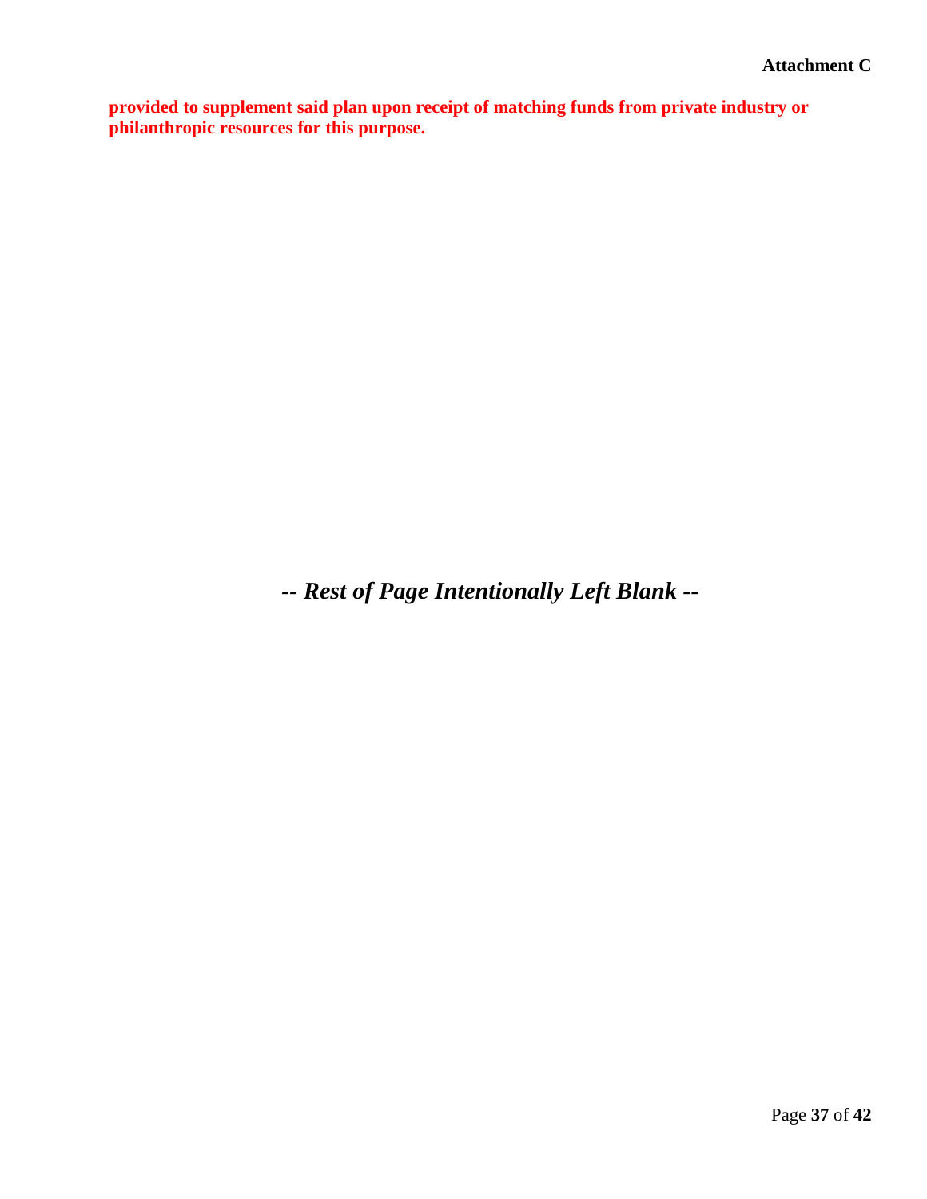**provided to supplement said plan upon receipt of matching funds from private industry or philanthropic resources for this purpose.**

***-- Rest of Page Intentionally Left Blank --***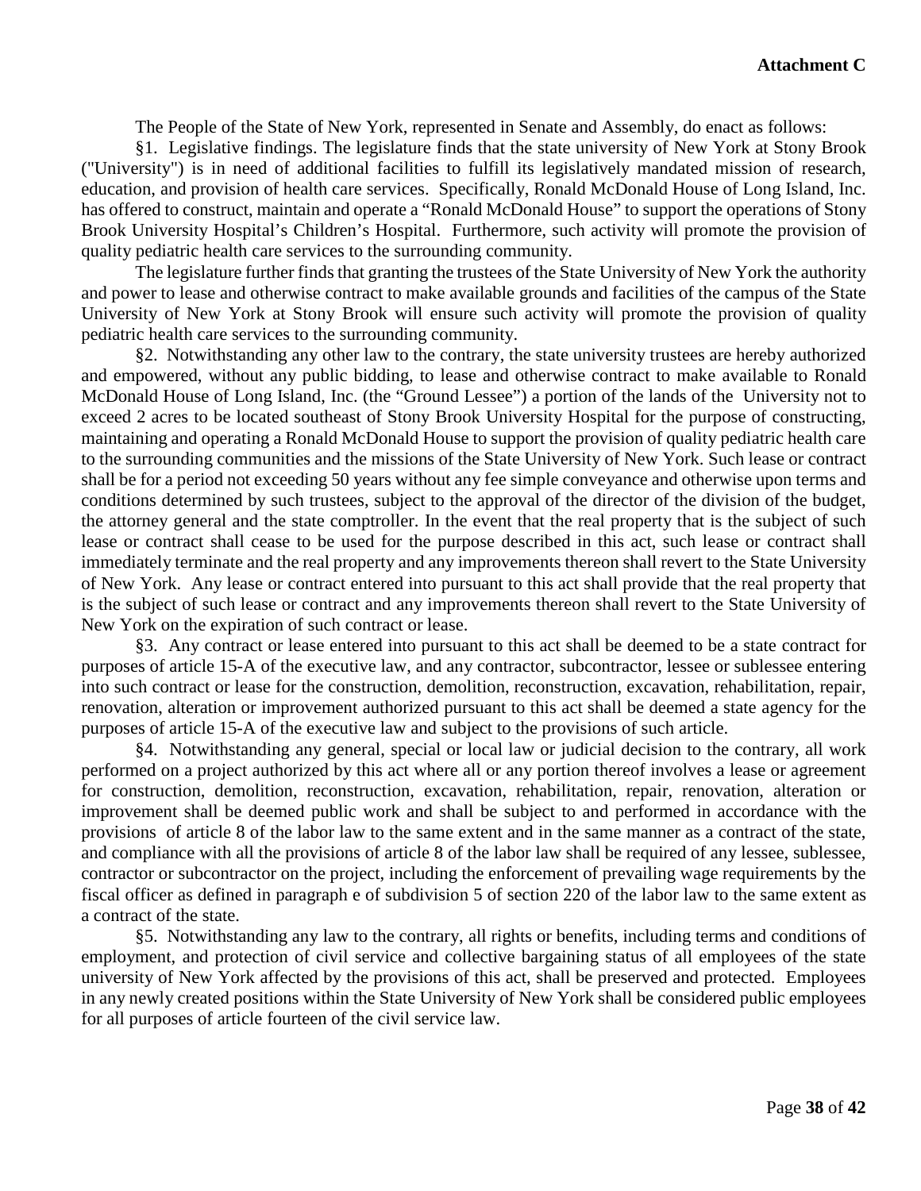**Attachment C**

The People of the State of New York, represented in Senate and Assembly, do enact as follows:

§1. Legislative findings. The legislature finds that the state university of New York at Stony Brook ("University") is in need of additional facilities to fulfill its legislatively mandated mission of research, education, and provision of health care services. Specifically, Ronald McDonald House of Long Island, Inc. has offered to construct, maintain and operate a "Ronald McDonald House" to support the operations of Stony Brook University Hospital's Children's Hospital. Furthermore, such activity will promote the provision of quality pediatric health care services to the surrounding community.

The legislature further finds that granting the trustees of the State University of New York the authority and power to lease and otherwise contract to make available grounds and facilities of the campus of the State University of New York at Stony Brook will ensure such activity will promote the provision of quality pediatric health care services to the surrounding community.

§2. Notwithstanding any other law to the contrary, the state university trustees are hereby authorized and empowered, without any public bidding, to lease and otherwise contract to make available to Ronald McDonald House of Long Island, Inc. (the "Ground Lessee") a portion of the lands of the University not to exceed 2 acres to be located southeast of Stony Brook University Hospital for the purpose of constructing, maintaining and operating a Ronald McDonald House to support the provision of quality pediatric health care to the surrounding communities and the missions of the State University of New York. Such lease or contract shall be for a period not exceeding 50 years without any fee simple conveyance and otherwise upon terms and conditions determined by such trustees, subject to the approval of the director of the division of the budget, the attorney general and the state comptroller. In the event that the real property that is the subject of such lease or contract shall cease to be used for the purpose described in this act, such lease or contract shall immediately terminate and the real property and any improvements thereon shall revert to the State University of New York. Any lease or contract entered into pursuant to this act shall provide that the real property that is the subject of such lease or contract and any improvements thereon shall revert to the State University of New York on the expiration of such contract or lease.

§3. Any contract or lease entered into pursuant to this act shall be deemed to be a state contract for purposes of article 15-A of the executive law, and any contractor, subcontractor, lessee or sublessee entering into such contract or lease for the construction, demolition, reconstruction, excavation, rehabilitation, repair, renovation, alteration or improvement authorized pursuant to this act shall be deemed a state agency for the purposes of article 15-A of the executive law and subject to the provisions of such article.

§4. Notwithstanding any general, special or local law or judicial decision to the contrary, all work performed on a project authorized by this act where all or any portion thereof involves a lease or agreement for construction, demolition, reconstruction, excavation, rehabilitation, repair, renovation, alteration or improvement shall be deemed public work and shall be subject to and performed in accordance with the provisions of article 8 of the labor law to the same extent and in the same manner as a contract of the state, and compliance with all the provisions of article 8 of the labor law shall be required of any lessee, sublessee, contractor or subcontractor on the project, including the enforcement of prevailing wage requirements by the fiscal officer as defined in paragraph e of subdivision 5 of section 220 of the labor law to the same extent as a contract of the state.

§5. Notwithstanding any law to the contrary, all rights or benefits, including terms and conditions of employment, and protection of civil service and collective bargaining status of all employees of the state university of New York affected by the provisions of this act, shall be preserved and protected. Employees in any newly created positions within the State University of New York shall be considered public employees for all purposes of article fourteen of the civil service law.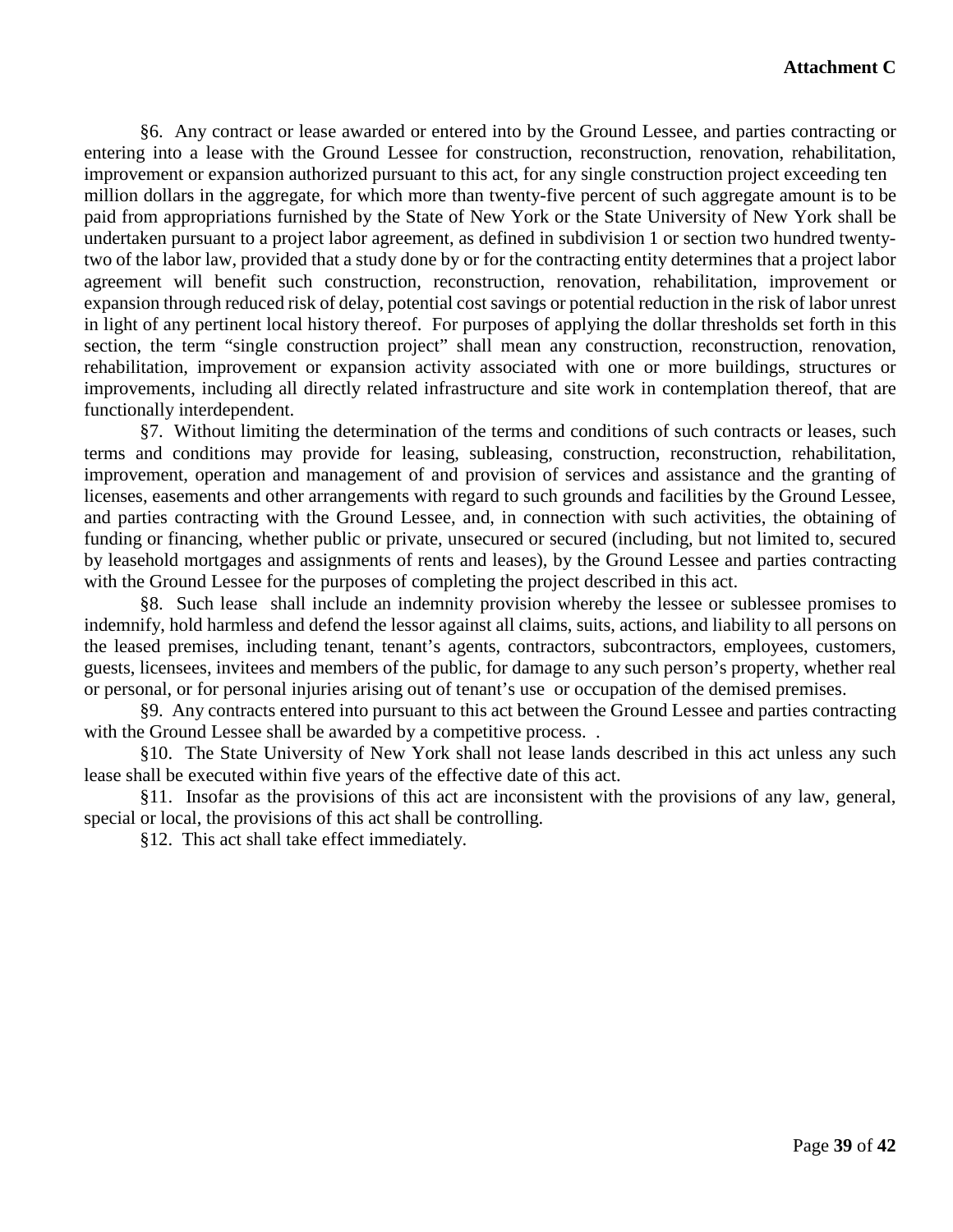**Attachment C**

§6. Any contract or lease awarded or entered into by the Ground Lessee, and parties contracting or entering into a lease with the Ground Lessee for construction, reconstruction, renovation, rehabilitation, improvement or expansion authorized pursuant to this act, for any single construction project exceeding ten million dollars in the aggregate, for which more than twenty-five percent of such aggregate amount is to be paid from appropriations furnished by the State of New York or the State University of New York shall be undertaken pursuant to a project labor agreement, as defined in subdivision 1 or section two hundred twenty-two of the labor law, provided that a study done by or for the contracting entity determines that a project labor agreement will benefit such construction, reconstruction, renovation, rehabilitation, improvement or expansion through reduced risk of delay, potential cost savings or potential reduction in the risk of labor unrest in light of any pertinent local history thereof. For purposes of applying the dollar thresholds set forth in this section, the term "single construction project" shall mean any construction, reconstruction, renovation, rehabilitation, improvement or expansion activity associated with one or more buildings, structures or improvements, including all directly related infrastructure and site work in contemplation thereof, that are functionally interdependent.

§7. Without limiting the determination of the terms and conditions of such contracts or leases, such terms and conditions may provide for leasing, subleasing, construction, reconstruction, rehabilitation, improvement, operation and management of and provision of services and assistance and the granting of licenses, easements and other arrangements with regard to such grounds and facilities by the Ground Lessee, and parties contracting with the Ground Lessee, and, in connection with such activities, the obtaining of funding or financing, whether public or private, unsecured or secured (including, but not limited to, secured by leasehold mortgages and assignments of rents and leases), by the Ground Lessee and parties contracting with the Ground Lessee for the purposes of completing the project described in this act.

§8. Such lease shall include an indemnity provision whereby the lessee or sublessee promises to indemnify, hold harmless and defend the lessor against all claims, suits, actions, and liability to all persons on the leased premises, including tenant, tenant's agents, contractors, subcontractors, employees, customers, guests, licensees, invitees and members of the public, for damage to any such person's property, whether real or personal, or for personal injuries arising out of tenant's use or occupation of the demised premises.

§9. Any contracts entered into pursuant to this act between the Ground Lessee and parties contracting with the Ground Lessee shall be awarded by a competitive process. .

§10. The State University of New York shall not lease lands described in this act unless any such lease shall be executed within five years of the effective date of this act.

§11. Insofar as the provisions of this act are inconsistent with the provisions of any law, general, special or local, the provisions of this act shall be controlling.

§12. This act shall take effect immediately.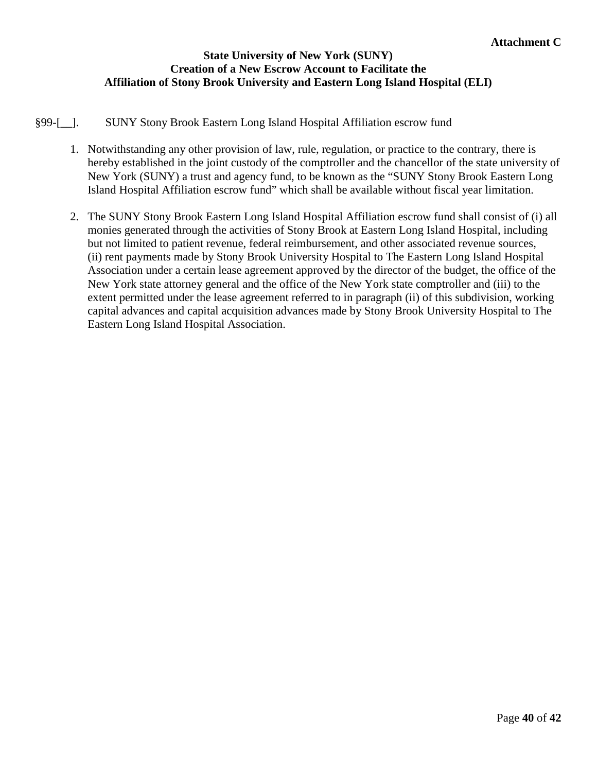**Attachment C**

**State University of New York (SUNY)**
**Creation of a New Escrow Account to Facilitate the**
**Affiliation of Stony Brook University and Eastern Long Island Hospital (ELI)**

§99-[__]. SUNY Stony Brook Eastern Long Island Hospital Affiliation escrow fund

1. Notwithstanding any other provision of law, rule, regulation, or practice to the contrary, there is hereby established in the joint custody of the comptroller and the chancellor of the state university of New York (SUNY) a trust and agency fund, to be known as the "SUNY Stony Brook Eastern Long Island Hospital Affiliation escrow fund" which shall be available without fiscal year limitation.

2. The SUNY Stony Brook Eastern Long Island Hospital Affiliation escrow fund shall consist of (i) all monies generated through the activities of Stony Brook at Eastern Long Island Hospital, including but not limited to patient revenue, federal reimbursement, and other associated revenue sources, (ii) rent payments made by Stony Brook University Hospital to The Eastern Long Island Hospital Association under a certain lease agreement approved by the director of the budget, the office of the New York state attorney general and the office of the New York state comptroller and (iii) to the extent permitted under the lease agreement referred to in paragraph (ii) of this subdivision, working capital advances and capital acquisition advances made by Stony Brook University Hospital to The Eastern Long Island Hospital Association.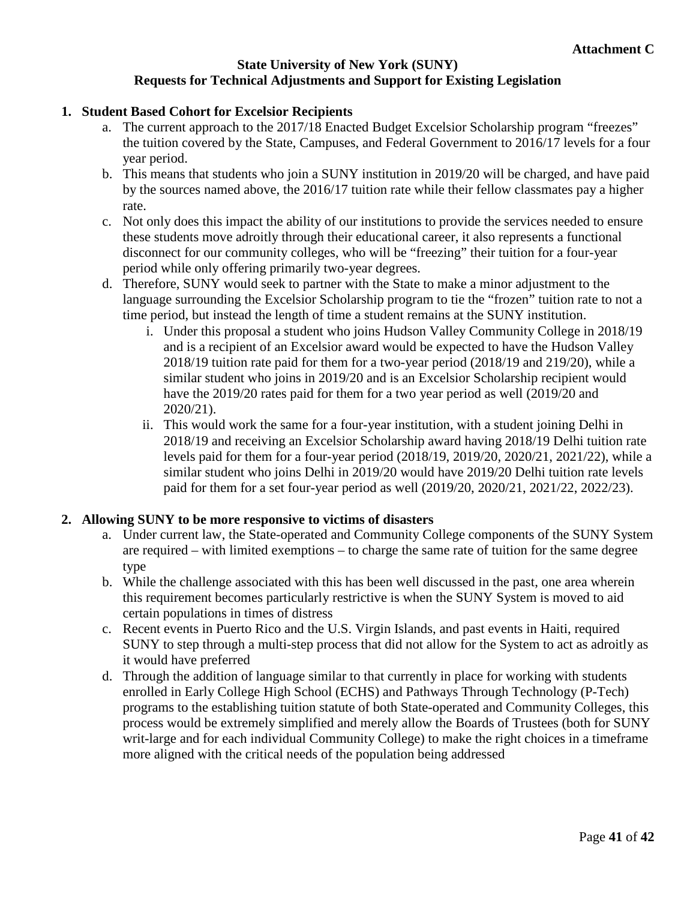**Attachment C**

## State University of New York (SUNY)
## Requests for Technical Adjustments and Support for Existing Legislation

### 1. Student Based Cohort for Excelsior Recipients

a. The current approach to the 2017/18 Enacted Budget Excelsior Scholarship program "freezes" the tuition covered by the State, Campuses, and Federal Government to 2016/17 levels for a four year period.

b. This means that students who join a SUNY institution in 2019/20 will be charged, and have paid by the sources named above, the 2016/17 tuition rate while their fellow classmates pay a higher rate.

c. Not only does this impact the ability of our institutions to provide the services needed to ensure these students move adroitly through their educational career, it also represents a functional disconnect for our community colleges, who will be "freezing" their tuition for a four-year period while only offering primarily two-year degrees.

d. Therefore, SUNY would seek to partner with the State to make a minor adjustment to the language surrounding the Excelsior Scholarship program to tie the "frozen" tuition rate to not a time period, but instead the length of time a student remains at the SUNY institution.

   i. Under this proposal a student who joins Hudson Valley Community College in 2018/19 and is a recipient of an Excelsior award would be expected to have the Hudson Valley 2018/19 tuition rate paid for them for a two-year period (2018/19 and 219/20), while a similar student who joins in 2019/20 and is an Excelsior Scholarship recipient would have the 2019/20 rates paid for them for a two year period as well (2019/20 and 2020/21).

   ii. This would work the same for a four-year institution, with a student joining Delhi in 2018/19 and receiving an Excelsior Scholarship award having 2018/19 Delhi tuition rate levels paid for them for a four-year period (2018/19, 2019/20, 2020/21, 2021/22), while a similar student who joins Delhi in 2019/20 would have 2019/20 Delhi tuition rate levels paid for them for a set four-year period as well (2019/20, 2020/21, 2021/22, 2022/23).

### 2. Allowing SUNY to be more responsive to victims of disasters

a. Under current law, the State-operated and Community College components of the SUNY System are required – with limited exemptions – to charge the same rate of tuition for the same degree type

b. While the challenge associated with this has been well discussed in the past, one area wherein this requirement becomes particularly restrictive is when the SUNY System is moved to aid certain populations in times of distress

c. Recent events in Puerto Rico and the U.S. Virgin Islands, and past events in Haiti, required SUNY to step through a multi-step process that did not allow for the System to act as adroitly as it would have preferred

d. Through the addition of language similar to that currently in place for working with students enrolled in Early College High School (ECHS) and Pathways Through Technology (P-Tech) programs to the establishing tuition statute of both State-operated and Community Colleges, this process would be extremely simplified and merely allow the Boards of Trustees (both for SUNY writ-large and for each individual Community College) to make the right choices in a timeframe more aligned with the critical needs of the population being addressed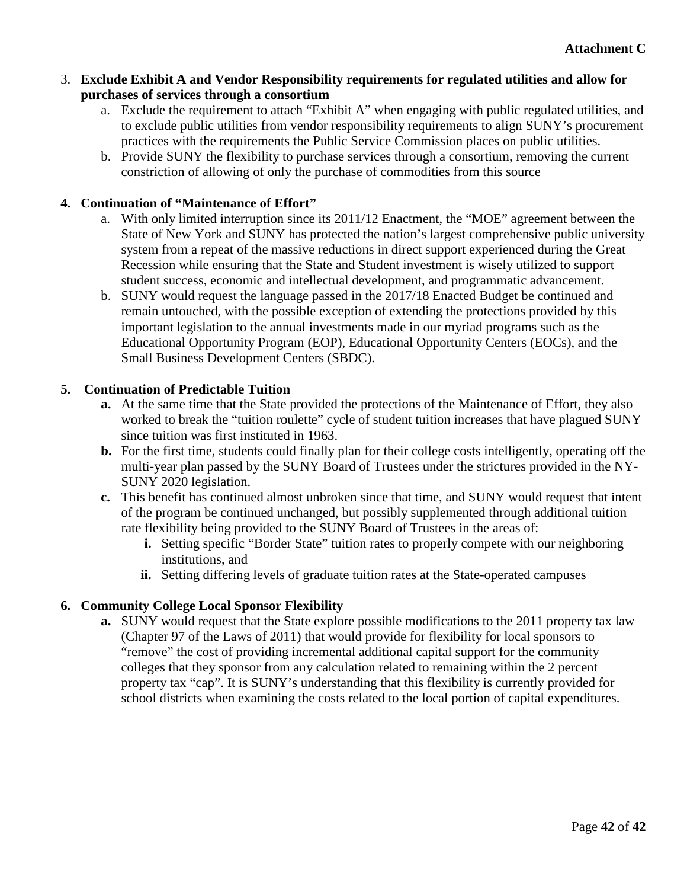**Attachment C**

3. **Exclude Exhibit A and Vendor Responsibility requirements for regulated utilities and allow for purchases of services through a consortium**
   a. Exclude the requirement to attach "Exhibit A" when engaging with public regulated utilities, and to exclude public utilities from vendor responsibility requirements to align SUNY's procurement practices with the requirements the Public Service Commission places on public utilities.
   b. Provide SUNY the flexibility to purchase services through a consortium, removing the current constriction of allowing of only the purchase of commodities from this source

4. **Continuation of "Maintenance of Effort"**
   a. With only limited interruption since its 2011/12 Enactment, the "MOE" agreement between the State of New York and SUNY has protected the nation's largest comprehensive public university system from a repeat of the massive reductions in direct support experienced during the Great Recession while ensuring that the State and Student investment is wisely utilized to support student success, economic and intellectual development, and programmatic advancement.
   b. SUNY would request the language passed in the 2017/18 Enacted Budget be continued and remain untouched, with the possible exception of extending the protections provided by this important legislation to the annual investments made in our myriad programs such as the Educational Opportunity Program (EOP), Educational Opportunity Centers (EOCs), and the Small Business Development Centers (SBDC).

5. **Continuation of Predictable Tuition**
   **a.** At the same time that the State provided the protections of the Maintenance of Effort, they also worked to break the "tuition roulette" cycle of student tuition increases that have plagued SUNY since tuition was first instituted in 1963.
   **b.** For the first time, students could finally plan for their college costs intelligently, operating off the multi-year plan passed by the SUNY Board of Trustees under the strictures provided in the NY-SUNY 2020 legislation.
   **c.** This benefit has continued almost unbroken since that time, and SUNY would request that intent of the program be continued unchanged, but possibly supplemented through additional tuition rate flexibility being provided to the SUNY Board of Trustees in the areas of:
      **i.** Setting specific "Border State" tuition rates to properly compete with our neighboring institutions, and
      **ii.** Setting differing levels of graduate tuition rates at the State-operated campuses

6. **Community College Local Sponsor Flexibility**
   **a.** SUNY would request that the State explore possible modifications to the 2011 property tax law (Chapter 97 of the Laws of 2011) that would provide for flexibility for local sponsors to "remove" the cost of providing incremental additional capital support for the community colleges that they sponsor from any calculation related to remaining within the 2 percent property tax "cap". It is SUNY's understanding that this flexibility is currently provided for school districts when examining the costs related to the local portion of capital expenditures.